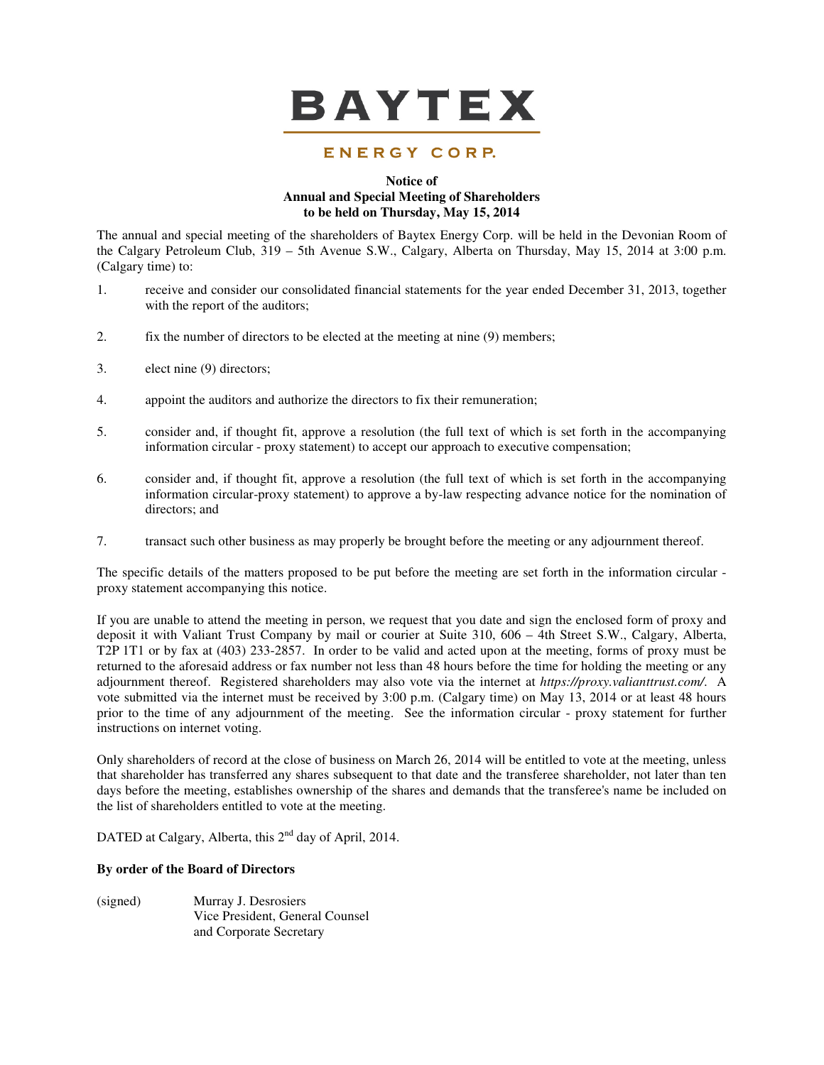# BAYTEX

## ENERGY CORP.

### Notice of Annual and Special Meeting of Shareholders to be held on Thursday, May 15, 2014

The annual and special meeting of the shareholders of Baytex Energy Corp. will be held in the Devonian Room of the Calgary Petroleum Club, 319 – 5th Avenue S.W., Calgary, Alberta on Thursday, May 15, 2014 at 3:00 p.m. (Calgary time) to:

1. receive and consider our consolidated financial statements for the year ended December 31, 2013, together with the report of the auditors;
2. fix the number of directors to be elected at the meeting at nine (9) members;
3. elect nine (9) directors;
4. appoint the auditors and authorize the directors to fix their remuneration;
5. consider and, if thought fit, approve a resolution (the full text of which is set forth in the accompanying information circular - proxy statement) to accept our approach to executive compensation;
6. consider and, if thought fit, approve a resolution (the full text of which is set forth in the accompanying information circular-proxy statement) to approve a by-law respecting advance notice for the nomination of directors; and
7. transact such other business as may properly be brought before the meeting or any adjournment thereof.

The specific details of the matters proposed to be put before the meeting are set forth in the information circular - proxy statement accompanying this notice.

If you are unable to attend the meeting in person, we request that you date and sign the enclosed form of proxy and deposit it with Valiant Trust Company by mail or courier at Suite 310, 606 – 4th Street S.W., Calgary, Alberta, T2P 1T1 or by fax at (403) 233-2857. In order to be valid and acted upon at the meeting, forms of proxy must be returned to the aforesaid address or fax number not less than 48 hours before the time for holding the meeting or any adjournment thereof. Registered shareholders may also vote via the internet at *https://proxy.valianttrust.com/*. A vote submitted via the internet must be received by 3:00 p.m. (Calgary time) on May 13, 2014 or at least 48 hours prior to the time of any adjournment of the meeting. See the information circular - proxy statement for further instructions on internet voting.

Only shareholders of record at the close of business on March 26, 2014 will be entitled to vote at the meeting, unless that shareholder has transferred any shares subsequent to that date and the transferee shareholder, not later than ten days before the meeting, establishes ownership of the shares and demands that the transferee's name be included on the list of shareholders entitled to vote at the meeting.

DATED at Calgary, Alberta, this 2nd day of April, 2014.

**By order of the Board of Directors**

(signed) Murray J. Desrosiers
Vice President, General Counsel
and Corporate Secretary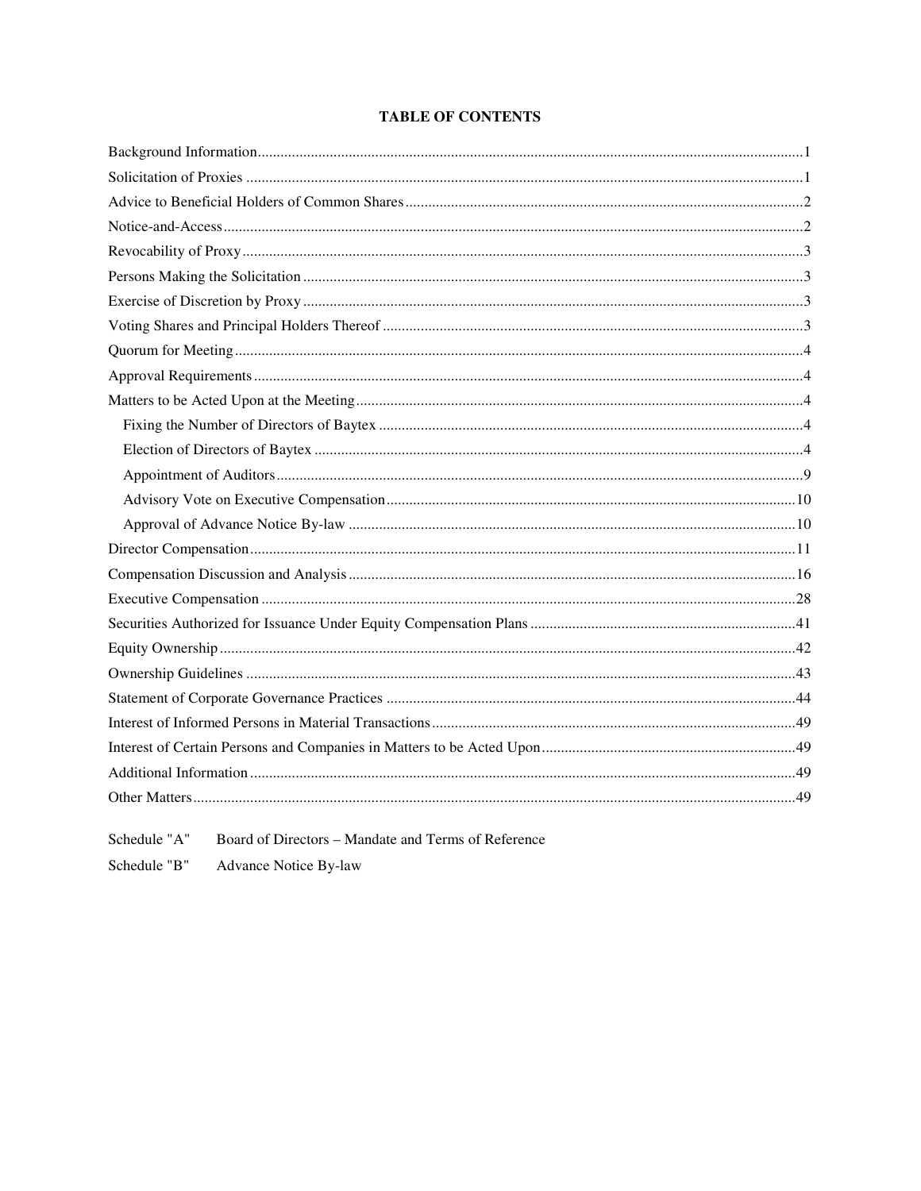## TABLE OF CONTENTS

| | |
|---|---|
| Background Information | 1 |
| Solicitation of Proxies | 1 |
| Advice to Beneficial Holders of Common Shares | 2 |
| Notice-and-Access | 2 |
| Revocability of Proxy | 3 |
| Persons Making the Solicitation | 3 |
| Exercise of Discretion by Proxy | 3 |
| Voting Shares and Principal Holders Thereof | 3 |
| Quorum for Meeting | 4 |
| Approval Requirements | 4 |
| Matters to be Acted Upon at the Meeting | 4 |
| Fixing the Number of Directors of Baytex | 4 |
| Election of Directors of Baytex | 4 |
| Appointment of Auditors | 9 |
| Advisory Vote on Executive Compensation | 10 |
| Approval of Advance Notice By-law | 10 |
| Director Compensation | 11 |
| Compensation Discussion and Analysis | 16 |
| Executive Compensation | 28 |
| Securities Authorized for Issuance Under Equity Compensation Plans | 41 |
| Equity Ownership | 42 |
| Ownership Guidelines | 43 |
| Statement of Corporate Governance Practices | 44 |
| Interest of Informed Persons in Material Transactions | 49 |
| Interest of Certain Persons and Companies in Matters to be Acted Upon | 49 |
| Additional Information | 49 |
| Other Matters | 49 |

Schedule "A" Board of Directors – Mandate and Terms of Reference

Schedule "B" Advance Notice By-law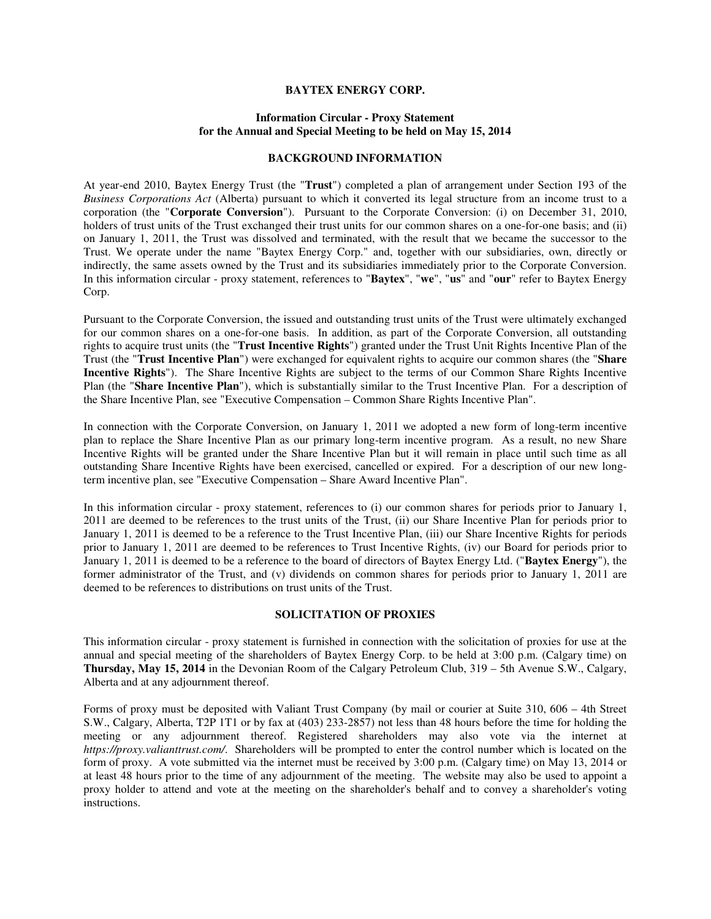**BAYTEX ENERGY CORP.**

**Information Circular - Proxy Statement**
**for the Annual and Special Meeting to be held on May 15, 2014**

**BACKGROUND INFORMATION**

At year-end 2010, Baytex Energy Trust (the "**Trust**") completed a plan of arrangement under Section 193 of the *Business Corporations Act* (Alberta) pursuant to which it converted its legal structure from an income trust to a corporation (the "**Corporate Conversion**"). Pursuant to the Corporate Conversion: (i) on December 31, 2010, holders of trust units of the Trust exchanged their trust units for our common shares on a one-for-one basis; and (ii) on January 1, 2011, the Trust was dissolved and terminated, with the result that we became the successor to the Trust. We operate under the name "Baytex Energy Corp." and, together with our subsidiaries, own, directly or indirectly, the same assets owned by the Trust and its subsidiaries immediately prior to the Corporate Conversion. In this information circular - proxy statement, references to "**Baytex**", "**we**", "**us**" and "**our**" refer to Baytex Energy Corp.

Pursuant to the Corporate Conversion, the issued and outstanding trust units of the Trust were ultimately exchanged for our common shares on a one-for-one basis. In addition, as part of the Corporate Conversion, all outstanding rights to acquire trust units (the "**Trust Incentive Rights**") granted under the Trust Unit Rights Incentive Plan of the Trust (the "**Trust Incentive Plan**") were exchanged for equivalent rights to acquire our common shares (the "**Share Incentive Rights**"). The Share Incentive Rights are subject to the terms of our Common Share Rights Incentive Plan (the "**Share Incentive Plan**"), which is substantially similar to the Trust Incentive Plan. For a description of the Share Incentive Plan, see "Executive Compensation – Common Share Rights Incentive Plan".

In connection with the Corporate Conversion, on January 1, 2011 we adopted a new form of long-term incentive plan to replace the Share Incentive Plan as our primary long-term incentive program. As a result, no new Share Incentive Rights will be granted under the Share Incentive Plan but it will remain in place until such time as all outstanding Share Incentive Rights have been exercised, cancelled or expired. For a description of our new long-term incentive plan, see "Executive Compensation – Share Award Incentive Plan".

In this information circular - proxy statement, references to (i) our common shares for periods prior to January 1, 2011 are deemed to be references to the trust units of the Trust, (ii) our Share Incentive Plan for periods prior to January 1, 2011 is deemed to be a reference to the Trust Incentive Plan, (iii) our Share Incentive Rights for periods prior to January 1, 2011 are deemed to be references to Trust Incentive Rights, (iv) our Board for periods prior to January 1, 2011 is deemed to be a reference to the board of directors of Baytex Energy Ltd. ("**Baytex Energy**"), the former administrator of the Trust, and (v) dividends on common shares for periods prior to January 1, 2011 are deemed to be references to distributions on trust units of the Trust.

**SOLICITATION OF PROXIES**

This information circular - proxy statement is furnished in connection with the solicitation of proxies for use at the annual and special meeting of the shareholders of Baytex Energy Corp. to be held at 3:00 p.m. (Calgary time) on **Thursday, May 15, 2014** in the Devonian Room of the Calgary Petroleum Club, 319 – 5th Avenue S.W., Calgary, Alberta and at any adjournment thereof.

Forms of proxy must be deposited with Valiant Trust Company (by mail or courier at Suite 310, 606 – 4th Street S.W., Calgary, Alberta, T2P 1T1 or by fax at (403) 233-2857) not less than 48 hours before the time for holding the meeting or any adjournment thereof. Registered shareholders may also vote via the internet at *https://proxy.valianttrust.com/*. Shareholders will be prompted to enter the control number which is located on the form of proxy. A vote submitted via the internet must be received by 3:00 p.m. (Calgary time) on May 13, 2014 or at least 48 hours prior to the time of any adjournment of the meeting. The website may also be used to appoint a proxy holder to attend and vote at the meeting on the shareholder's behalf and to convey a shareholder's voting instructions.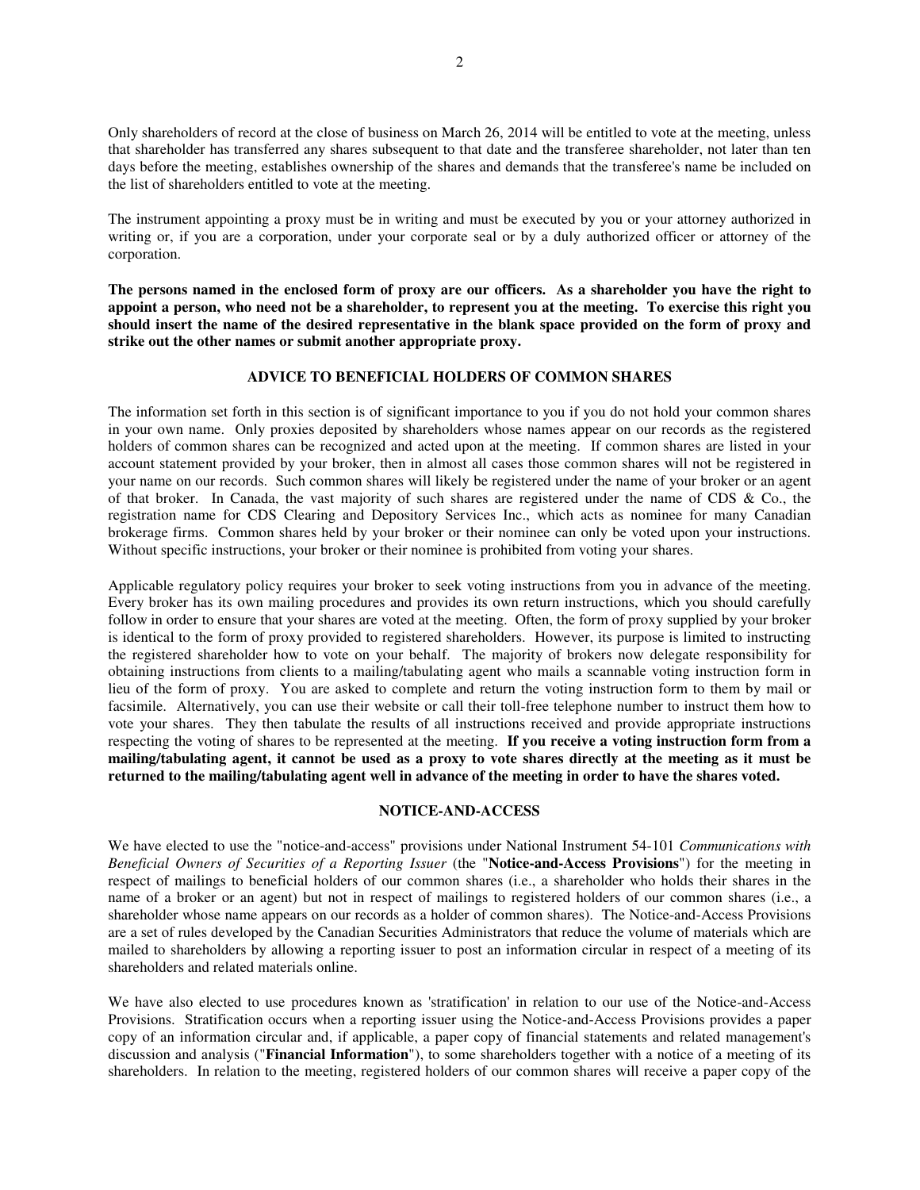Only shareholders of record at the close of business on March 26, 2014 will be entitled to vote at the meeting, unless that shareholder has transferred any shares subsequent to that date and the transferee shareholder, not later than ten days before the meeting, establishes ownership of the shares and demands that the transferee's name be included on the list of shareholders entitled to vote at the meeting.

The instrument appointing a proxy must be in writing and must be executed by you or your attorney authorized in writing or, if you are a corporation, under your corporate seal or by a duly authorized officer or attorney of the corporation.

**The persons named in the enclosed form of proxy are our officers. As a shareholder you have the right to appoint a person, who need not be a shareholder, to represent you at the meeting. To exercise this right you should insert the name of the desired representative in the blank space provided on the form of proxy and strike out the other names or submit another appropriate proxy.**

## ADVICE TO BENEFICIAL HOLDERS OF COMMON SHARES

The information set forth in this section is of significant importance to you if you do not hold your common shares in your own name. Only proxies deposited by shareholders whose names appear on our records as the registered holders of common shares can be recognized and acted upon at the meeting. If common shares are listed in your account statement provided by your broker, then in almost all cases those common shares will not be registered in your name on our records. Such common shares will likely be registered under the name of your broker or an agent of that broker. In Canada, the vast majority of such shares are registered under the name of CDS & Co., the registration name for CDS Clearing and Depository Services Inc., which acts as nominee for many Canadian brokerage firms. Common shares held by your broker or their nominee can only be voted upon your instructions. Without specific instructions, your broker or their nominee is prohibited from voting your shares.

Applicable regulatory policy requires your broker to seek voting instructions from you in advance of the meeting. Every broker has its own mailing procedures and provides its own return instructions, which you should carefully follow in order to ensure that your shares are voted at the meeting. Often, the form of proxy supplied by your broker is identical to the form of proxy provided to registered shareholders. However, its purpose is limited to instructing the registered shareholder how to vote on your behalf. The majority of brokers now delegate responsibility for obtaining instructions from clients to a mailing/tabulating agent who mails a scannable voting instruction form in lieu of the form of proxy. You are asked to complete and return the voting instruction form to them by mail or facsimile. Alternatively, you can use their website or call their toll-free telephone number to instruct them how to vote your shares. They then tabulate the results of all instructions received and provide appropriate instructions respecting the voting of shares to be represented at the meeting. **If you receive a voting instruction form from a mailing/tabulating agent, it cannot be used as a proxy to vote shares directly at the meeting as it must be returned to the mailing/tabulating agent well in advance of the meeting in order to have the shares voted.**

## NOTICE-AND-ACCESS

We have elected to use the "notice-and-access" provisions under National Instrument 54-101 *Communications with Beneficial Owners of Securities of a Reporting Issuer* (the "**Notice-and-Access Provisions**") for the meeting in respect of mailings to beneficial holders of our common shares (i.e., a shareholder who holds their shares in the name of a broker or an agent) but not in respect of mailings to registered holders of our common shares (i.e., a shareholder whose name appears on our records as a holder of common shares). The Notice-and-Access Provisions are a set of rules developed by the Canadian Securities Administrators that reduce the volume of materials which are mailed to shareholders by allowing a reporting issuer to post an information circular in respect of a meeting of its shareholders and related materials online.

We have also elected to use procedures known as 'stratification' in relation to our use of the Notice-and-Access Provisions. Stratification occurs when a reporting issuer using the Notice-and-Access Provisions provides a paper copy of an information circular and, if applicable, a paper copy of financial statements and related management's discussion and analysis ("**Financial Information**"), to some shareholders together with a notice of a meeting of its shareholders. In relation to the meeting, registered holders of our common shares will receive a paper copy of the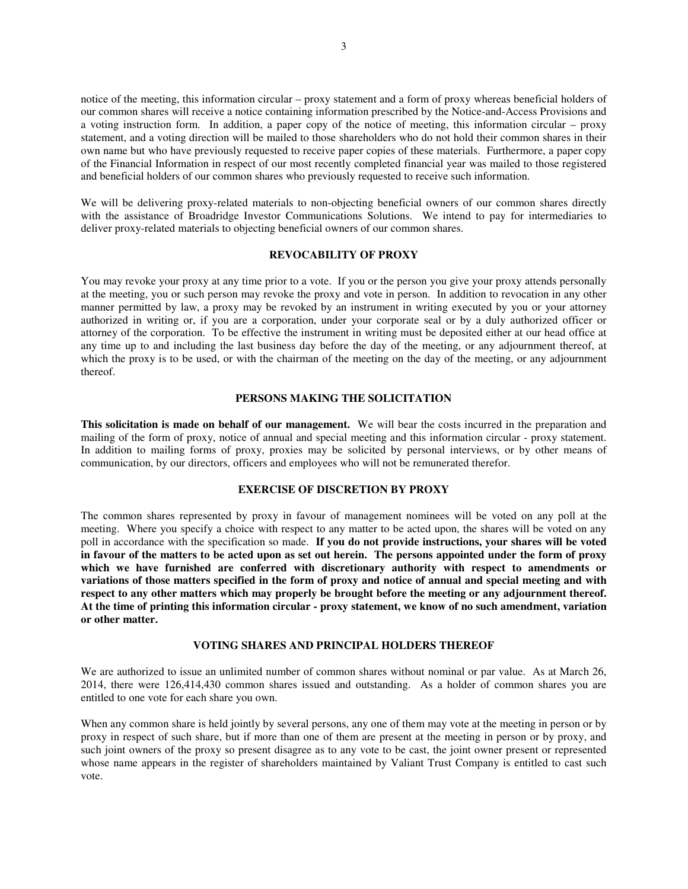notice of the meeting, this information circular – proxy statement and a form of proxy whereas beneficial holders of our common shares will receive a notice containing information prescribed by the Notice-and-Access Provisions and a voting instruction form. In addition, a paper copy of the notice of meeting, this information circular – proxy statement, and a voting direction will be mailed to those shareholders who do not hold their common shares in their own name but who have previously requested to receive paper copies of these materials. Furthermore, a paper copy of the Financial Information in respect of our most recently completed financial year was mailed to those registered and beneficial holders of our common shares who previously requested to receive such information.

We will be delivering proxy-related materials to non-objecting beneficial owners of our common shares directly with the assistance of Broadridge Investor Communications Solutions. We intend to pay for intermediaries to deliver proxy-related materials to objecting beneficial owners of our common shares.

## REVOCABILITY OF PROXY

You may revoke your proxy at any time prior to a vote. If you or the person you give your proxy attends personally at the meeting, you or such person may revoke the proxy and vote in person. In addition to revocation in any other manner permitted by law, a proxy may be revoked by an instrument in writing executed by you or your attorney authorized in writing or, if you are a corporation, under your corporate seal or by a duly authorized officer or attorney of the corporation. To be effective the instrument in writing must be deposited either at our head office at any time up to and including the last business day before the day of the meeting, or any adjournment thereof, at which the proxy is to be used, or with the chairman of the meeting on the day of the meeting, or any adjournment thereof.

## PERSONS MAKING THE SOLICITATION

**This solicitation is made on behalf of our management.** We will bear the costs incurred in the preparation and mailing of the form of proxy, notice of annual and special meeting and this information circular - proxy statement. In addition to mailing forms of proxy, proxies may be solicited by personal interviews, or by other means of communication, by our directors, officers and employees who will not be remunerated therefor.

## EXERCISE OF DISCRETION BY PROXY

The common shares represented by proxy in favour of management nominees will be voted on any poll at the meeting. Where you specify a choice with respect to any matter to be acted upon, the shares will be voted on any poll in accordance with the specification so made. **If you do not provide instructions, your shares will be voted in favour of the matters to be acted upon as set out herein. The persons appointed under the form of proxy which we have furnished are conferred with discretionary authority with respect to amendments or variations of those matters specified in the form of proxy and notice of annual and special meeting and with respect to any other matters which may properly be brought before the meeting or any adjournment thereof. At the time of printing this information circular - proxy statement, we know of no such amendment, variation or other matter.**

## VOTING SHARES AND PRINCIPAL HOLDERS THEREOF

We are authorized to issue an unlimited number of common shares without nominal or par value. As at March 26, 2014, there were 126,414,430 common shares issued and outstanding. As a holder of common shares you are entitled to one vote for each share you own.

When any common share is held jointly by several persons, any one of them may vote at the meeting in person or by proxy in respect of such share, but if more than one of them are present at the meeting in person or by proxy, and such joint owners of the proxy so present disagree as to any vote to be cast, the joint owner present or represented whose name appears in the register of shareholders maintained by Valiant Trust Company is entitled to cast such vote.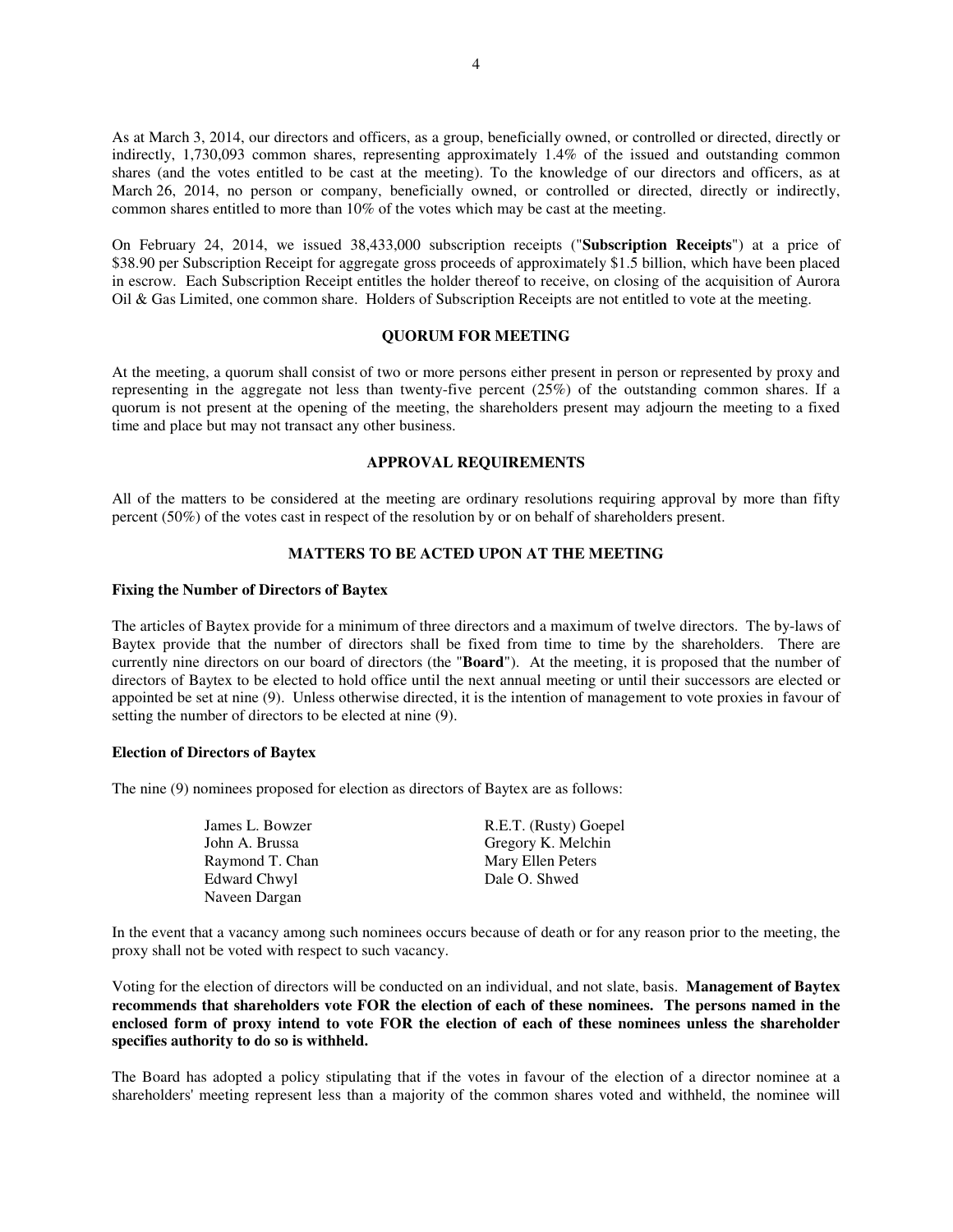As at March 3, 2014, our directors and officers, as a group, beneficially owned, or controlled or directed, directly or indirectly, 1,730,093 common shares, representing approximately 1.4% of the issued and outstanding common shares (and the votes entitled to be cast at the meeting). To the knowledge of our directors and officers, as at March 26, 2014, no person or company, beneficially owned, or controlled or directed, directly or indirectly, common shares entitled to more than 10% of the votes which may be cast at the meeting.

On February 24, 2014, we issued 38,433,000 subscription receipts ("**Subscription Receipts**") at a price of \$38.90 per Subscription Receipt for aggregate gross proceeds of approximately \$1.5 billion, which have been placed in escrow. Each Subscription Receipt entitles the holder thereof to receive, on closing of the acquisition of Aurora Oil & Gas Limited, one common share. Holders of Subscription Receipts are not entitled to vote at the meeting.

## QUORUM FOR MEETING

At the meeting, a quorum shall consist of two or more persons either present in person or represented by proxy and representing in the aggregate not less than twenty-five percent (25%) of the outstanding common shares. If a quorum is not present at the opening of the meeting, the shareholders present may adjourn the meeting to a fixed time and place but may not transact any other business.

## APPROVAL REQUIREMENTS

All of the matters to be considered at the meeting are ordinary resolutions requiring approval by more than fifty percent (50%) of the votes cast in respect of the resolution by or on behalf of shareholders present.

## MATTERS TO BE ACTED UPON AT THE MEETING

### Fixing the Number of Directors of Baytex

The articles of Baytex provide for a minimum of three directors and a maximum of twelve directors. The by-laws of Baytex provide that the number of directors shall be fixed from time to time by the shareholders. There are currently nine directors on our board of directors (the "**Board**"). At the meeting, it is proposed that the number of directors of Baytex to be elected to hold office until the next annual meeting or until their successors are elected or appointed be set at nine (9). Unless otherwise directed, it is the intention of management to vote proxies in favour of setting the number of directors to be elected at nine (9).

### Election of Directors of Baytex

The nine (9) nominees proposed for election as directors of Baytex are as follows:

- James L. Bowzer
- John A. Brussa
- Raymond T. Chan
- Edward Chwyl
- Naveen Dargan
- R.E.T. (Rusty) Goepel
- Gregory K. Melchin
- Mary Ellen Peters
- Dale O. Shwed

In the event that a vacancy among such nominees occurs because of death or for any reason prior to the meeting, the proxy shall not be voted with respect to such vacancy.

Voting for the election of directors will be conducted on an individual, and not slate, basis. **Management of Baytex recommends that shareholders vote FOR the election of each of these nominees. The persons named in the enclosed form of proxy intend to vote FOR the election of each of these nominees unless the shareholder specifies authority to do so is withheld.**

The Board has adopted a policy stipulating that if the votes in favour of the election of a director nominee at a shareholders' meeting represent less than a majority of the common shares voted and withheld, the nominee will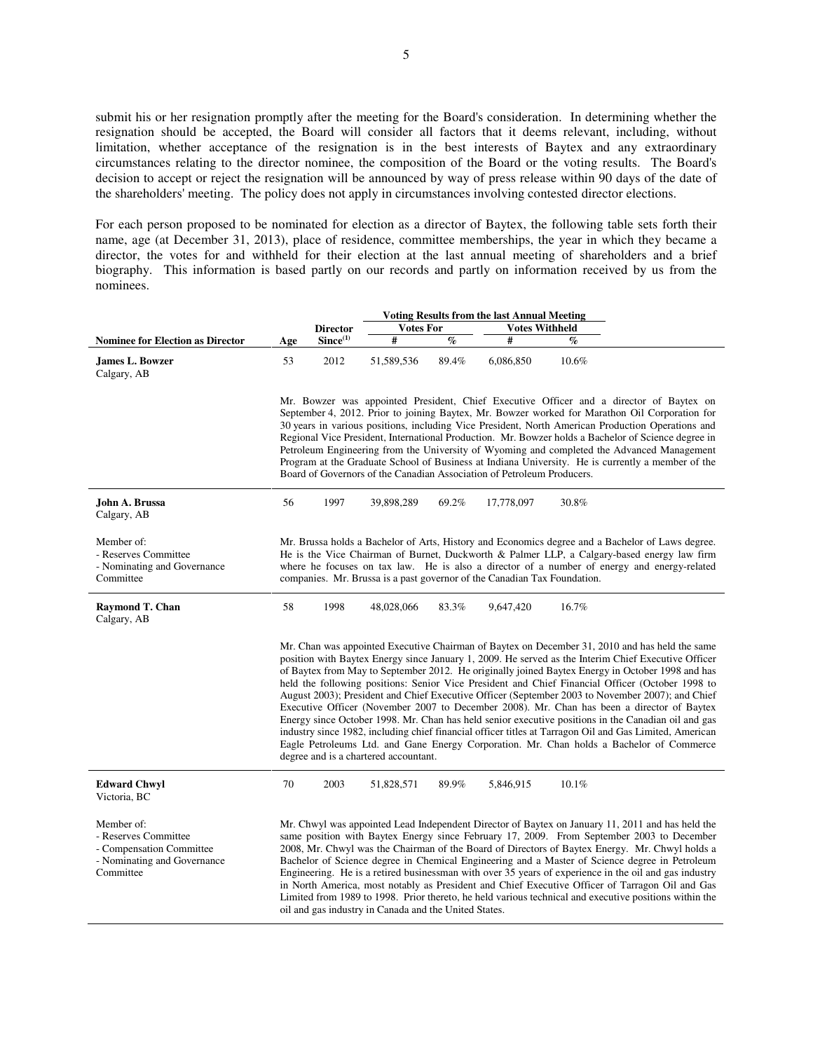submit his or her resignation promptly after the meeting for the Board's consideration. In determining whether the resignation should be accepted, the Board will consider all factors that it deems relevant, including, without limitation, whether acceptance of the resignation is in the best interests of Baytex and any extraordinary circumstances relating to the director nominee, the composition of the Board or the voting results. The Board's decision to accept or reject the resignation will be announced by way of press release within 90 days of the date of the shareholders' meeting. The policy does not apply in circumstances involving contested director elections.

For each person proposed to be nominated for election as a director of Baytex, the following table sets forth their name, age (at December 31, 2013), place of residence, committee memberships, the year in which they became a director, the votes for and withheld for their election at the last annual meeting of shareholders and a brief biography. This information is based partly on our records and partly on information received by us from the nominees.

| Nominee for Election as Director | Age | Director Since[(1)] | Voting Results from the last Annual Meeting – Votes For # | Votes For % | Votes Withheld # | Votes Withheld % |
|---|---|---|---|---|---|---|
| **James L. Bowzer**<br>Calgary, AB | 53 | 2012 | 51,589,536 | 89.4% | 6,086,850 | 10.6% |
| | Mr. Bowzer was appointed President, Chief Executive Officer and a director of Baytex on September 4, 2012. Prior to joining Baytex, Mr. Bowzer worked for Marathon Oil Corporation for 30 years in various positions, including Vice President, North American Production Operations and Regional Vice President, International Production. Mr. Bowzer holds a Bachelor of Science degree in Petroleum Engineering from the University of Wyoming and completed the Advanced Management Program at the Graduate School of Business at Indiana University. He is currently a member of the Board of Governors of the Canadian Association of Petroleum Producers. | | | | | |
| **John A. Brussa**<br>Calgary, AB | 56 | 1997 | 39,898,289 | 69.2% | 17,778,097 | 30.8% |
| Member of:<br>- Reserves Committee<br>- Nominating and Governance Committee | Mr. Brussa holds a Bachelor of Arts, History and Economics degree and a Bachelor of Laws degree. He is the Vice Chairman of Burnet, Duckworth & Palmer LLP, a Calgary-based energy law firm where he focuses on tax law. He is also a director of a number of energy and energy-related companies. Mr. Brussa is a past governor of the Canadian Tax Foundation. | | | | | |
| **Raymond T. Chan**<br>Calgary, AB | 58 | 1998 | 48,028,066 | 83.3% | 9,647,420 | 16.7% |
| | Mr. Chan was appointed Executive Chairman of Baytex on December 31, 2010 and has held the same position with Baytex Energy since January 1, 2009. He served as the Interim Chief Executive Officer of Baytex from May to September 2012. He originally joined Baytex Energy in October 1998 and has held the following positions: Senior Vice President and Chief Financial Officer (October 1998 to August 2003); President and Chief Executive Officer (September 2003 to November 2007); and Chief Executive Officer (November 2007 to December 2008). Mr. Chan has been a director of Baytex Energy since October 1998. Mr. Chan has held senior executive positions in the Canadian oil and gas industry since 1982, including chief financial officer titles at Tarragon Oil and Gas Limited, American Eagle Petroleums Ltd. and Gane Energy Corporation. Mr. Chan holds a Bachelor of Commerce degree and is a chartered accountant. | | | | | |
| **Edward Chwyl**<br>Victoria, BC | 70 | 2003 | 51,828,571 | 89.9% | 5,846,915 | 10.1% |
| Member of:<br>- Reserves Committee<br>- Compensation Committee<br>- Nominating and Governance Committee | Mr. Chwyl was appointed Lead Independent Director of Baytex on January 11, 2011 and has held the same position with Baytex Energy since February 17, 2009. From September 2003 to December 2008, Mr. Chwyl was the Chairman of the Board of Directors of Baytex Energy. Mr. Chwyl holds a Bachelor of Science degree in Chemical Engineering and a Master of Science degree in Petroleum Engineering. He is a retired businessman with over 35 years of experience in the oil and gas industry in North America, most notably as President and Chief Executive Officer of Tarragon Oil and Gas Limited from 1989 to 1998. Prior thereto, he held various technical and executive positions within the oil and gas industry in Canada and the United States. | | | | | |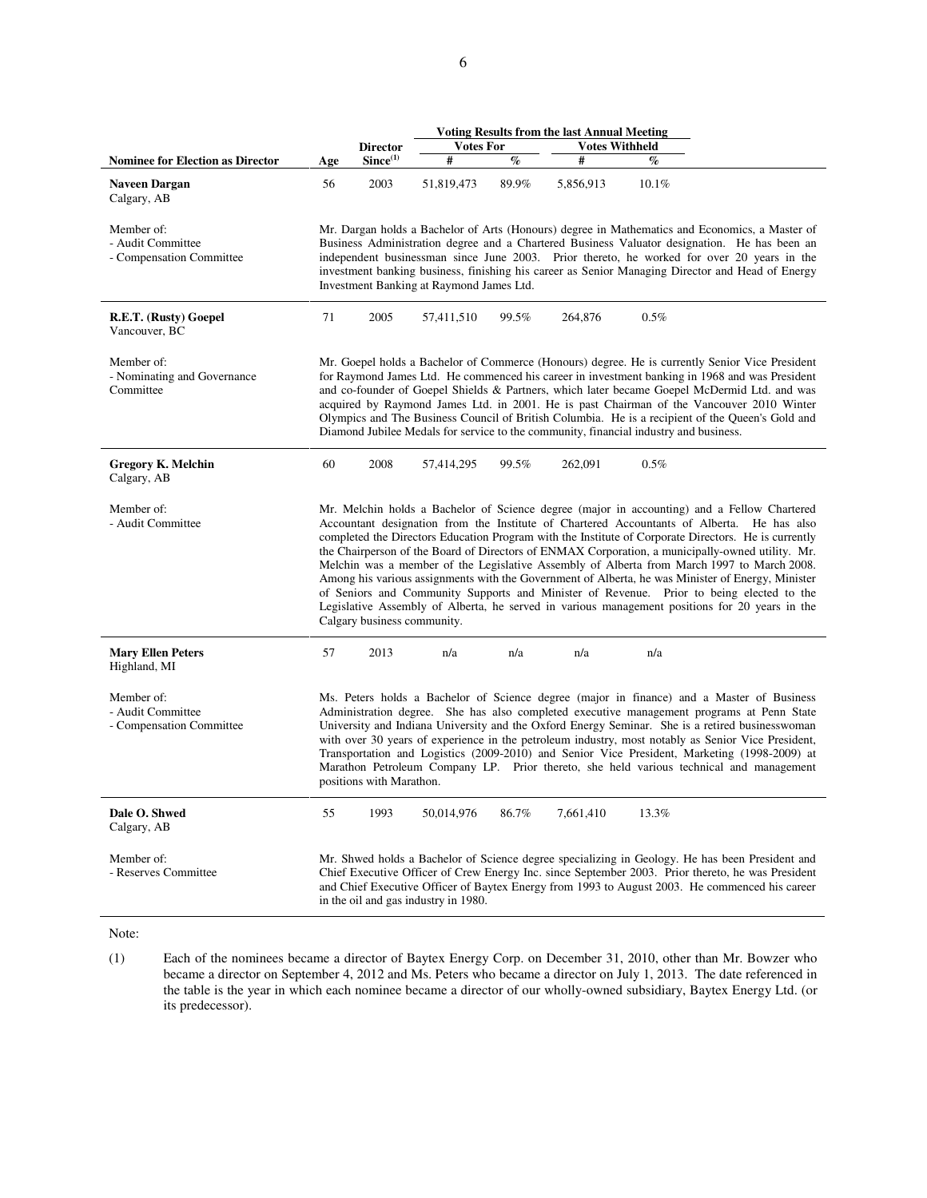| Nominee for Election as Director | Age | Director Since[1] | Voting Results from the last Annual Meeting | | | |
|---|---|---|---|---|---|---|
| | | | Votes For | | Votes Withheld | |
| | | | # | % | # | % |
| **Naveen Dargan**<br>Calgary, AB | 56 | 2003 | 51,819,473 | 89.9% | 5,856,913 | 10.1% |
| Member of:<br>- Audit Committee<br>- Compensation Committee | Mr. Dargan holds a Bachelor of Arts (Honours) degree in Mathematics and Economics, a Master of Business Administration degree and a Chartered Business Valuator designation. He has been an independent businessman since June 2003. Prior thereto, he worked for over 20 years in the investment banking business, finishing his career as Senior Managing Director and Head of Energy Investment Banking at Raymond James Ltd. | | | | | |
| **R.E.T. (Rusty) Goepel**<br>Vancouver, BC | 71 | 2005 | 57,411,510 | 99.5% | 264,876 | 0.5% |
| Member of:<br>- Nominating and Governance Committee | Mr. Goepel holds a Bachelor of Commerce (Honours) degree. He is currently Senior Vice President for Raymond James Ltd. He commenced his career in investment banking in 1968 and was President and co-founder of Goepel Shields & Partners, which later became Goepel McDermid Ltd. and was acquired by Raymond James Ltd. in 2001. He is past Chairman of the Vancouver 2010 Winter Olympics and The Business Council of British Columbia. He is a recipient of the Queen's Gold and Diamond Jubilee Medals for service to the community, financial industry and business. | | | | | |
| **Gregory K. Melchin**<br>Calgary, AB | 60 | 2008 | 57,414,295 | 99.5% | 262,091 | 0.5% |
| Member of:<br>- Audit Committee | Mr. Melchin holds a Bachelor of Science degree (major in accounting) and a Fellow Chartered Accountant designation from the Institute of Chartered Accountants of Alberta. He has also completed the Directors Education Program with the Institute of Corporate Directors. He is currently the Chairperson of the Board of Directors of ENMAX Corporation, a municipally-owned utility. Mr. Melchin was a member of the Legislative Assembly of Alberta from March 1997 to March 2008. Among his various assignments with the Government of Alberta, he was Minister of Energy, Minister of Seniors and Community Supports and Minister of Revenue. Prior to being elected to the Legislative Assembly of Alberta, he served in various management positions for 20 years in the Calgary business community. | | | | | |
| **Mary Ellen Peters**<br>Highland, MI | 57 | 2013 | n/a | n/a | n/a | n/a |
| Member of:<br>- Audit Committee<br>- Compensation Committee | Ms. Peters holds a Bachelor of Science degree (major in finance) and a Master of Business Administration degree. She has also completed executive management programs at Penn State University and Indiana University and the Oxford Energy Seminar. She is a retired businesswoman with over 30 years of experience in the petroleum industry, most notably as Senior Vice President, Transportation and Logistics (2009-2010) and Senior Vice President, Marketing (1998-2009) at Marathon Petroleum Company LP. Prior thereto, she held various technical and management positions with Marathon. | | | | | |
| **Dale O. Shwed**<br>Calgary, AB | 55 | 1993 | 50,014,976 | 86.7% | 7,661,410 | 13.3% |
| Member of:<br>- Reserves Committee | Mr. Shwed holds a Bachelor of Science degree specializing in Geology. He has been President and Chief Executive Officer of Crew Energy Inc. since September 2003. Prior thereto, he was President and Chief Executive Officer of Baytex Energy from 1993 to August 2003. He commenced his career in the oil and gas industry in 1980. | | | | | |

Note:

(1) Each of the nominees became a director of Baytex Energy Corp. on December 31, 2010, other than Mr. Bowzer who became a director on September 4, 2012 and Ms. Peters who became a director on July 1, 2013. The date referenced in the table is the year in which each nominee became a director of our wholly-owned subsidiary, Baytex Energy Ltd. (or its predecessor).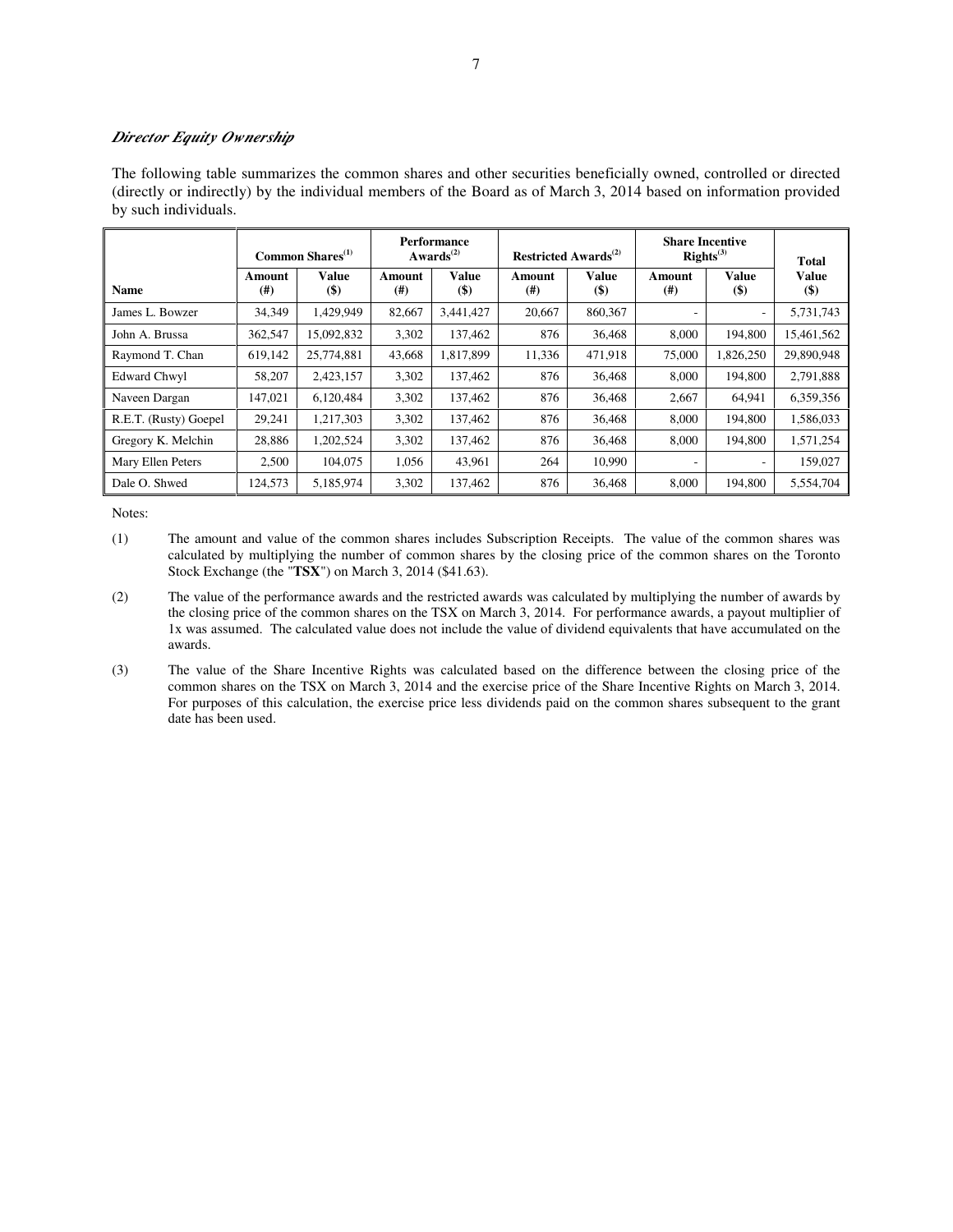### *Director Equity Ownership*

The following table summarizes the common shares and other securities beneficially owned, controlled or directed (directly or indirectly) by the individual members of the Board as of March 3, 2014 based on information provided by such individuals.

| | Common Shares[1] | | Performance Awards[2] | | Restricted Awards[2] | | Share Incentive Rights[3] | | Total |
|---|---|---|---|---|---|---|---|---|---|
| **Name** | **Amount (#)** | **Value ($)** | **Amount (#)** | **Value ($)** | **Amount (#)** | **Value ($)** | **Amount (#)** | **Value ($)** | **Value ($)** |
| James L. Bowzer | 34,349 | 1,429,949 | 82,667 | 3,441,427 | 20,667 | 860,367 | - | - | 5,731,743 |
| John A. Brussa | 362,547 | 15,092,832 | 3,302 | 137,462 | 876 | 36,468 | 8,000 | 194,800 | 15,461,562 |
| Raymond T. Chan | 619,142 | 25,774,881 | 43,668 | 1,817,899 | 11,336 | 471,918 | 75,000 | 1,826,250 | 29,890,948 |
| Edward Chwyl | 58,207 | 2,423,157 | 3,302 | 137,462 | 876 | 36,468 | 8,000 | 194,800 | 2,791,888 |
| Naveen Dargan | 147,021 | 6,120,484 | 3,302 | 137,462 | 876 | 36,468 | 2,667 | 64,941 | 6,359,356 |
| R.E.T. (Rusty) Goepel | 29,241 | 1,217,303 | 3,302 | 137,462 | 876 | 36,468 | 8,000 | 194,800 | 1,586,033 |
| Gregory K. Melchin | 28,886 | 1,202,524 | 3,302 | 137,462 | 876 | 36,468 | 8,000 | 194,800 | 1,571,254 |
| Mary Ellen Peters | 2,500 | 104,075 | 1,056 | 43,961 | 264 | 10,990 | - | - | 159,027 |
| Dale O. Shwed | 124,573 | 5,185,974 | 3,302 | 137,462 | 876 | 36,468 | 8,000 | 194,800 | 5,554,704 |

Notes:

(1) The amount and value of the common shares includes Subscription Receipts. The value of the common shares was calculated by multiplying the number of common shares by the closing price of the common shares on the Toronto Stock Exchange (the "**TSX**") on March 3, 2014 ($41.63).

(2) The value of the performance awards and the restricted awards was calculated by multiplying the number of awards by the closing price of the common shares on the TSX on March 3, 2014. For performance awards, a payout multiplier of 1x was assumed. The calculated value does not include the value of dividend equivalents that have accumulated on the awards.

(3) The value of the Share Incentive Rights was calculated based on the difference between the closing price of the common shares on the TSX on March 3, 2014 and the exercise price of the Share Incentive Rights on March 3, 2014. For purposes of this calculation, the exercise price less dividends paid on the common shares subsequent to the grant date has been used.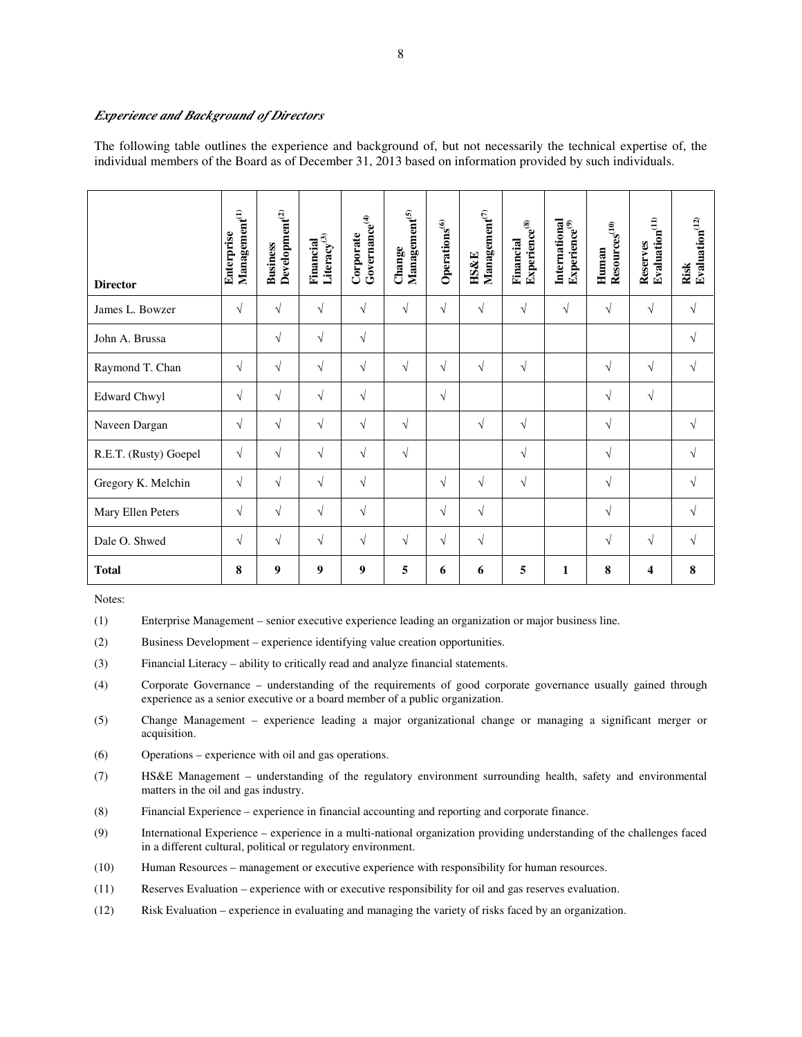### *Experience and Background of Directors*

The following table outlines the experience and background of, but not necessarily the technical expertise of, the individual members of the Board as of December 31, 2013 based on information provided by such individuals.

| Director | Enterprise Management[(1)] | Business Development[(2)] | Financial Literacy[(3)] | Corporate Governance[(4)] | Change Management[(5)] | Operations[(6)] | HS&E Management[(7)] | Financial Experience[(8)] | International Experience[(9)] | Human Resources[(10)] | Reserves Evaluation[(11)] | Risk Evaluation[(12)] |
|---|---|---|---|---|---|---|---|---|---|---|---|---|
| James L. Bowzer | √ | √ | √ | √ | √ | √ | √ | √ | √ | √ | √ | √ |
| John A. Brussa | | √ | √ | √ | | | | | | | | √ |
| Raymond T. Chan | √ | √ | √ | √ | √ | √ | √ | √ | | √ | √ | √ |
| Edward Chwyl | √ | √ | √ | √ | | √ | | | | √ | √ | |
| Naveen Dargan | √ | √ | √ | √ | √ | | √ | √ | | √ | | √ |
| R.E.T. (Rusty) Goepel | √ | √ | √ | √ | √ | | | √ | | √ | | √ |
| Gregory K. Melchin | √ | √ | √ | √ | | √ | √ | √ | | √ | | √ |
| Mary Ellen Peters | √ | √ | √ | √ | | √ | √ | | | √ | | √ |
| Dale O. Shwed | √ | √ | √ | √ | √ | √ | √ | | | √ | √ | √ |
| **Total** | **8** | **9** | **9** | **9** | **5** | **6** | **6** | **5** | **1** | **8** | **4** | **8** |

Notes:

(1) Enterprise Management – senior executive experience leading an organization or major business line.

(2) Business Development – experience identifying value creation opportunities.

(3) Financial Literacy – ability to critically read and analyze financial statements.

(4) Corporate Governance – understanding of the requirements of good corporate governance usually gained through experience as a senior executive or a board member of a public organization.

(5) Change Management – experience leading a major organizational change or managing a significant merger or acquisition.

(6) Operations – experience with oil and gas operations.

(7) HS&E Management – understanding of the regulatory environment surrounding health, safety and environmental matters in the oil and gas industry.

(8) Financial Experience – experience in financial accounting and reporting and corporate finance.

(9) International Experience – experience in a multi-national organization providing understanding of the challenges faced in a different cultural, political or regulatory environment.

(10) Human Resources – management or executive experience with responsibility for human resources.

(11) Reserves Evaluation – experience with or executive responsibility for oil and gas reserves evaluation.

(12) Risk Evaluation – experience in evaluating and managing the variety of risks faced by an organization.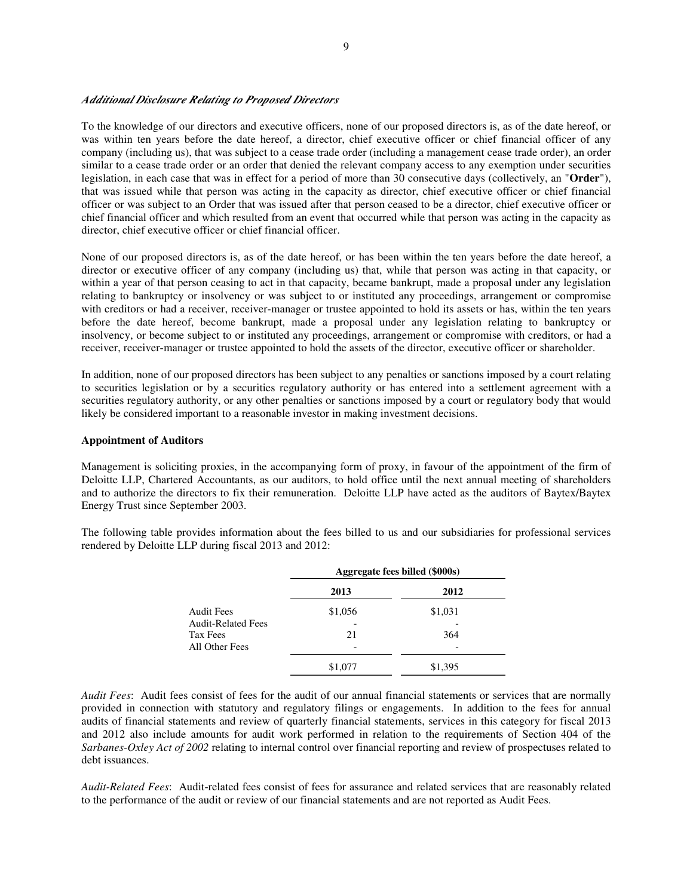### *Additional Disclosure Relating to Proposed Directors*

To the knowledge of our directors and executive officers, none of our proposed directors is, as of the date hereof, or was within ten years before the date hereof, a director, chief executive officer or chief financial officer of any company (including us), that was subject to a cease trade order (including a management cease trade order), an order similar to a cease trade order or an order that denied the relevant company access to any exemption under securities legislation, in each case that was in effect for a period of more than 30 consecutive days (collectively, an "**Order**"), that was issued while that person was acting in the capacity as director, chief executive officer or chief financial officer or was subject to an Order that was issued after that person ceased to be a director, chief executive officer or chief financial officer and which resulted from an event that occurred while that person was acting in the capacity as director, chief executive officer or chief financial officer.

None of our proposed directors is, as of the date hereof, or has been within the ten years before the date hereof, a director or executive officer of any company (including us) that, while that person was acting in that capacity, or within a year of that person ceasing to act in that capacity, became bankrupt, made a proposal under any legislation relating to bankruptcy or insolvency or was subject to or instituted any proceedings, arrangement or compromise with creditors or had a receiver, receiver-manager or trustee appointed to hold its assets or has, within the ten years before the date hereof, become bankrupt, made a proposal under any legislation relating to bankruptcy or insolvency, or become subject to or instituted any proceedings, arrangement or compromise with creditors, or had a receiver, receiver-manager or trustee appointed to hold the assets of the director, executive officer or shareholder.

In addition, none of our proposed directors has been subject to any penalties or sanctions imposed by a court relating to securities legislation or by a securities regulatory authority or has entered into a settlement agreement with a securities regulatory authority, or any other penalties or sanctions imposed by a court or regulatory body that would likely be considered important to a reasonable investor in making investment decisions.

**Appointment of Auditors**

Management is soliciting proxies, in the accompanying form of proxy, in favour of the appointment of the firm of Deloitte LLP, Chartered Accountants, as our auditors, to hold office until the next annual meeting of shareholders and to authorize the directors to fix their remuneration. Deloitte LLP have acted as the auditors of Baytex/Baytex Energy Trust since September 2003.

The following table provides information about the fees billed to us and our subsidiaries for professional services rendered by Deloitte LLP during fiscal 2013 and 2012:

| | Aggregate fees billed ($000s) | |
|---|---|---|
| | **2013** | **2012** |
| Audit Fees | $1,056 | $1,031 |
| Audit-Related Fees | - | - |
| Tax Fees | 21 | 364 |
| All Other Fees | - | - |
| | $1,077 | $1,395 |

*Audit Fees*: Audit fees consist of fees for the audit of our annual financial statements or services that are normally provided in connection with statutory and regulatory filings or engagements. In addition to the fees for annual audits of financial statements and review of quarterly financial statements, services in this category for fiscal 2013 and 2012 also include amounts for audit work performed in relation to the requirements of Section 404 of the *Sarbanes-Oxley Act of 2002* relating to internal control over financial reporting and review of prospectuses related to debt issuances.

*Audit-Related Fees*: Audit-related fees consist of fees for assurance and related services that are reasonably related to the performance of the audit or review of our financial statements and are not reported as Audit Fees.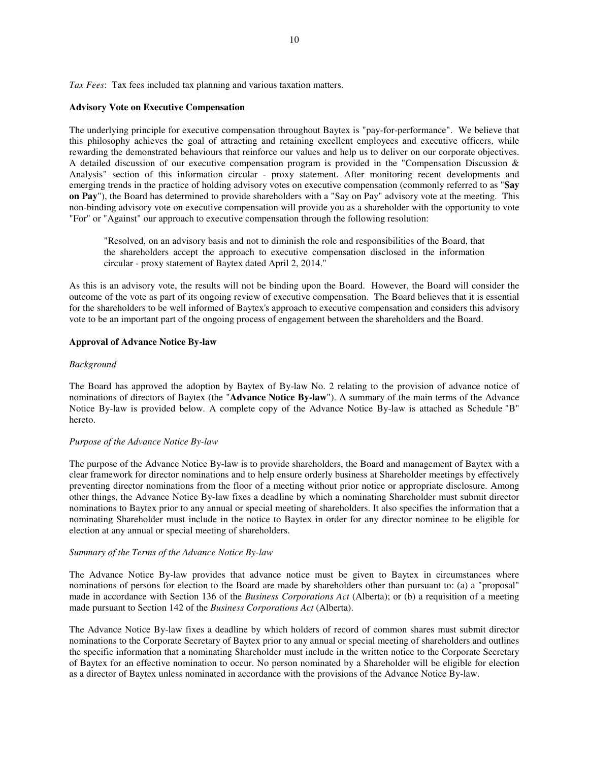*Tax Fees*: Tax fees included tax planning and various taxation matters.

**Advisory Vote on Executive Compensation**

The underlying principle for executive compensation throughout Baytex is "pay-for-performance". We believe that this philosophy achieves the goal of attracting and retaining excellent employees and executive officers, while rewarding the demonstrated behaviours that reinforce our values and help us to deliver on our corporate objectives. A detailed discussion of our executive compensation program is provided in the "Compensation Discussion & Analysis" section of this information circular - proxy statement. After monitoring recent developments and emerging trends in the practice of holding advisory votes on executive compensation (commonly referred to as "**Say on Pay**"), the Board has determined to provide shareholders with a "Say on Pay" advisory vote at the meeting. This non-binding advisory vote on executive compensation will provide you as a shareholder with the opportunity to vote "For" or "Against" our approach to executive compensation through the following resolution:

> "Resolved, on an advisory basis and not to diminish the role and responsibilities of the Board, that the shareholders accept the approach to executive compensation disclosed in the information circular - proxy statement of Baytex dated April 2, 2014."

As this is an advisory vote, the results will not be binding upon the Board. However, the Board will consider the outcome of the vote as part of its ongoing review of executive compensation. The Board believes that it is essential for the shareholders to be well informed of Baytex's approach to executive compensation and considers this advisory vote to be an important part of the ongoing process of engagement between the shareholders and the Board.

**Approval of Advance Notice By-law**

*Background*

The Board has approved the adoption by Baytex of By-law No. 2 relating to the provision of advance notice of nominations of directors of Baytex (the "**Advance Notice By-law**"). A summary of the main terms of the Advance Notice By-law is provided below. A complete copy of the Advance Notice By-law is attached as Schedule "B" hereto.

*Purpose of the Advance Notice By-law*

The purpose of the Advance Notice By-law is to provide shareholders, the Board and management of Baytex with a clear framework for director nominations and to help ensure orderly business at Shareholder meetings by effectively preventing director nominations from the floor of a meeting without prior notice or appropriate disclosure. Among other things, the Advance Notice By-law fixes a deadline by which a nominating Shareholder must submit director nominations to Baytex prior to any annual or special meeting of shareholders. It also specifies the information that a nominating Shareholder must include in the notice to Baytex in order for any director nominee to be eligible for election at any annual or special meeting of shareholders.

*Summary of the Terms of the Advance Notice By-law*

The Advance Notice By-law provides that advance notice must be given to Baytex in circumstances where nominations of persons for election to the Board are made by shareholders other than pursuant to: (a) a "proposal" made in accordance with Section 136 of the *Business Corporations Act* (Alberta); or (b) a requisition of a meeting made pursuant to Section 142 of the *Business Corporations Act* (Alberta).

The Advance Notice By-law fixes a deadline by which holders of record of common shares must submit director nominations to the Corporate Secretary of Baytex prior to any annual or special meeting of shareholders and outlines the specific information that a nominating Shareholder must include in the written notice to the Corporate Secretary of Baytex for an effective nomination to occur. No person nominated by a Shareholder will be eligible for election as a director of Baytex unless nominated in accordance with the provisions of the Advance Notice By-law.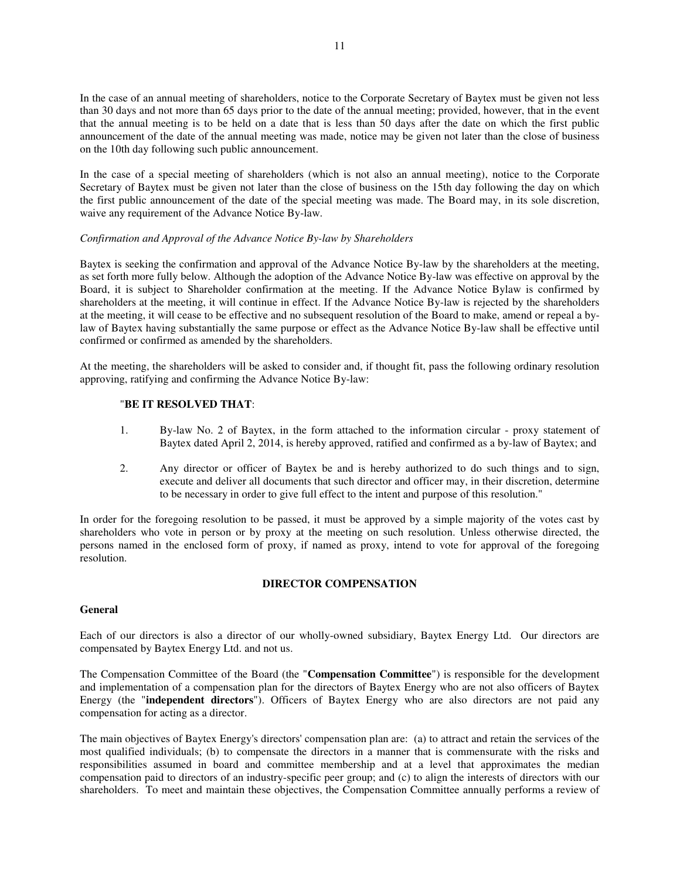In the case of an annual meeting of shareholders, notice to the Corporate Secretary of Baytex must be given not less than 30 days and not more than 65 days prior to the date of the annual meeting; provided, however, that in the event that the annual meeting is to be held on a date that is less than 50 days after the date on which the first public announcement of the date of the annual meeting was made, notice may be given not later than the close of business on the 10th day following such public announcement.

In the case of a special meeting of shareholders (which is not also an annual meeting), notice to the Corporate Secretary of Baytex must be given not later than the close of business on the 15th day following the day on which the first public announcement of the date of the special meeting was made. The Board may, in its sole discretion, waive any requirement of the Advance Notice By-law.

*Confirmation and Approval of the Advance Notice By-law by Shareholders*

Baytex is seeking the confirmation and approval of the Advance Notice By-law by the shareholders at the meeting, as set forth more fully below. Although the adoption of the Advance Notice By-law was effective on approval by the Board, it is subject to Shareholder confirmation at the meeting. If the Advance Notice Bylaw is confirmed by shareholders at the meeting, it will continue in effect. If the Advance Notice By-law is rejected by the shareholders at the meeting, it will cease to be effective and no subsequent resolution of the Board to make, amend or repeal a by-law of Baytex having substantially the same purpose or effect as the Advance Notice By-law shall be effective until confirmed or confirmed as amended by the shareholders.

At the meeting, the shareholders will be asked to consider and, if thought fit, pass the following ordinary resolution approving, ratifying and confirming the Advance Notice By-law:

"**BE IT RESOLVED THAT**:

1. By-law No. 2 of Baytex, in the form attached to the information circular - proxy statement of Baytex dated April 2, 2014, is hereby approved, ratified and confirmed as a by-law of Baytex; and
2. Any director or officer of Baytex be and is hereby authorized to do such things and to sign, execute and deliver all documents that such director and officer may, in their discretion, determine to be necessary in order to give full effect to the intent and purpose of this resolution."

In order for the foregoing resolution to be passed, it must be approved by a simple majority of the votes cast by shareholders who vote in person or by proxy at the meeting on such resolution. Unless otherwise directed, the persons named in the enclosed form of proxy, if named as proxy, intend to vote for approval of the foregoing resolution.

## DIRECTOR COMPENSATION

### General

Each of our directors is also a director of our wholly-owned subsidiary, Baytex Energy Ltd. Our directors are compensated by Baytex Energy Ltd. and not us.

The Compensation Committee of the Board (the "**Compensation Committee**") is responsible for the development and implementation of a compensation plan for the directors of Baytex Energy who are not also officers of Baytex Energy (the "**independent directors**"). Officers of Baytex Energy who are also directors are not paid any compensation for acting as a director.

The main objectives of Baytex Energy's directors' compensation plan are: (a) to attract and retain the services of the most qualified individuals; (b) to compensate the directors in a manner that is commensurate with the risks and responsibilities assumed in board and committee membership and at a level that approximates the median compensation paid to directors of an industry-specific peer group; and (c) to align the interests of directors with our shareholders. To meet and maintain these objectives, the Compensation Committee annually performs a review of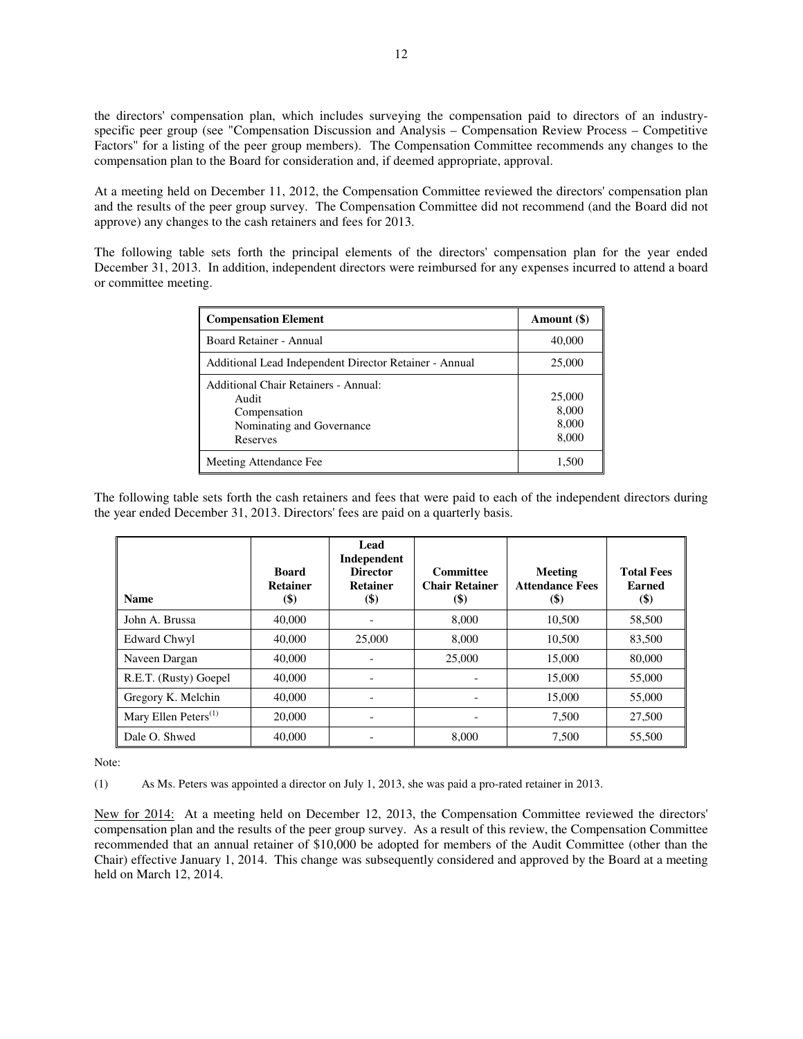the directors' compensation plan, which includes surveying the compensation paid to directors of an industry-specific peer group (see "Compensation Discussion and Analysis – Compensation Review Process – Competitive Factors" for a listing of the peer group members). The Compensation Committee recommends any changes to the compensation plan to the Board for consideration and, if deemed appropriate, approval.

At a meeting held on December 11, 2012, the Compensation Committee reviewed the directors' compensation plan and the results of the peer group survey. The Compensation Committee did not recommend (and the Board did not approve) any changes to the cash retainers and fees for 2013.

The following table sets forth the principal elements of the directors' compensation plan for the year ended December 31, 2013. In addition, independent directors were reimbursed for any expenses incurred to attend a board or committee meeting.

| Compensation Element | Amount ($) |
|---|---|
| Board Retainer - Annual | 40,000 |
| Additional Lead Independent Director Retainer - Annual | 25,000 |
| Additional Chair Retainers - Annual: | |
| Audit | 25,000 |
| Compensation | 8,000 |
| Nominating and Governance | 8,000 |
| Reserves | 8,000 |
| Meeting Attendance Fee | 1,500 |

The following table sets forth the cash retainers and fees that were paid to each of the independent directors during the year ended December 31, 2013. Directors' fees are paid on a quarterly basis.

| Name | Board Retainer ($) | Lead Independent Director Retainer ($) | Committee Chair Retainer ($) | Meeting Attendance Fees ($) | Total Fees Earned ($) |
|---|---|---|---|---|---|
| John A. Brussa | 40,000 | - | 8,000 | 10,500 | 58,500 |
| Edward Chwyl | 40,000 | 25,000 | 8,000 | 10,500 | 83,500 |
| Naveen Dargan | 40,000 | - | 25,000 | 15,000 | 80,000 |
| R.E.T. (Rusty) Goepel | 40,000 | - | - | 15,000 | 55,000 |
| Gregory K. Melchin | 40,000 | - | - | 15,000 | 55,000 |
| Mary Ellen Peters(1) | 20,000 | - | - | 7,500 | 27,500 |
| Dale O. Shwed | 40,000 | - | 8,000 | 7,500 | 55,500 |

Note:

(1) As Ms. Peters was appointed a director on July 1, 2013, she was paid a pro-rated retainer in 2013.

New for 2014: At a meeting held on December 12, 2013, the Compensation Committee reviewed the directors' compensation plan and the results of the peer group survey. As a result of this review, the Compensation Committee recommended that an annual retainer of $10,000 be adopted for members of the Audit Committee (other than the Chair) effective January 1, 2014. This change was subsequently considered and approved by the Board at a meeting held on March 12, 2014.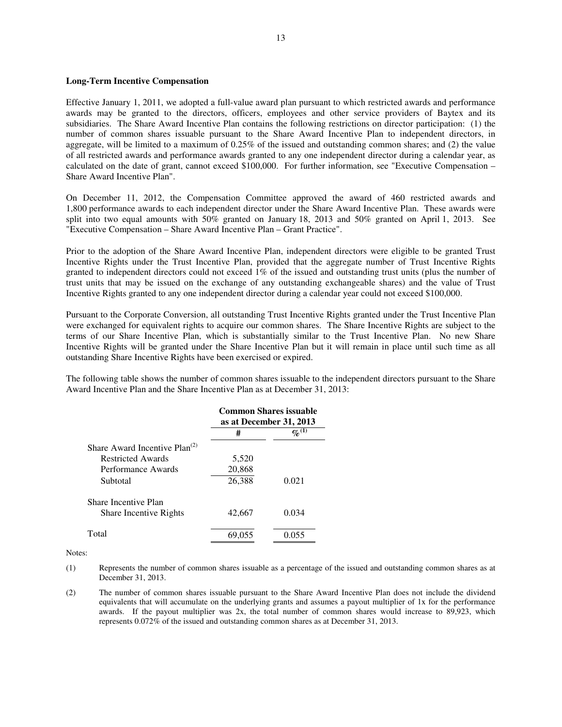**Long-Term Incentive Compensation**

Effective January 1, 2011, we adopted a full-value award plan pursuant to which restricted awards and performance awards may be granted to the directors, officers, employees and other service providers of Baytex and its subsidiaries. The Share Award Incentive Plan contains the following restrictions on director participation: (1) the number of common shares issuable pursuant to the Share Award Incentive Plan to independent directors, in aggregate, will be limited to a maximum of 0.25% of the issued and outstanding common shares; and (2) the value of all restricted awards and performance awards granted to any one independent director during a calendar year, as calculated on the date of grant, cannot exceed $100,000. For further information, see "Executive Compensation – Share Award Incentive Plan".

On December 11, 2012, the Compensation Committee approved the award of 460 restricted awards and 1,800 performance awards to each independent director under the Share Award Incentive Plan. These awards were split into two equal amounts with 50% granted on January 18, 2013 and 50% granted on April 1, 2013. See "Executive Compensation – Share Award Incentive Plan – Grant Practice".

Prior to the adoption of the Share Award Incentive Plan, independent directors were eligible to be granted Trust Incentive Rights under the Trust Incentive Plan, provided that the aggregate number of Trust Incentive Rights granted to independent directors could not exceed 1% of the issued and outstanding trust units (plus the number of trust units that may be issued on the exchange of any outstanding exchangeable shares) and the value of Trust Incentive Rights granted to any one independent director during a calendar year could not exceed $100,000.

Pursuant to the Corporate Conversion, all outstanding Trust Incentive Rights granted under the Trust Incentive Plan were exchanged for equivalent rights to acquire our common shares. The Share Incentive Rights are subject to the terms of our Share Incentive Plan, which is substantially similar to the Trust Incentive Plan. No new Share Incentive Rights will be granted under the Share Incentive Plan but it will remain in place until such time as all outstanding Share Incentive Rights have been exercised or expired.

The following table shows the number of common shares issuable to the independent directors pursuant to the Share Award Incentive Plan and the Share Incentive Plan as at December 31, 2013:

| | Common Shares issuable as at December 31, 2013 | |
|---|---|---|
| | # | %(1) |
| Share Award Incentive Plan(2) | | |
| Restricted Awards | 5,520 | |
| Performance Awards | 20,868 | |
| Subtotal | 26,388 | 0.021 |
| Share Incentive Plan | | |
| Share Incentive Rights | 42,667 | 0.034 |
| Total | 69,055 | 0.055 |

Notes:

(1) Represents the number of common shares issuable as a percentage of the issued and outstanding common shares as at December 31, 2013.

(2) The number of common shares issuable pursuant to the Share Award Incentive Plan does not include the dividend equivalents that will accumulate on the underlying grants and assumes a payout multiplier of 1x for the performance awards. If the payout multiplier was 2x, the total number of common shares would increase to 89,923, which represents 0.072% of the issued and outstanding common shares as at December 31, 2013.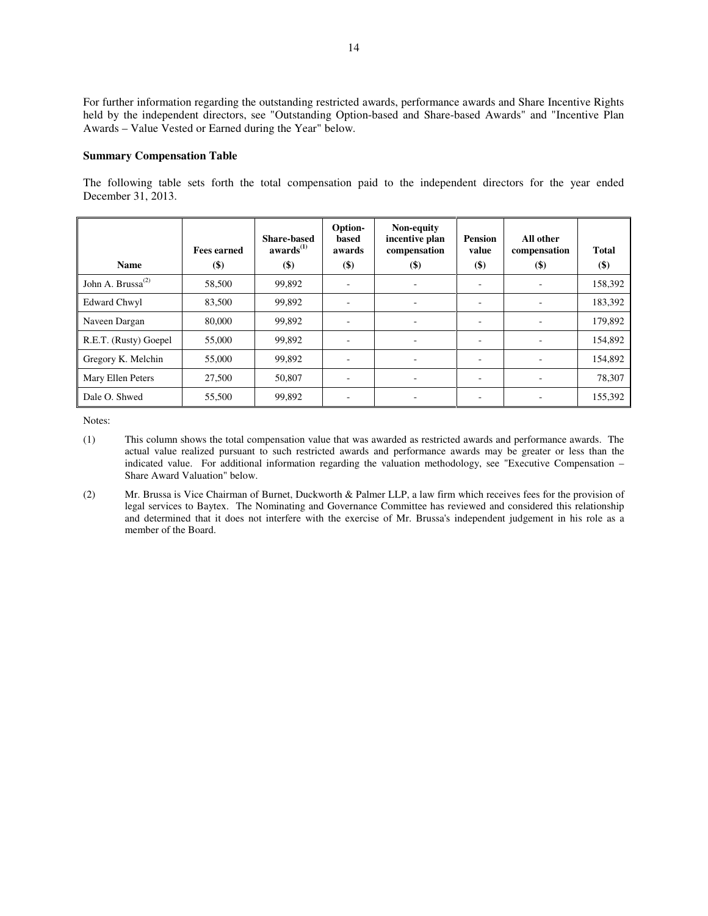For further information regarding the outstanding restricted awards, performance awards and Share Incentive Rights held by the independent directors, see "Outstanding Option-based and Share-based Awards" and "Incentive Plan Awards – Value Vested or Earned during the Year" below.

**Summary Compensation Table**

The following table sets forth the total compensation paid to the independent directors for the year ended December 31, 2013.

| Name | Fees earned ($) | Share-based awards[(1)] ($) | Option-based awards ($) | Non-equity incentive plan compensation ($) | Pension value ($) | All other compensation ($) | Total ($) |
|---|---|---|---|---|---|---|---|
| John A. Brussa[(2)] | 58,500 | 99,892 | - | - | - | - | 158,392 |
| Edward Chwyl | 83,500 | 99,892 | - | - | - | - | 183,392 |
| Naveen Dargan | 80,000 | 99,892 | - | - | - | - | 179,892 |
| R.E.T. (Rusty) Goepel | 55,000 | 99,892 | - | - | - | - | 154,892 |
| Gregory K. Melchin | 55,000 | 99,892 | - | - | - | - | 154,892 |
| Mary Ellen Peters | 27,500 | 50,807 | - | - | - | - | 78,307 |
| Dale O. Shwed | 55,500 | 99,892 | - | - | - | - | 155,392 |

Notes:

(1) This column shows the total compensation value that was awarded as restricted awards and performance awards. The actual value realized pursuant to such restricted awards and performance awards may be greater or less than the indicated value. For additional information regarding the valuation methodology, see "Executive Compensation – Share Award Valuation" below.

(2) Mr. Brussa is Vice Chairman of Burnet, Duckworth & Palmer LLP, a law firm which receives fees for the provision of legal services to Baytex. The Nominating and Governance Committee has reviewed and considered this relationship and determined that it does not interfere with the exercise of Mr. Brussa's independent judgement in his role as a member of the Board.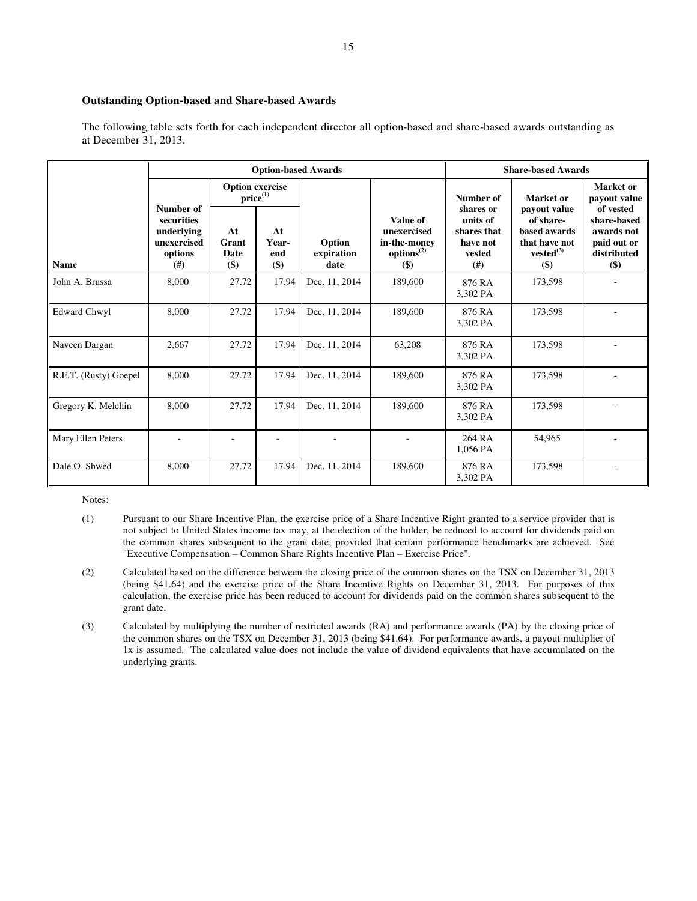### Outstanding Option-based and Share-based Awards

The following table sets forth for each independent director all option-based and share-based awards outstanding as at December 31, 2013.

| | Option-based Awards | | | | | Share-based Awards | | |
|---|---|---|---|---|---|---|---|---|
| | | Option exercise price[(1)] | | | | | | |
| Name | Number of securities underlying unexercised options (#) | At Grant Date ($) | At Year-end ($) | Option expiration date | Value of unexercised in-the-money options[(2)] ($) | Number of shares or units of shares that have not vested (#) | Market or payout value of share-based awards that have not vested[(3)] ($) | Market or payout value of vested share-based awards not paid out or distributed ($) |
| John A. Brussa | 8,000 | 27.72 | 17.94 | Dec. 11, 2014 | 189,600 | 876 RA<br>3,302 PA | 173,598 | - |
| Edward Chwyl | 8,000 | 27.72 | 17.94 | Dec. 11, 2014 | 189,600 | 876 RA<br>3,302 PA | 173,598 | - |
| Naveen Dargan | 2,667 | 27.72 | 17.94 | Dec. 11, 2014 | 63,208 | 876 RA<br>3,302 PA | 173,598 | - |
| R.E.T. (Rusty) Goepel | 8,000 | 27.72 | 17.94 | Dec. 11, 2014 | 189,600 | 876 RA<br>3,302 PA | 173,598 | - |
| Gregory K. Melchin | 8,000 | 27.72 | 17.94 | Dec. 11, 2014 | 189,600 | 876 RA<br>3,302 PA | 173,598 | - |
| Mary Ellen Peters | - | - | - | - | - | 264 RA<br>1,056 PA | 54,965 | - |
| Dale O. Shwed | 8,000 | 27.72 | 17.94 | Dec. 11, 2014 | 189,600 | 876 RA<br>3,302 PA | 173,598 | - |

Notes:

(1) Pursuant to our Share Incentive Plan, the exercise price of a Share Incentive Right granted to a service provider that is not subject to United States income tax may, at the election of the holder, be reduced to account for dividends paid on the common shares subsequent to the grant date, provided that certain performance benchmarks are achieved. See "Executive Compensation – Common Share Rights Incentive Plan – Exercise Price".

(2) Calculated based on the difference between the closing price of the common shares on the TSX on December 31, 2013 (being $41.64) and the exercise price of the Share Incentive Rights on December 31, 2013. For purposes of this calculation, the exercise price has been reduced to account for dividends paid on the common shares subsequent to the grant date.

(3) Calculated by multiplying the number of restricted awards (RA) and performance awards (PA) by the closing price of the common shares on the TSX on December 31, 2013 (being $41.64). For performance awards, a payout multiplier of 1x is assumed. The calculated value does not include the value of dividend equivalents that have accumulated on the underlying grants.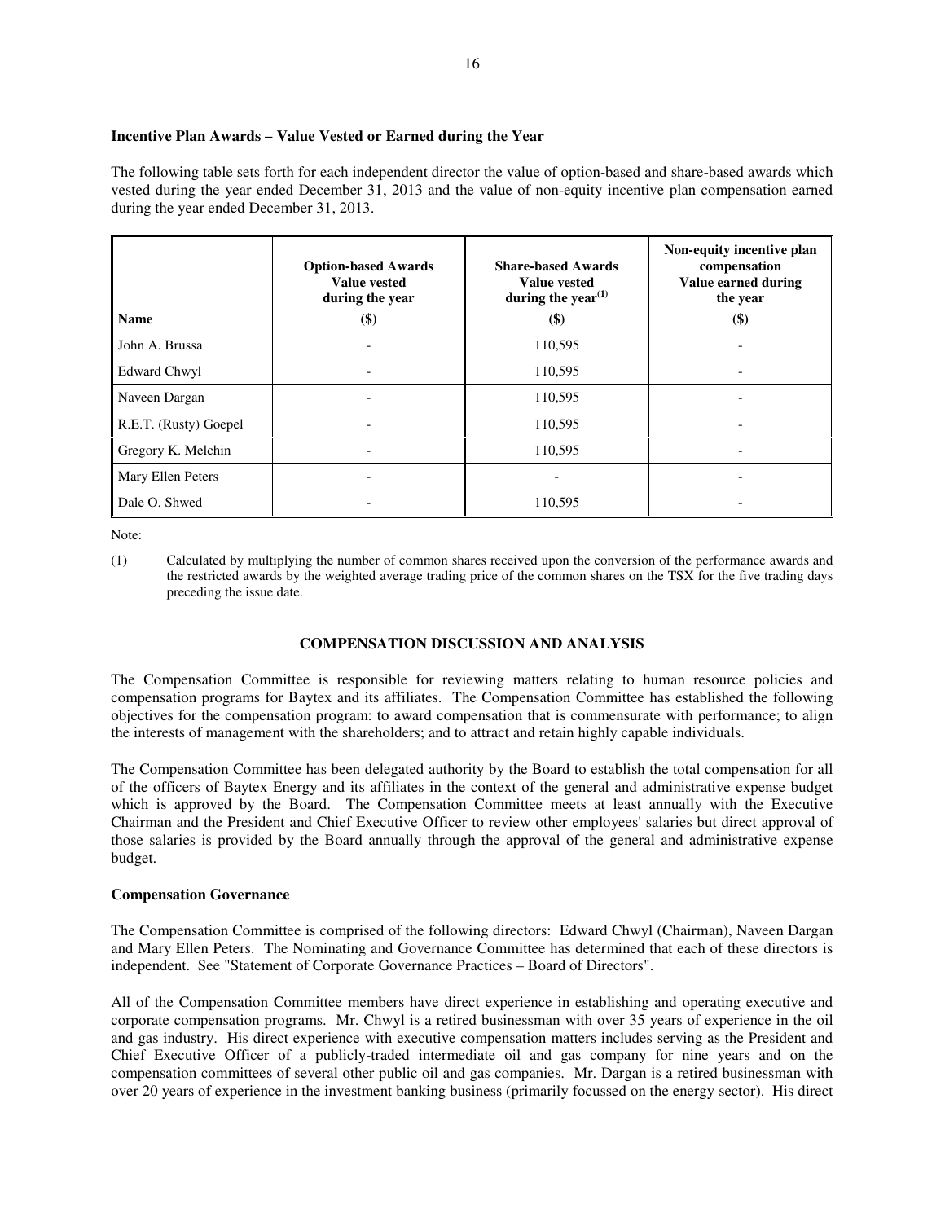### Incentive Plan Awards – Value Vested or Earned during the Year

The following table sets forth for each independent director the value of option-based and share-based awards which vested during the year ended December 31, 2013 and the value of non-equity incentive plan compensation earned during the year ended December 31, 2013.

| Name | Option-based Awards Value vested during the year ($) | Share-based Awards Value vested during the year[(1)] ($) | Non-equity incentive plan compensation Value earned during the year ($) |
|---|---|---|---|
| John A. Brussa | - | 110,595 | - |
| Edward Chwyl | - | 110,595 | - |
| Naveen Dargan | - | 110,595 | - |
| R.E.T. (Rusty) Goepel | - | 110,595 | - |
| Gregory K. Melchin | - | 110,595 | - |
| Mary Ellen Peters | - | - | - |
| Dale O. Shwed | - | 110,595 | - |

Note:

(1) Calculated by multiplying the number of common shares received upon the conversion of the performance awards and the restricted awards by the weighted average trading price of the common shares on the TSX for the five trading days preceding the issue date.

## COMPENSATION DISCUSSION AND ANALYSIS

The Compensation Committee is responsible for reviewing matters relating to human resource policies and compensation programs for Baytex and its affiliates. The Compensation Committee has established the following objectives for the compensation program: to award compensation that is commensurate with performance; to align the interests of management with the shareholders; and to attract and retain highly capable individuals.

The Compensation Committee has been delegated authority by the Board to establish the total compensation for all of the officers of Baytex Energy and its affiliates in the context of the general and administrative expense budget which is approved by the Board. The Compensation Committee meets at least annually with the Executive Chairman and the President and Chief Executive Officer to review other employees' salaries but direct approval of those salaries is provided by the Board annually through the approval of the general and administrative expense budget.

### Compensation Governance

The Compensation Committee is comprised of the following directors: Edward Chwyl (Chairman), Naveen Dargan and Mary Ellen Peters. The Nominating and Governance Committee has determined that each of these directors is independent. See "Statement of Corporate Governance Practices – Board of Directors".

All of the Compensation Committee members have direct experience in establishing and operating executive and corporate compensation programs. Mr. Chwyl is a retired businessman with over 35 years of experience in the oil and gas industry. His direct experience with executive compensation matters includes serving as the President and Chief Executive Officer of a publicly-traded intermediate oil and gas company for nine years and on the compensation committees of several other public oil and gas companies. Mr. Dargan is a retired businessman with over 20 years of experience in the investment banking business (primarily focussed on the energy sector). His direct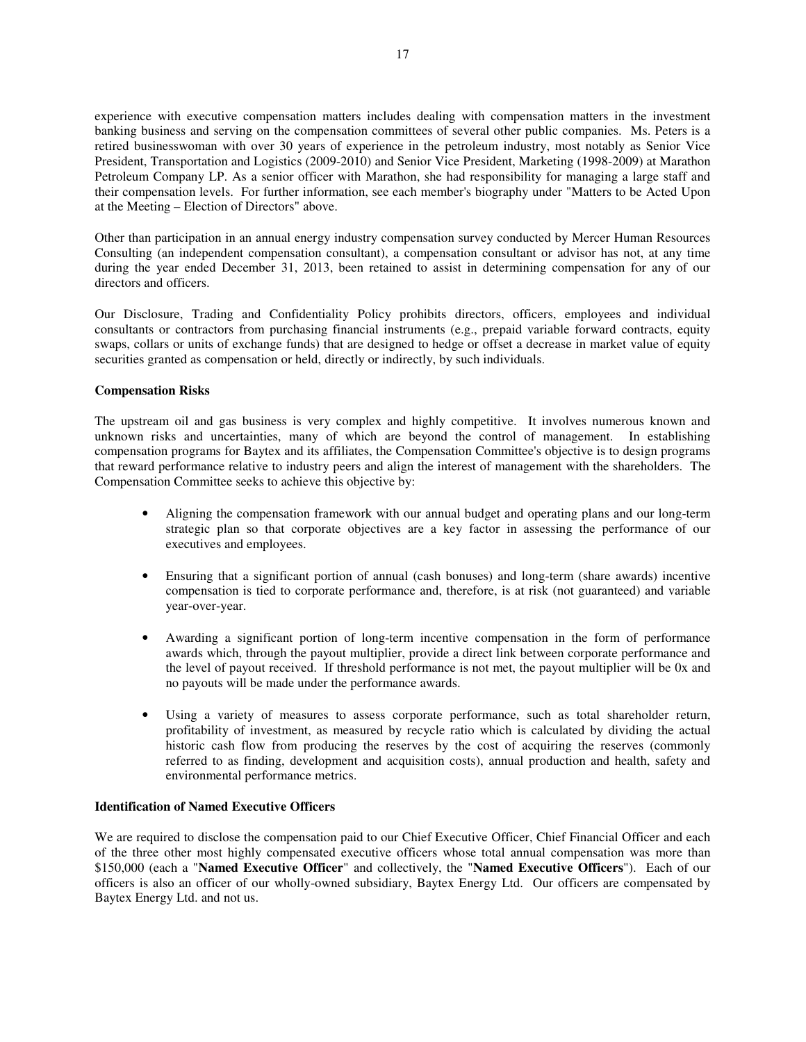experience with executive compensation matters includes dealing with compensation matters in the investment banking business and serving on the compensation committees of several other public companies. Ms. Peters is a retired businesswoman with over 30 years of experience in the petroleum industry, most notably as Senior Vice President, Transportation and Logistics (2009-2010) and Senior Vice President, Marketing (1998-2009) at Marathon Petroleum Company LP. As a senior officer with Marathon, she had responsibility for managing a large staff and their compensation levels. For further information, see each member's biography under "Matters to be Acted Upon at the Meeting – Election of Directors" above.

Other than participation in an annual energy industry compensation survey conducted by Mercer Human Resources Consulting (an independent compensation consultant), a compensation consultant or advisor has not, at any time during the year ended December 31, 2013, been retained to assist in determining compensation for any of our directors and officers.

Our Disclosure, Trading and Confidentiality Policy prohibits directors, officers, employees and individual consultants or contractors from purchasing financial instruments (e.g., prepaid variable forward contracts, equity swaps, collars or units of exchange funds) that are designed to hedge or offset a decrease in market value of equity securities granted as compensation or held, directly or indirectly, by such individuals.

**Compensation Risks**

The upstream oil and gas business is very complex and highly competitive. It involves numerous known and unknown risks and uncertainties, many of which are beyond the control of management. In establishing compensation programs for Baytex and its affiliates, the Compensation Committee's objective is to design programs that reward performance relative to industry peers and align the interest of management with the shareholders. The Compensation Committee seeks to achieve this objective by:

- Aligning the compensation framework with our annual budget and operating plans and our long-term strategic plan so that corporate objectives are a key factor in assessing the performance of our executives and employees.
- Ensuring that a significant portion of annual (cash bonuses) and long-term (share awards) incentive compensation is tied to corporate performance and, therefore, is at risk (not guaranteed) and variable year-over-year.
- Awarding a significant portion of long-term incentive compensation in the form of performance awards which, through the payout multiplier, provide a direct link between corporate performance and the level of payout received. If threshold performance is not met, the payout multiplier will be 0x and no payouts will be made under the performance awards.
- Using a variety of measures to assess corporate performance, such as total shareholder return, profitability of investment, as measured by recycle ratio which is calculated by dividing the actual historic cash flow from producing the reserves by the cost of acquiring the reserves (commonly referred to as finding, development and acquisition costs), annual production and health, safety and environmental performance metrics.

**Identification of Named Executive Officers**

We are required to disclose the compensation paid to our Chief Executive Officer, Chief Financial Officer and each of the three other most highly compensated executive officers whose total annual compensation was more than $150,000 (each a "**Named Executive Officer**" and collectively, the "**Named Executive Officers**"). Each of our officers is also an officer of our wholly-owned subsidiary, Baytex Energy Ltd. Our officers are compensated by Baytex Energy Ltd. and not us.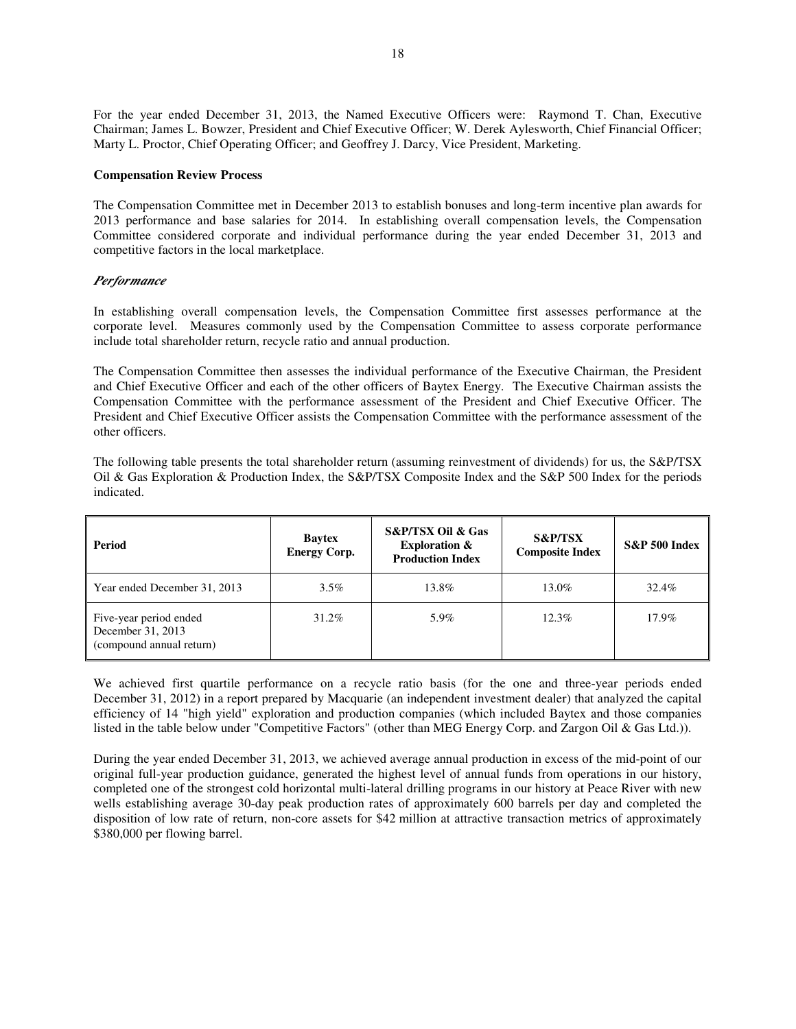For the year ended December 31, 2013, the Named Executive Officers were: Raymond T. Chan, Executive Chairman; James L. Bowzer, President and Chief Executive Officer; W. Derek Aylesworth, Chief Financial Officer; Marty L. Proctor, Chief Operating Officer; and Geoffrey J. Darcy, Vice President, Marketing.

**Compensation Review Process**

The Compensation Committee met in December 2013 to establish bonuses and long-term incentive plan awards for 2013 performance and base salaries for 2014. In establishing overall compensation levels, the Compensation Committee considered corporate and individual performance during the year ended December 31, 2013 and competitive factors in the local marketplace.

***Performance***

In establishing overall compensation levels, the Compensation Committee first assesses performance at the corporate level. Measures commonly used by the Compensation Committee to assess corporate performance include total shareholder return, recycle ratio and annual production.

The Compensation Committee then assesses the individual performance of the Executive Chairman, the President and Chief Executive Officer and each of the other officers of Baytex Energy. The Executive Chairman assists the Compensation Committee with the performance assessment of the President and Chief Executive Officer. The President and Chief Executive Officer assists the Compensation Committee with the performance assessment of the other officers.

The following table presents the total shareholder return (assuming reinvestment of dividends) for us, the S&P/TSX Oil & Gas Exploration & Production Index, the S&P/TSX Composite Index and the S&P 500 Index for the periods indicated.

| Period | Baytex Energy Corp. | S&P/TSX Oil & Gas Exploration & Production Index | S&P/TSX Composite Index | S&P 500 Index |
|---|---|---|---|---|
| Year ended December 31, 2013 | 3.5% | 13.8% | 13.0% | 32.4% |
| Five-year period ended December 31, 2013 (compound annual return) | 31.2% | 5.9% | 12.3% | 17.9% |

We achieved first quartile performance on a recycle ratio basis (for the one and three-year periods ended December 31, 2012) in a report prepared by Macquarie (an independent investment dealer) that analyzed the capital efficiency of 14 "high yield" exploration and production companies (which included Baytex and those companies listed in the table below under "Competitive Factors" (other than MEG Energy Corp. and Zargon Oil & Gas Ltd.)).

During the year ended December 31, 2013, we achieved average annual production in excess of the mid-point of our original full-year production guidance, generated the highest level of annual funds from operations in our history, completed one of the strongest cold horizontal multi-lateral drilling programs in our history at Peace River with new wells establishing average 30-day peak production rates of approximately 600 barrels per day and completed the disposition of low rate of return, non-core assets for $42 million at attractive transaction metrics of approximately $380,000 per flowing barrel.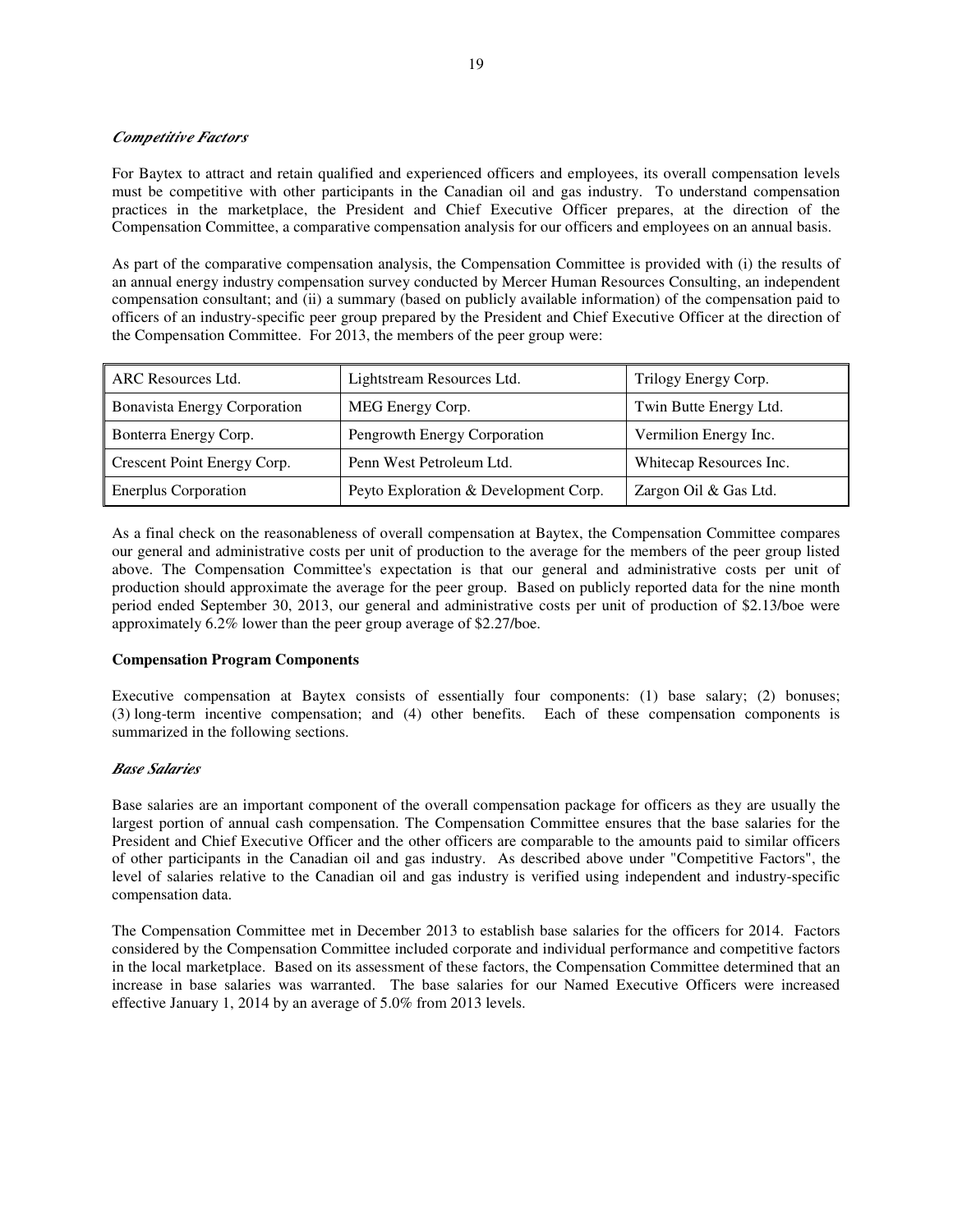### *Competitive Factors*

For Baytex to attract and retain qualified and experienced officers and employees, its overall compensation levels must be competitive with other participants in the Canadian oil and gas industry. To understand compensation practices in the marketplace, the President and Chief Executive Officer prepares, at the direction of the Compensation Committee, a comparative compensation analysis for our officers and employees on an annual basis.

As part of the comparative compensation analysis, the Compensation Committee is provided with (i) the results of an annual energy industry compensation survey conducted by Mercer Human Resources Consulting, an independent compensation consultant; and (ii) a summary (based on publicly available information) of the compensation paid to officers of an industry-specific peer group prepared by the President and Chief Executive Officer at the direction of the Compensation Committee. For 2013, the members of the peer group were:

| | | |
|---|---|---|
| ARC Resources Ltd. | Lightstream Resources Ltd. | Trilogy Energy Corp. |
| Bonavista Energy Corporation | MEG Energy Corp. | Twin Butte Energy Ltd. |
| Bonterra Energy Corp. | Pengrowth Energy Corporation | Vermilion Energy Inc. |
| Crescent Point Energy Corp. | Penn West Petroleum Ltd. | Whitecap Resources Inc. |
| Enerplus Corporation | Peyto Exploration & Development Corp. | Zargon Oil & Gas Ltd. |

As a final check on the reasonableness of overall compensation at Baytex, the Compensation Committee compares our general and administrative costs per unit of production to the average for the members of the peer group listed above. The Compensation Committee's expectation is that our general and administrative costs per unit of production should approximate the average for the peer group. Based on publicly reported data for the nine month period ended September 30, 2013, our general and administrative costs per unit of production of $2.13/boe were approximately 6.2% lower than the peer group average of $2.27/boe.

**Compensation Program Components**

Executive compensation at Baytex consists of essentially four components: (1) base salary; (2) bonuses; (3) long-term incentive compensation; and (4) other benefits. Each of these compensation components is summarized in the following sections.

### *Base Salaries*

Base salaries are an important component of the overall compensation package for officers as they are usually the largest portion of annual cash compensation. The Compensation Committee ensures that the base salaries for the President and Chief Executive Officer and the other officers are comparable to the amounts paid to similar officers of other participants in the Canadian oil and gas industry. As described above under "Competitive Factors", the level of salaries relative to the Canadian oil and gas industry is verified using independent and industry-specific compensation data.

The Compensation Committee met in December 2013 to establish base salaries for the officers for 2014. Factors considered by the Compensation Committee included corporate and individual performance and competitive factors in the local marketplace. Based on its assessment of these factors, the Compensation Committee determined that an increase in base salaries was warranted. The base salaries for our Named Executive Officers were increased effective January 1, 2014 by an average of 5.0% from 2013 levels.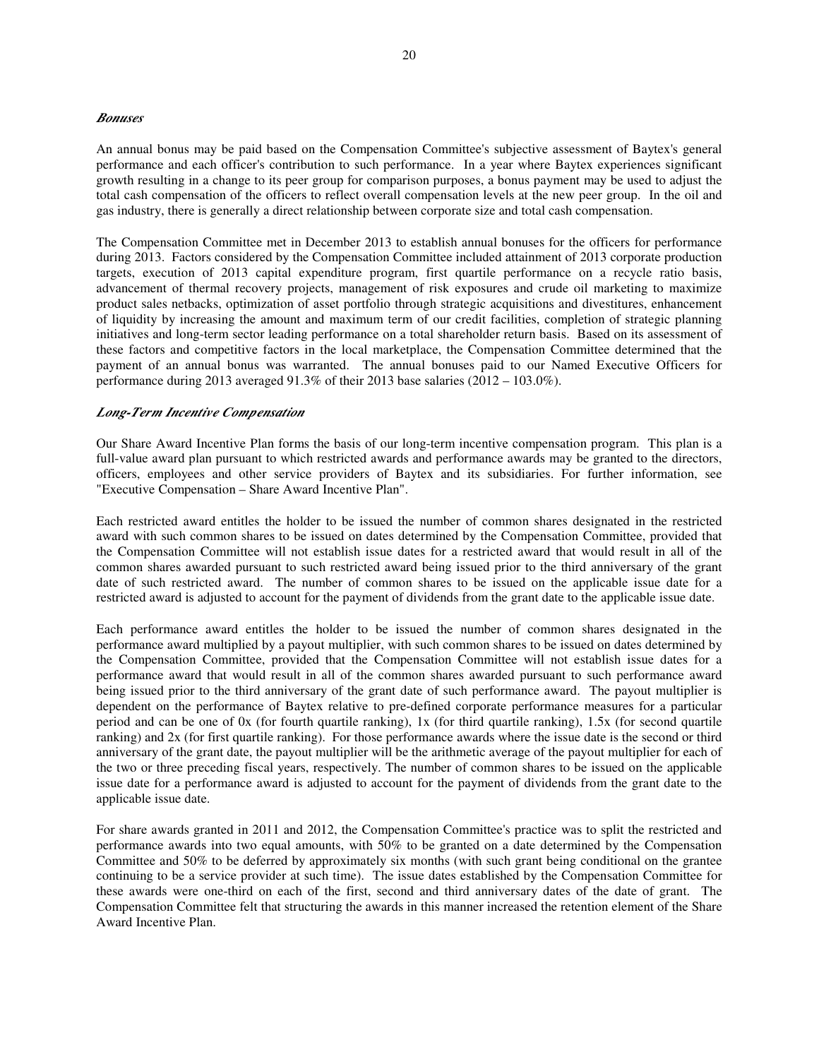***Bonuses***

An annual bonus may be paid based on the Compensation Committee's subjective assessment of Baytex's general performance and each officer's contribution to such performance. In a year where Baytex experiences significant growth resulting in a change to its peer group for comparison purposes, a bonus payment may be used to adjust the total cash compensation of the officers to reflect overall compensation levels at the new peer group. In the oil and gas industry, there is generally a direct relationship between corporate size and total cash compensation.

The Compensation Committee met in December 2013 to establish annual bonuses for the officers for performance during 2013. Factors considered by the Compensation Committee included attainment of 2013 corporate production targets, execution of 2013 capital expenditure program, first quartile performance on a recycle ratio basis, advancement of thermal recovery projects, management of risk exposures and crude oil marketing to maximize product sales netbacks, optimization of asset portfolio through strategic acquisitions and divestitures, enhancement of liquidity by increasing the amount and maximum term of our credit facilities, completion of strategic planning initiatives and long-term sector leading performance on a total shareholder return basis. Based on its assessment of these factors and competitive factors in the local marketplace, the Compensation Committee determined that the payment of an annual bonus was warranted. The annual bonuses paid to our Named Executive Officers for performance during 2013 averaged 91.3% of their 2013 base salaries (2012 – 103.0%).

***Long-Term Incentive Compensation***

Our Share Award Incentive Plan forms the basis of our long-term incentive compensation program. This plan is a full-value award plan pursuant to which restricted awards and performance awards may be granted to the directors, officers, employees and other service providers of Baytex and its subsidiaries. For further information, see "Executive Compensation – Share Award Incentive Plan".

Each restricted award entitles the holder to be issued the number of common shares designated in the restricted award with such common shares to be issued on dates determined by the Compensation Committee, provided that the Compensation Committee will not establish issue dates for a restricted award that would result in all of the common shares awarded pursuant to such restricted award being issued prior to the third anniversary of the grant date of such restricted award. The number of common shares to be issued on the applicable issue date for a restricted award is adjusted to account for the payment of dividends from the grant date to the applicable issue date.

Each performance award entitles the holder to be issued the number of common shares designated in the performance award multiplied by a payout multiplier, with such common shares to be issued on dates determined by the Compensation Committee, provided that the Compensation Committee will not establish issue dates for a performance award that would result in all of the common shares awarded pursuant to such performance award being issued prior to the third anniversary of the grant date of such performance award. The payout multiplier is dependent on the performance of Baytex relative to pre-defined corporate performance measures for a particular period and can be one of 0x (for fourth quartile ranking), 1x (for third quartile ranking), 1.5x (for second quartile ranking) and 2x (for first quartile ranking). For those performance awards where the issue date is the second or third anniversary of the grant date, the payout multiplier will be the arithmetic average of the payout multiplier for each of the two or three preceding fiscal years, respectively. The number of common shares to be issued on the applicable issue date for a performance award is adjusted to account for the payment of dividends from the grant date to the applicable issue date.

For share awards granted in 2011 and 2012, the Compensation Committee's practice was to split the restricted and performance awards into two equal amounts, with 50% to be granted on a date determined by the Compensation Committee and 50% to be deferred by approximately six months (with such grant being conditional on the grantee continuing to be a service provider at such time). The issue dates established by the Compensation Committee for these awards were one-third on each of the first, second and third anniversary dates of the date of grant. The Compensation Committee felt that structuring the awards in this manner increased the retention element of the Share Award Incentive Plan.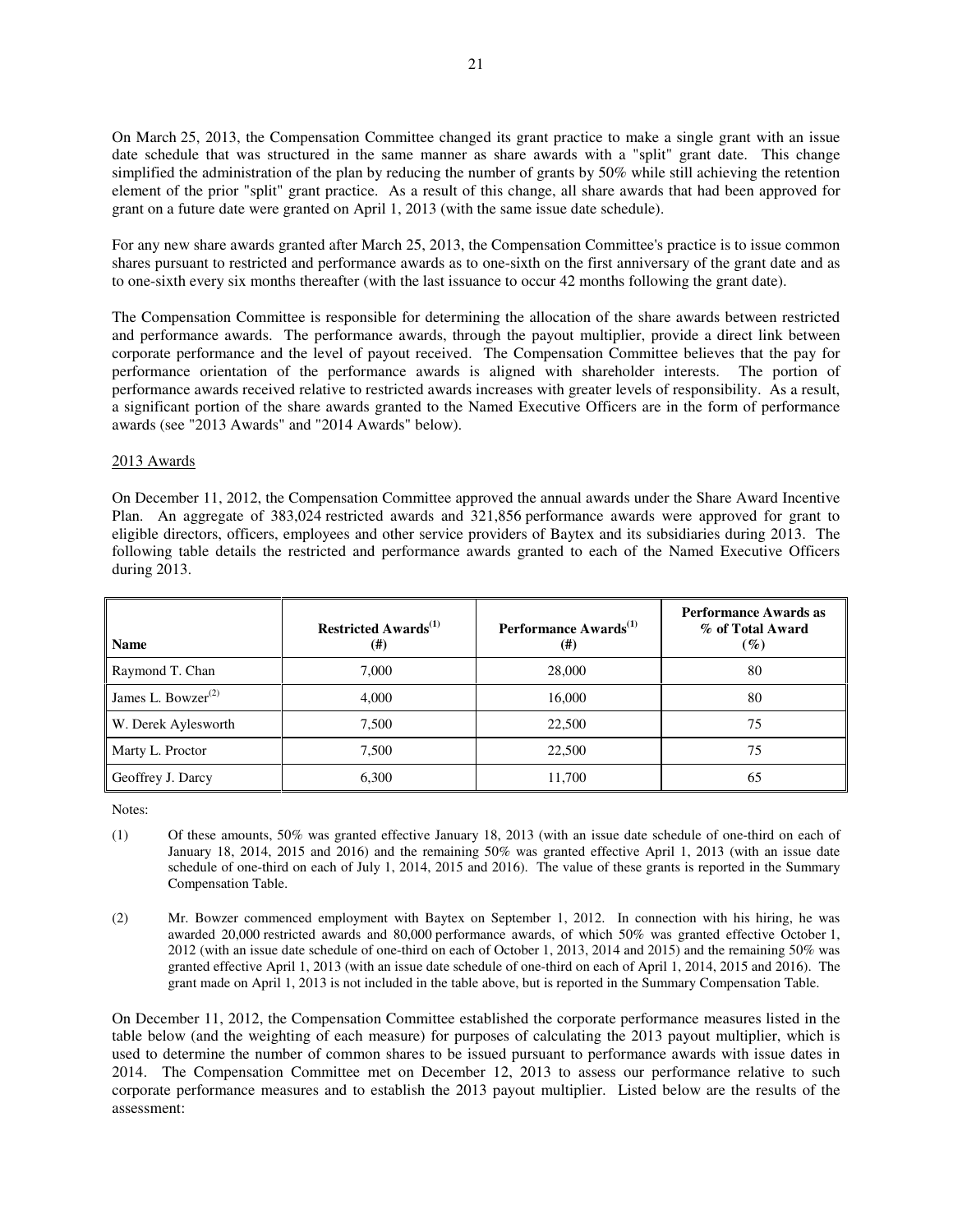On March 25, 2013, the Compensation Committee changed its grant practice to make a single grant with an issue date schedule that was structured in the same manner as share awards with a "split" grant date. This change simplified the administration of the plan by reducing the number of grants by 50% while still achieving the retention element of the prior "split" grant practice. As a result of this change, all share awards that had been approved for grant on a future date were granted on April 1, 2013 (with the same issue date schedule).

For any new share awards granted after March 25, 2013, the Compensation Committee's practice is to issue common shares pursuant to restricted and performance awards as to one-sixth on the first anniversary of the grant date and as to one-sixth every six months thereafter (with the last issuance to occur 42 months following the grant date).

The Compensation Committee is responsible for determining the allocation of the share awards between restricted and performance awards. The performance awards, through the payout multiplier, provide a direct link between corporate performance and the level of payout received. The Compensation Committee believes that the pay for performance orientation of the performance awards is aligned with shareholder interests. The portion of performance awards received relative to restricted awards increases with greater levels of responsibility. As a result, a significant portion of the share awards granted to the Named Executive Officers are in the form of performance awards (see "2013 Awards" and "2014 Awards" below).

2013 Awards

On December 11, 2012, the Compensation Committee approved the annual awards under the Share Award Incentive Plan. An aggregate of 383,024 restricted awards and 321,856 performance awards were approved for grant to eligible directors, officers, employees and other service providers of Baytex and its subsidiaries during 2013. The following table details the restricted and performance awards granted to each of the Named Executive Officers during 2013.

| Name | Restricted Awards[(1)] (#) | Performance Awards[(1)] (#) | Performance Awards as % of Total Award (%) |
|---|---|---|---|
| Raymond T. Chan | 7,000 | 28,000 | 80 |
| James L. Bowzer[(2)] | 4,000 | 16,000 | 80 |
| W. Derek Aylesworth | 7,500 | 22,500 | 75 |
| Marty L. Proctor | 7,500 | 22,500 | 75 |
| Geoffrey J. Darcy | 6,300 | 11,700 | 65 |

Notes:

(1) Of these amounts, 50% was granted effective January 18, 2013 (with an issue date schedule of one-third on each of January 18, 2014, 2015 and 2016) and the remaining 50% was granted effective April 1, 2013 (with an issue date schedule of one-third on each of July 1, 2014, 2015 and 2016). The value of these grants is reported in the Summary Compensation Table.

(2) Mr. Bowzer commenced employment with Baytex on September 1, 2012. In connection with his hiring, he was awarded 20,000 restricted awards and 80,000 performance awards, of which 50% was granted effective October 1, 2012 (with an issue date schedule of one-third on each of October 1, 2013, 2014 and 2015) and the remaining 50% was granted effective April 1, 2013 (with an issue date schedule of one-third on each of April 1, 2014, 2015 and 2016). The grant made on April 1, 2013 is not included in the table above, but is reported in the Summary Compensation Table.

On December 11, 2012, the Compensation Committee established the corporate performance measures listed in the table below (and the weighting of each measure) for purposes of calculating the 2013 payout multiplier, which is used to determine the number of common shares to be issued pursuant to performance awards with issue dates in 2014. The Compensation Committee met on December 12, 2013 to assess our performance relative to such corporate performance measures and to establish the 2013 payout multiplier. Listed below are the results of the assessment: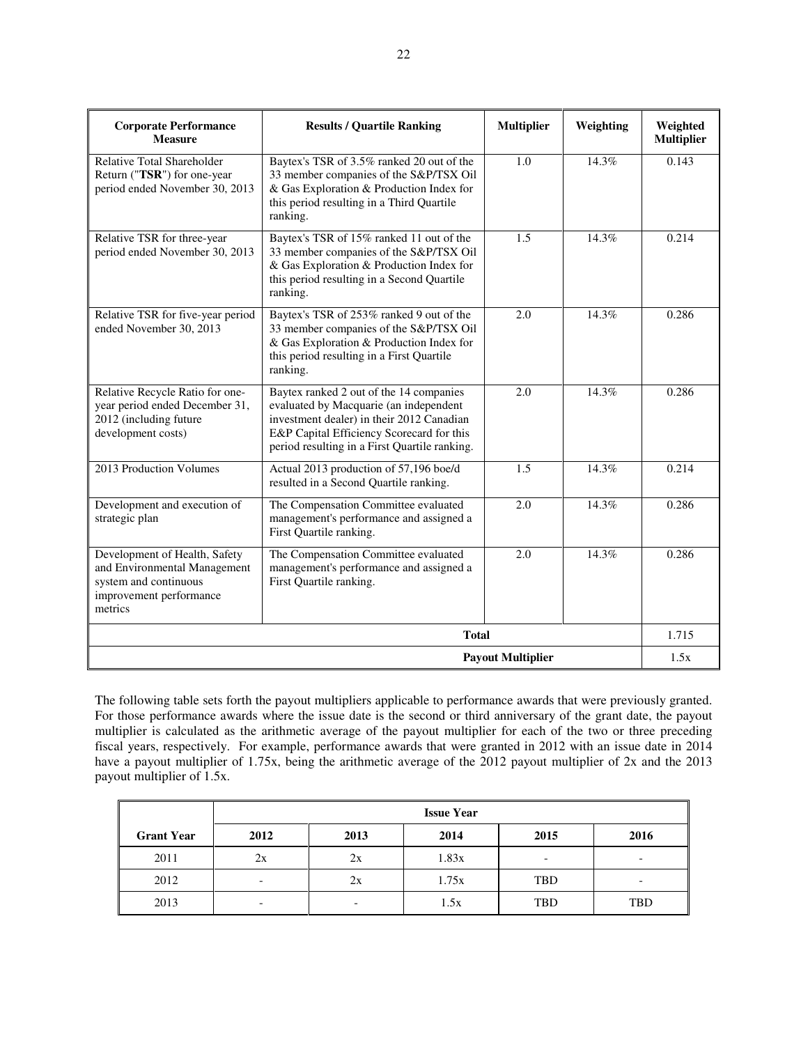| Corporate Performance Measure | Results / Quartile Ranking | Multiplier | Weighting | Weighted Multiplier |
|---|---|---|---|---|
| Relative Total Shareholder Return ("**TSR**") for one-year period ended November 30, 2013 | Baytex's TSR of 3.5% ranked 20 out of the 33 member companies of the S&P/TSX Oil & Gas Exploration & Production Index for this period resulting in a Third Quartile ranking. | 1.0 | 14.3% | 0.143 |
| Relative TSR for three-year period ended November 30, 2013 | Baytex's TSR of 15% ranked 11 out of the 33 member companies of the S&P/TSX Oil & Gas Exploration & Production Index for this period resulting in a Second Quartile ranking. | 1.5 | 14.3% | 0.214 |
| Relative TSR for five-year period ended November 30, 2013 | Baytex's TSR of 253% ranked 9 out of the 33 member companies of the S&P/TSX Oil & Gas Exploration & Production Index for this period resulting in a First Quartile ranking. | 2.0 | 14.3% | 0.286 |
| Relative Recycle Ratio for one-year period ended December 31, 2012 (including future development costs) | Baytex ranked 2 out of the 14 companies evaluated by Macquarie (an independent investment dealer) in their 2012 Canadian E&P Capital Efficiency Scorecard for this period resulting in a First Quartile ranking. | 2.0 | 14.3% | 0.286 |
| 2013 Production Volumes | Actual 2013 production of 57,196 boe/d resulted in a Second Quartile ranking. | 1.5 | 14.3% | 0.214 |
| Development and execution of strategic plan | The Compensation Committee evaluated management's performance and assigned a First Quartile ranking. | 2.0 | 14.3% | 0.286 |
| Development of Health, Safety and Environmental Management system and continuous improvement performance metrics | The Compensation Committee evaluated management's performance and assigned a First Quartile ranking. | 2.0 | 14.3% | 0.286 |
| | | **Total** | | 1.715 |
| | | **Payout Multiplier** | | 1.5x |

The following table sets forth the payout multipliers applicable to performance awards that were previously granted. For those performance awards where the issue date is the second or third anniversary of the grant date, the payout multiplier is calculated as the arithmetic average of the payout multiplier for each of the two or three preceding fiscal years, respectively. For example, performance awards that were granted in 2012 with an issue date in 2014 have a payout multiplier of 1.75x, being the arithmetic average of the 2012 payout multiplier of 2x and the 2013 payout multiplier of 1.5x.

| | **Issue Year** | | | | |
|---|---|---|---|---|---|
| **Grant Year** | **2012** | **2013** | **2014** | **2015** | **2016** |
| 2011 | 2x | 2x | 1.83x | - | - |
| 2012 | - | 2x | 1.75x | TBD | - |
| 2013 | - | - | 1.5x | TBD | TBD |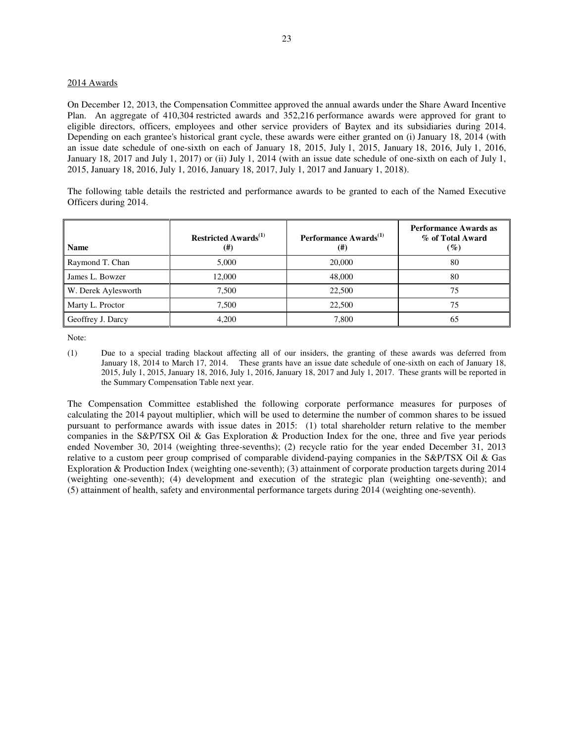2014 Awards

On December 12, 2013, the Compensation Committee approved the annual awards under the Share Award Incentive Plan. An aggregate of 410,304 restricted awards and 352,216 performance awards were approved for grant to eligible directors, officers, employees and other service providers of Baytex and its subsidiaries during 2014. Depending on each grantee's historical grant cycle, these awards were either granted on (i) January 18, 2014 (with an issue date schedule of one-sixth on each of January 18, 2015, July 1, 2015, January 18, 2016, July 1, 2016, January 18, 2017 and July 1, 2017) or (ii) July 1, 2014 (with an issue date schedule of one-sixth on each of July 1, 2015, January 18, 2016, July 1, 2016, January 18, 2017, July 1, 2017 and January 1, 2018).

The following table details the restricted and performance awards to be granted to each of the Named Executive Officers during 2014.

| Name | Restricted Awards[(1)] (#) | Performance Awards[(1)] (#) | Performance Awards as % of Total Award (%) |
|---|---|---|---|
| Raymond T. Chan | 5,000 | 20,000 | 80 |
| James L. Bowzer | 12,000 | 48,000 | 80 |
| W. Derek Aylesworth | 7,500 | 22,500 | 75 |
| Marty L. Proctor | 7,500 | 22,500 | 75 |
| Geoffrey J. Darcy | 4,200 | 7,800 | 65 |

Note:

(1) Due to a special trading blackout affecting all of our insiders, the granting of these awards was deferred from January 18, 2014 to March 17, 2014. These grants have an issue date schedule of one-sixth on each of January 18, 2015, July 1, 2015, January 18, 2016, July 1, 2016, January 18, 2017 and July 1, 2017. These grants will be reported in the Summary Compensation Table next year.

The Compensation Committee established the following corporate performance measures for purposes of calculating the 2014 payout multiplier, which will be used to determine the number of common shares to be issued pursuant to performance awards with issue dates in 2015: (1) total shareholder return relative to the member companies in the S&P/TSX Oil & Gas Exploration & Production Index for the one, three and five year periods ended November 30, 2014 (weighting three-sevenths); (2) recycle ratio for the year ended December 31, 2013 relative to a custom peer group comprised of comparable dividend-paying companies in the S&P/TSX Oil & Gas Exploration & Production Index (weighting one-seventh); (3) attainment of corporate production targets during 2014 (weighting one-seventh); (4) development and execution of the strategic plan (weighting one-seventh); and (5) attainment of health, safety and environmental performance targets during 2014 (weighting one-seventh).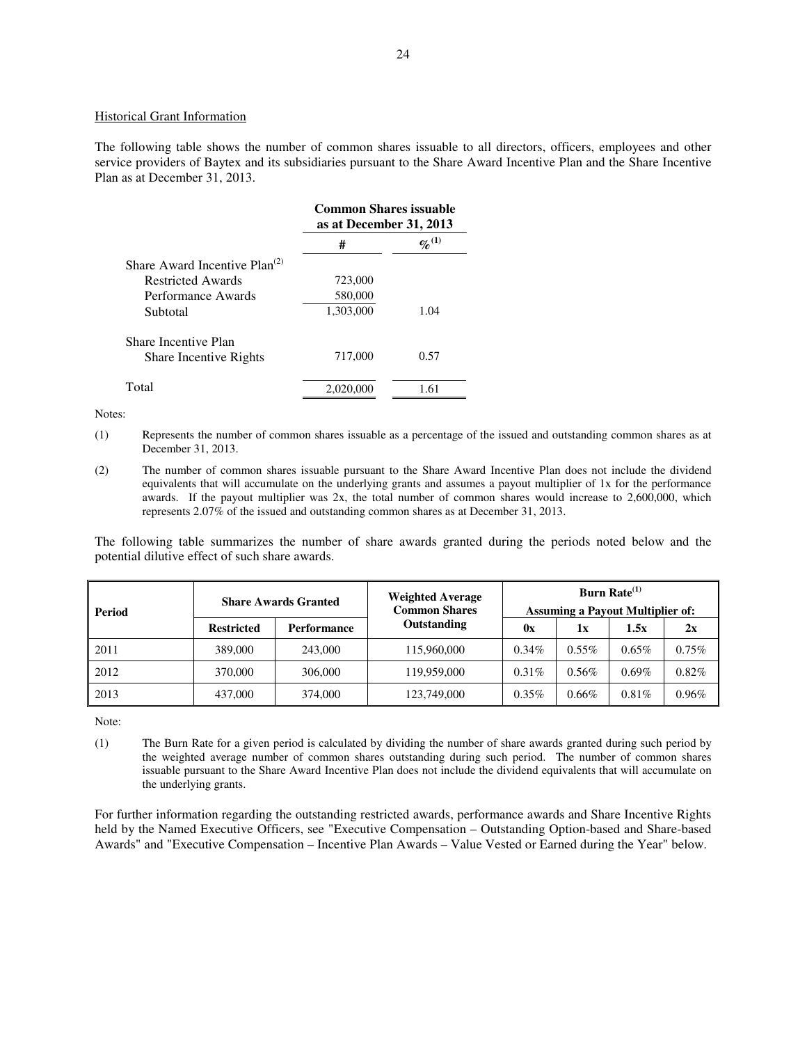Historical Grant Information

The following table shows the number of common shares issuable to all directors, officers, employees and other service providers of Baytex and its subsidiaries pursuant to the Share Award Incentive Plan and the Share Incentive Plan as at December 31, 2013.

| | Common Shares issuable as at December 31, 2013 | |
|---|---|---|
| | # | %[1] |
| Share Award Incentive Plan[2] | | |
| Restricted Awards | 723,000 | |
| Performance Awards | 580,000 | |
| Subtotal | 1,303,000 | 1.04 |
| Share Incentive Plan | | |
| Share Incentive Rights | 717,000 | 0.57 |
| Total | 2,020,000 | 1.61 |

Notes:

(1) Represents the number of common shares issuable as a percentage of the issued and outstanding common shares as at December 31, 2013.

(2) The number of common shares issuable pursuant to the Share Award Incentive Plan does not include the dividend equivalents that will accumulate on the underlying grants and assumes a payout multiplier of 1x for the performance awards. If the payout multiplier was 2x, the total number of common shares would increase to 2,600,000, which represents 2.07% of the issued and outstanding common shares as at December 31, 2013.

The following table summarizes the number of share awards granted during the periods noted below and the potential dilutive effect of such share awards.

| Period | Share Awards Granted | | Weighted Average Common Shares Outstanding | Burn Rate[1] Assuming a Payout Multiplier of: | | | |
|---|---|---|---|---|---|---|---|
| | Restricted | Performance | | 0x | 1x | 1.5x | 2x |
| 2011 | 389,000 | 243,000 | 115,960,000 | 0.34% | 0.55% | 0.65% | 0.75% |
| 2012 | 370,000 | 306,000 | 119,959,000 | 0.31% | 0.56% | 0.69% | 0.82% |
| 2013 | 437,000 | 374,000 | 123,749,000 | 0.35% | 0.66% | 0.81% | 0.96% |

Note:

(1) The Burn Rate for a given period is calculated by dividing the number of share awards granted during such period by the weighted average number of common shares outstanding during such period. The number of common shares issuable pursuant to the Share Award Incentive Plan does not include the dividend equivalents that will accumulate on the underlying grants.

For further information regarding the outstanding restricted awards, performance awards and Share Incentive Rights held by the Named Executive Officers, see "Executive Compensation – Outstanding Option-based and Share-based Awards" and "Executive Compensation – Incentive Plan Awards – Value Vested or Earned during the Year" below.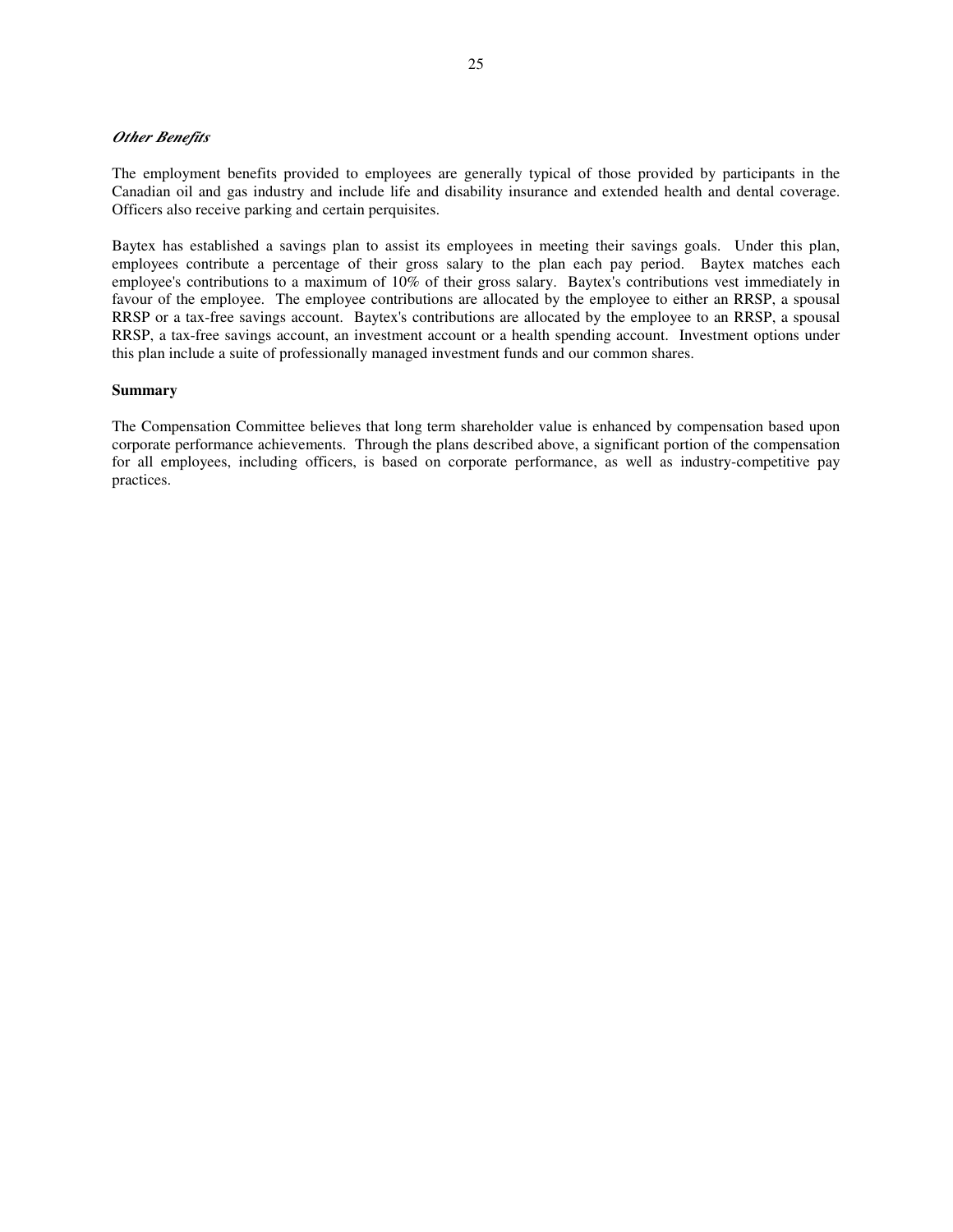***Other Benefits***

The employment benefits provided to employees are generally typical of those provided by participants in the Canadian oil and gas industry and include life and disability insurance and extended health and dental coverage. Officers also receive parking and certain perquisites.

Baytex has established a savings plan to assist its employees in meeting their savings goals. Under this plan, employees contribute a percentage of their gross salary to the plan each pay period. Baytex matches each employee's contributions to a maximum of 10% of their gross salary. Baytex's contributions vest immediately in favour of the employee. The employee contributions are allocated by the employee to either an RRSP, a spousal RRSP or a tax-free savings account. Baytex's contributions are allocated by the employee to an RRSP, a spousal RRSP, a tax-free savings account, an investment account or a health spending account. Investment options under this plan include a suite of professionally managed investment funds and our common shares.

**Summary**

The Compensation Committee believes that long term shareholder value is enhanced by compensation based upon corporate performance achievements. Through the plans described above, a significant portion of the compensation for all employees, including officers, is based on corporate performance, as well as industry-competitive pay practices.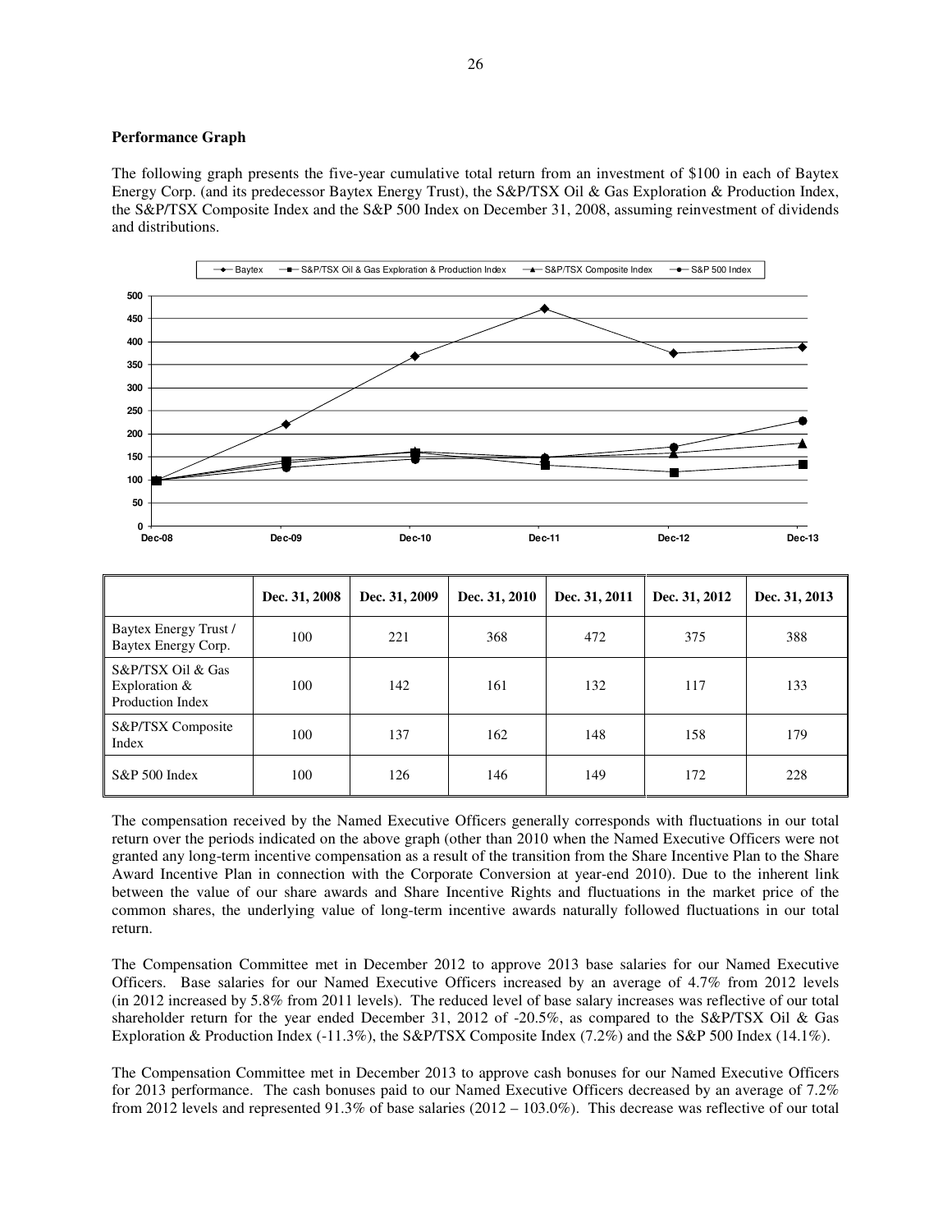**Performance Graph**

The following graph presents the five-year cumulative total return from an investment of $100 in each of Baytex Energy Corp. (and its predecessor Baytex Energy Trust), the S&P/TSX Oil & Gas Exploration & Production Index, the S&P/TSX Composite Index and the S&P 500 Index on December 31, 2008, assuming reinvestment of dividends and distributions.

| | Dec. 31, 2008 | Dec. 31, 2009 | Dec. 31, 2010 | Dec. 31, 2011 | Dec. 31, 2012 | Dec. 31, 2013 |
|---|---|---|---|---|---|---|
| Baytex Energy Trust / Baytex Energy Corp. | 100 | 221 | 368 | 472 | 375 | 388 |
| S&P/TSX Oil & Gas Exploration & Production Index | 100 | 142 | 161 | 132 | 117 | 133 |
| S&P/TSX Composite Index | 100 | 137 | 162 | 148 | 158 | 179 |
| S&P 500 Index | 100 | 126 | 146 | 149 | 172 | 228 |

The compensation received by the Named Executive Officers generally corresponds with fluctuations in our total return over the periods indicated on the above graph (other than 2010 when the Named Executive Officers were not granted any long-term incentive compensation as a result of the transition from the Share Incentive Plan to the Share Award Incentive Plan in connection with the Corporate Conversion at year-end 2010). Due to the inherent link between the value of our share awards and Share Incentive Rights and fluctuations in the market price of the common shares, the underlying value of long-term incentive awards naturally followed fluctuations in our total return.

The Compensation Committee met in December 2012 to approve 2013 base salaries for our Named Executive Officers. Base salaries for our Named Executive Officers increased by an average of 4.7% from 2012 levels (in 2012 increased by 5.8% from 2011 levels). The reduced level of base salary increases was reflective of our total shareholder return for the year ended December 31, 2012 of -20.5%, as compared to the S&P/TSX Oil & Gas Exploration & Production Index (-11.3%), the S&P/TSX Composite Index (7.2%) and the S&P 500 Index (14.1%).

The Compensation Committee met in December 2013 to approve cash bonuses for our Named Executive Officers for 2013 performance. The cash bonuses paid to our Named Executive Officers decreased by an average of 7.2% from 2012 levels and represented 91.3% of base salaries (2012 – 103.0%). This decrease was reflective of our total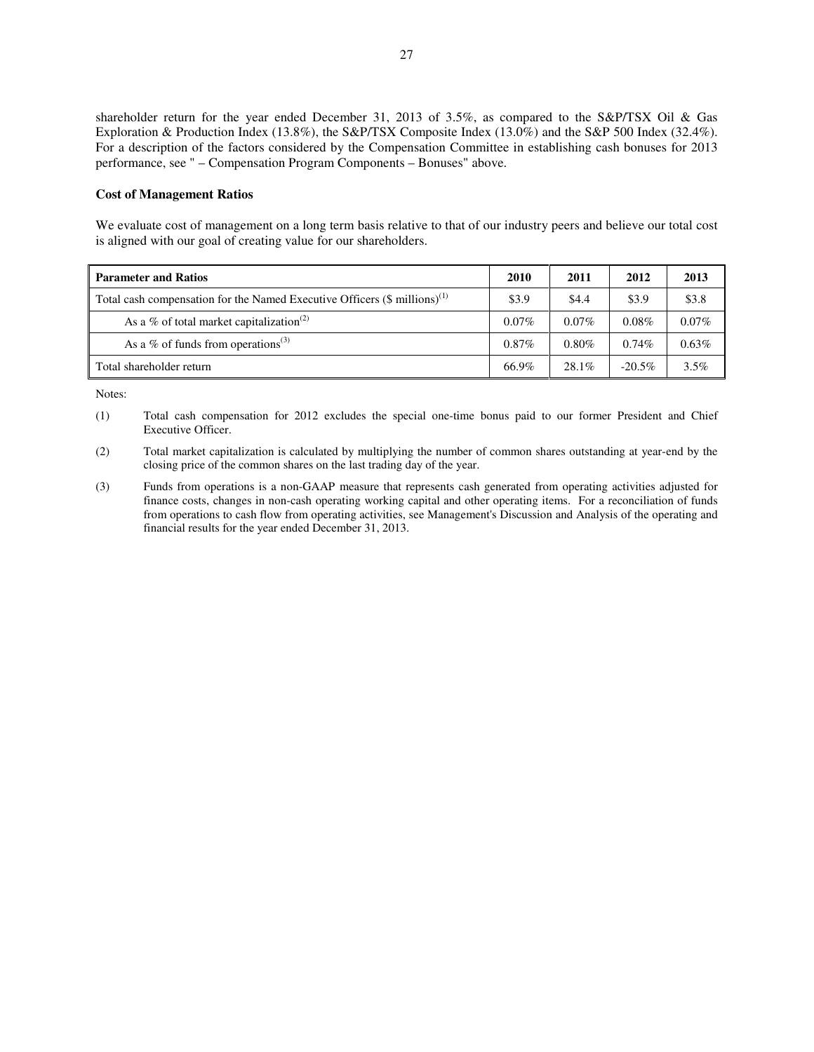shareholder return for the year ended December 31, 2013 of 3.5%, as compared to the S&P/TSX Oil & Gas Exploration & Production Index (13.8%), the S&P/TSX Composite Index (13.0%) and the S&P 500 Index (32.4%). For a description of the factors considered by the Compensation Committee in establishing cash bonuses for 2013 performance, see " – Compensation Program Components – Bonuses" above.

**Cost of Management Ratios**

We evaluate cost of management on a long term basis relative to that of our industry peers and believe our total cost is aligned with our goal of creating value for our shareholders.

| Parameter and Ratios | 2010 | 2011 | 2012 | 2013 |
|---|---|---|---|---|
| Total cash compensation for the Named Executive Officers ($ millions)(1) | $3.9 | $4.4 | $3.9 | $3.8 |
| As a % of total market capitalization(2) | 0.07% | 0.07% | 0.08% | 0.07% |
| As a % of funds from operations(3) | 0.87% | 0.80% | 0.74% | 0.63% |
| Total shareholder return | 66.9% | 28.1% | -20.5% | 3.5% |

Notes:

(1) Total cash compensation for 2012 excludes the special one-time bonus paid to our former President and Chief Executive Officer.

(2) Total market capitalization is calculated by multiplying the number of common shares outstanding at year-end by the closing price of the common shares on the last trading day of the year.

(3) Funds from operations is a non-GAAP measure that represents cash generated from operating activities adjusted for finance costs, changes in non-cash operating working capital and other operating items. For a reconciliation of funds from operations to cash flow from operating activities, see Management's Discussion and Analysis of the operating and financial results for the year ended December 31, 2013.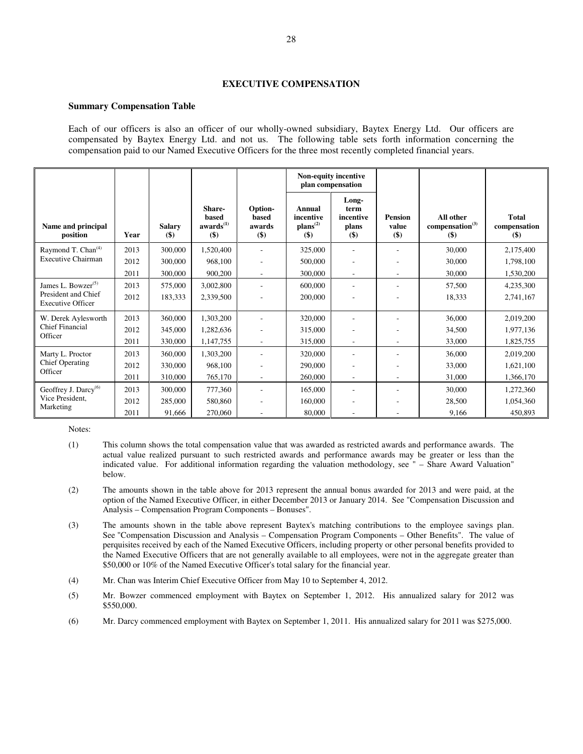## EXECUTIVE COMPENSATION

### Summary Compensation Table

Each of our officers is also an officer of our wholly-owned subsidiary, Baytex Energy Ltd. Our officers are compensated by Baytex Energy Ltd. and not us. The following table sets forth information concerning the compensation paid to our Named Executive Officers for the three most recently completed financial years.

| Name and principal position | Year | Salary ($) | Share-based awards[(1)] ($) | Option-based awards ($) | Non-equity incentive plan compensation | | Pension value ($) | All other compensation[(3)] ($) | Total compensation ($) |
|---|---|---|---|---|---|---|---|---|---|
| | | | | | Annual incentive plans[(2)] ($) | Long-term incentive plans ($) | | | |
| Raymond T. Chan[(4)] Executive Chairman | 2013 | 300,000 | 1,520,400 | - | 325,000 | - | - | 30,000 | 2,175,400 |
| | 2012 | 300,000 | 968,100 | - | 500,000 | - | - | 30,000 | 1,798,100 |
| | 2011 | 300,000 | 900,200 | - | 300,000 | - | - | 30,000 | 1,530,200 |
| James L. Bowzer[(5)] President and Chief Executive Officer | 2013 | 575,000 | 3,002,800 | - | 600,000 | - | - | 57,500 | 4,235,300 |
| | 2012 | 183,333 | 2,339,500 | - | 200,000 | - | - | 18,333 | 2,741,167 |
| W. Derek Aylesworth Chief Financial Officer | 2013 | 360,000 | 1,303,200 | - | 320,000 | - | - | 36,000 | 2,019,200 |
| | 2012 | 345,000 | 1,282,636 | - | 315,000 | - | - | 34,500 | 1,977,136 |
| | 2011 | 330,000 | 1,147,755 | - | 315,000 | - | - | 33,000 | 1,825,755 |
| Marty L. Proctor Chief Operating Officer | 2013 | 360,000 | 1,303,200 | - | 320,000 | - | - | 36,000 | 2,019,200 |
| | 2012 | 330,000 | 968,100 | - | 290,000 | - | - | 33,000 | 1,621,100 |
| | 2011 | 310,000 | 765,170 | - | 260,000 | - | - | 31,000 | 1,366,170 |
| Geoffrey J. Darcy[(6)] Vice President, Marketing | 2013 | 300,000 | 777,360 | - | 165,000 | - | - | 30,000 | 1,272,360 |
| | 2012 | 285,000 | 580,860 | - | 160,000 | - | - | 28,500 | 1,054,360 |
| | 2011 | 91,666 | 270,060 | - | 80,000 | - | - | 9,166 | 450,893 |

Notes:

(1) This column shows the total compensation value that was awarded as restricted awards and performance awards. The actual value realized pursuant to such restricted awards and performance awards may be greater or less than the indicated value. For additional information regarding the valuation methodology, see " – Share Award Valuation" below.

(2) The amounts shown in the table above for 2013 represent the annual bonus awarded for 2013 and were paid, at the option of the Named Executive Officer, in either December 2013 or January 2014. See "Compensation Discussion and Analysis – Compensation Program Components – Bonuses".

(3) The amounts shown in the table above represent Baytex's matching contributions to the employee savings plan. See "Compensation Discussion and Analysis – Compensation Program Components – Other Benefits". The value of perquisites received by each of the Named Executive Officers, including property or other personal benefits provided to the Named Executive Officers that are not generally available to all employees, were not in the aggregate greater than $50,000 or 10% of the Named Executive Officer's total salary for the financial year.

(4) Mr. Chan was Interim Chief Executive Officer from May 10 to September 4, 2012.

(5) Mr. Bowzer commenced employment with Baytex on September 1, 2012. His annualized salary for 2012 was $550,000.

(6) Mr. Darcy commenced employment with Baytex on September 1, 2011. His annualized salary for 2011 was $275,000.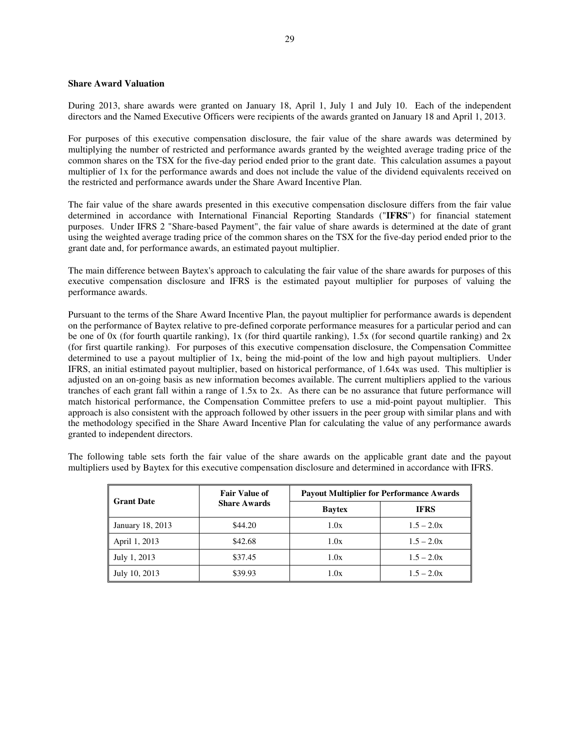**Share Award Valuation**

During 2013, share awards were granted on January 18, April 1, July 1 and July 10. Each of the independent directors and the Named Executive Officers were recipients of the awards granted on January 18 and April 1, 2013.

For purposes of this executive compensation disclosure, the fair value of the share awards was determined by multiplying the number of restricted and performance awards granted by the weighted average trading price of the common shares on the TSX for the five-day period ended prior to the grant date. This calculation assumes a payout multiplier of 1x for the performance awards and does not include the value of the dividend equivalents received on the restricted and performance awards under the Share Award Incentive Plan.

The fair value of the share awards presented in this executive compensation disclosure differs from the fair value determined in accordance with International Financial Reporting Standards ("**IFRS**") for financial statement purposes. Under IFRS 2 "Share-based Payment", the fair value of share awards is determined at the date of grant using the weighted average trading price of the common shares on the TSX for the five-day period ended prior to the grant date and, for performance awards, an estimated payout multiplier.

The main difference between Baytex's approach to calculating the fair value of the share awards for purposes of this executive compensation disclosure and IFRS is the estimated payout multiplier for purposes of valuing the performance awards.

Pursuant to the terms of the Share Award Incentive Plan, the payout multiplier for performance awards is dependent on the performance of Baytex relative to pre-defined corporate performance measures for a particular period and can be one of 0x (for fourth quartile ranking), 1x (for third quartile ranking), 1.5x (for second quartile ranking) and 2x (for first quartile ranking). For purposes of this executive compensation disclosure, the Compensation Committee determined to use a payout multiplier of 1x, being the mid-point of the low and high payout multipliers. Under IFRS, an initial estimated payout multiplier, based on historical performance, of 1.64x was used. This multiplier is adjusted on an on-going basis as new information becomes available. The current multipliers applied to the various tranches of each grant fall within a range of 1.5x to 2x. As there can be no assurance that future performance will match historical performance, the Compensation Committee prefers to use a mid-point payout multiplier. This approach is also consistent with the approach followed by other issuers in the peer group with similar plans and with the methodology specified in the Share Award Incentive Plan for calculating the value of any performance awards granted to independent directors.

The following table sets forth the fair value of the share awards on the applicable grant date and the payout multipliers used by Baytex for this executive compensation disclosure and determined in accordance with IFRS.

| Grant Date | Fair Value of Share Awards | Payout Multiplier for Performance Awards | |
|---|---|---|---|
| | | **Baytex** | **IFRS** |
| January 18, 2013 | $44.20 | 1.0x | 1.5 – 2.0x |
| April 1, 2013 | $42.68 | 1.0x | 1.5 – 2.0x |
| July 1, 2013 | $37.45 | 1.0x | 1.5 – 2.0x |
| July 10, 2013 | $39.93 | 1.0x | 1.5 – 2.0x |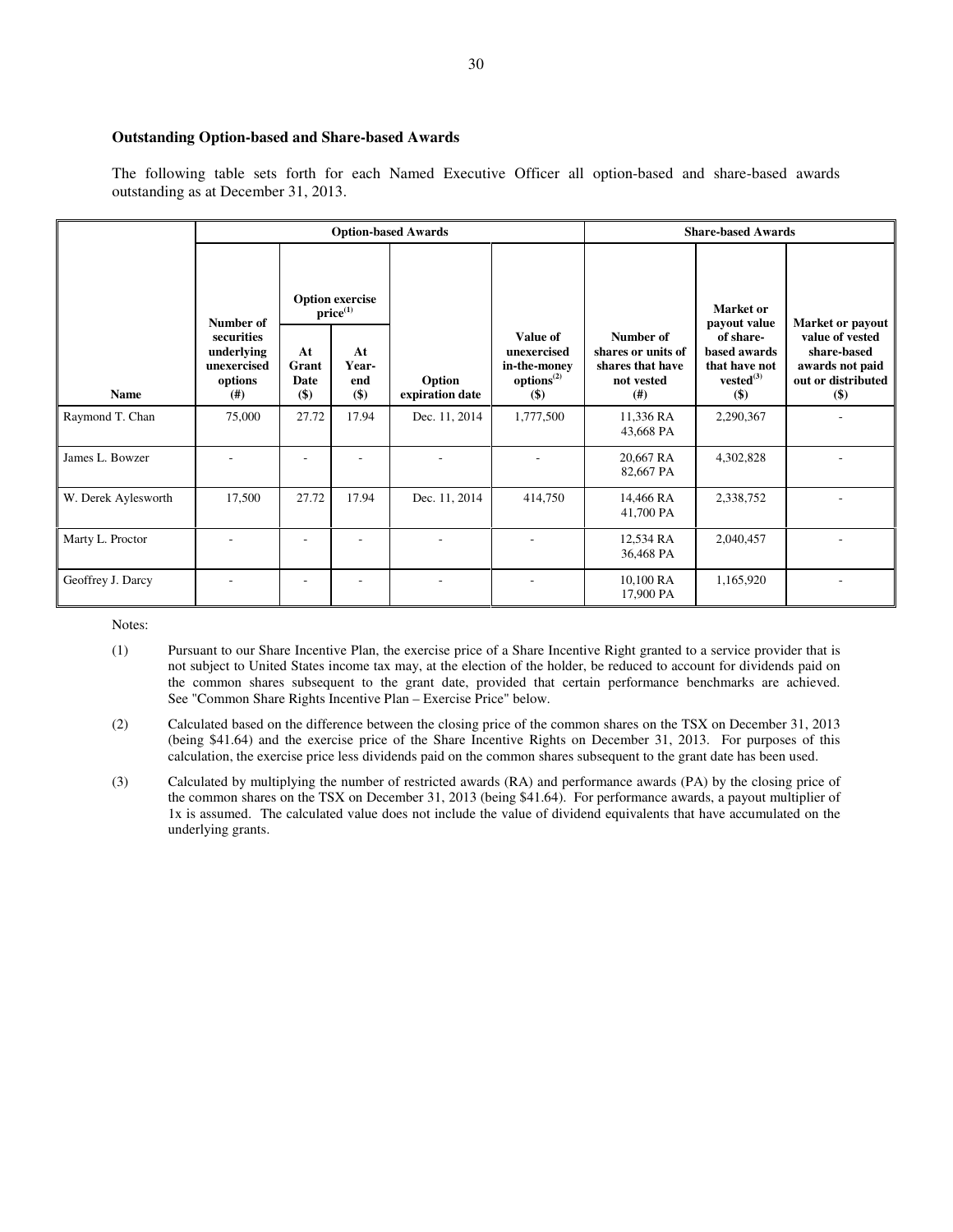### Outstanding Option-based and Share-based Awards

The following table sets forth for each Named Executive Officer all option-based and share-based awards outstanding as at December 31, 2013.

| | Option-based Awards | | | | | Share-based Awards | | |
|---|---|---|---|---|---|---|---|---|
| | | Option exercise price[(1)] | | | | | | |
| Name | Number of securities underlying unexercised options (#) | At Grant Date ($) | At Year-end ($) | Option expiration date | Value of unexercised in-the-money options[(2)] ($) | Number of shares or units of shares that have not vested (#) | Market or payout value of share-based awards that have not vested[(3)] ($) | Market or payout value of vested share-based awards not paid out or distributed ($) |
| Raymond T. Chan | 75,000 | 27.72 | 17.94 | Dec. 11, 2014 | 1,777,500 | 11,336 RA 43,668 PA | 2,290,367 | - |
| James L. Bowzer | - | - | - | - | - | 20,667 RA 82,667 PA | 4,302,828 | - |
| W. Derek Aylesworth | 17,500 | 27.72 | 17.94 | Dec. 11, 2014 | 414,750 | 14,466 RA 41,700 PA | 2,338,752 | - |
| Marty L. Proctor | - | - | - | - | - | 12,534 RA 36,468 PA | 2,040,457 | - |
| Geoffrey J. Darcy | - | - | - | - | - | 10,100 RA 17,900 PA | 1,165,920 | - |

Notes:

(1) Pursuant to our Share Incentive Plan, the exercise price of a Share Incentive Right granted to a service provider that is not subject to United States income tax may, at the election of the holder, be reduced to account for dividends paid on the common shares subsequent to the grant date, provided that certain performance benchmarks are achieved. See "Common Share Rights Incentive Plan – Exercise Price" below.

(2) Calculated based on the difference between the closing price of the common shares on the TSX on December 31, 2013 (being $41.64) and the exercise price of the Share Incentive Rights on December 31, 2013. For purposes of this calculation, the exercise price less dividends paid on the common shares subsequent to the grant date has been used.

(3) Calculated by multiplying the number of restricted awards (RA) and performance awards (PA) by the closing price of the common shares on the TSX on December 31, 2013 (being $41.64). For performance awards, a payout multiplier of 1x is assumed. The calculated value does not include the value of dividend equivalents that have accumulated on the underlying grants.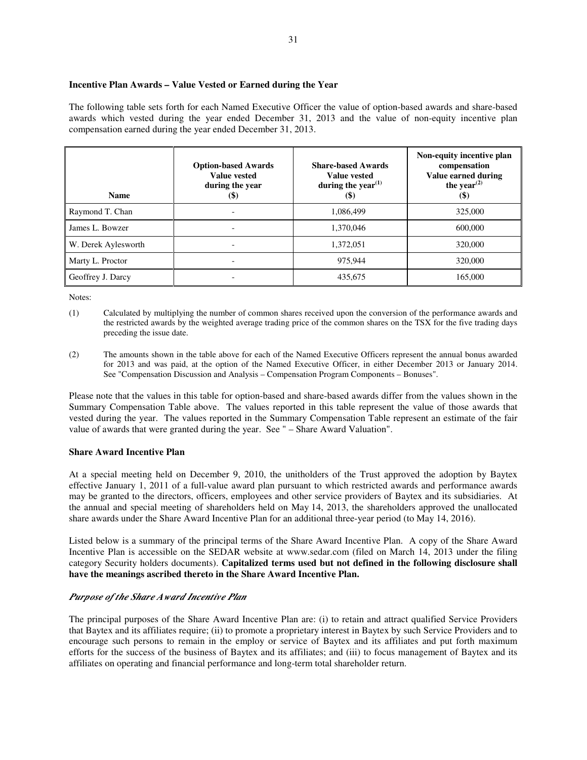## Incentive Plan Awards – Value Vested or Earned during the Year

The following table sets forth for each Named Executive Officer the value of option-based awards and share-based awards which vested during the year ended December 31, 2013 and the value of non-equity incentive plan compensation earned during the year ended December 31, 2013.

| Name | Option-based Awards Value vested during the year ($) | Share-based Awards Value vested during the year[(1)] ($) | Non-equity incentive plan compensation Value earned during the year[(2)] ($) |
|---|---|---|---|
| Raymond T. Chan | - | 1,086,499 | 325,000 |
| James L. Bowzer | - | 1,370,046 | 600,000 |
| W. Derek Aylesworth | - | 1,372,051 | 320,000 |
| Marty L. Proctor | - | 975,944 | 320,000 |
| Geoffrey J. Darcy | - | 435,675 | 165,000 |

Notes:

(1) Calculated by multiplying the number of common shares received upon the conversion of the performance awards and the restricted awards by the weighted average trading price of the common shares on the TSX for the five trading days preceding the issue date.

(2) The amounts shown in the table above for each of the Named Executive Officers represent the annual bonus awarded for 2013 and was paid, at the option of the Named Executive Officer, in either December 2013 or January 2014. See "Compensation Discussion and Analysis – Compensation Program Components – Bonuses".

Please note that the values in this table for option-based and share-based awards differ from the values shown in the Summary Compensation Table above. The values reported in this table represent the value of those awards that vested during the year. The values reported in the Summary Compensation Table represent an estimate of the fair value of awards that were granted during the year. See " – Share Award Valuation".

## Share Award Incentive Plan

At a special meeting held on December 9, 2010, the unitholders of the Trust approved the adoption by Baytex effective January 1, 2011 of a full-value award plan pursuant to which restricted awards and performance awards may be granted to the directors, officers, employees and other service providers of Baytex and its subsidiaries. At the annual and special meeting of shareholders held on May 14, 2013, the shareholders approved the unallocated share awards under the Share Award Incentive Plan for an additional three-year period (to May 14, 2016).

Listed below is a summary of the principal terms of the Share Award Incentive Plan. A copy of the Share Award Incentive Plan is accessible on the SEDAR website at www.sedar.com (filed on March 14, 2013 under the filing category Security holders documents). **Capitalized terms used but not defined in the following disclosure shall have the meanings ascribed thereto in the Share Award Incentive Plan.**

### *Purpose of the Share Award Incentive Plan*

The principal purposes of the Share Award Incentive Plan are: (i) to retain and attract qualified Service Providers that Baytex and its affiliates require; (ii) to promote a proprietary interest in Baytex by such Service Providers and to encourage such persons to remain in the employ or service of Baytex and its affiliates and put forth maximum efforts for the success of the business of Baytex and its affiliates; and (iii) to focus management of Baytex and its affiliates on operating and financial performance and long-term total shareholder return.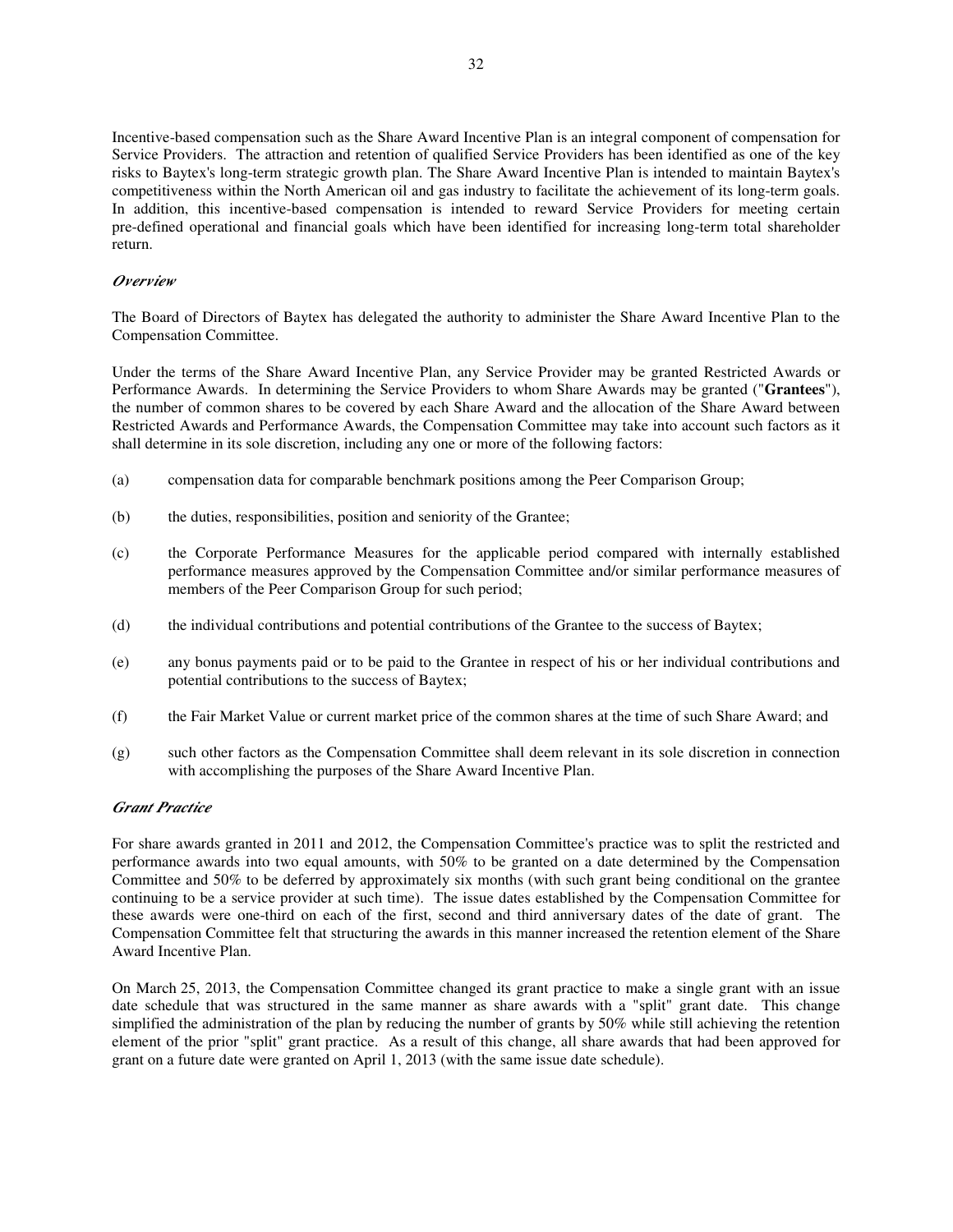Incentive-based compensation such as the Share Award Incentive Plan is an integral component of compensation for Service Providers. The attraction and retention of qualified Service Providers has been identified as one of the key risks to Baytex's long-term strategic growth plan. The Share Award Incentive Plan is intended to maintain Baytex's competitiveness within the North American oil and gas industry to facilitate the achievement of its long-term goals. In addition, this incentive-based compensation is intended to reward Service Providers for meeting certain pre-defined operational and financial goals which have been identified for increasing long-term total shareholder return.

### *Overview*

The Board of Directors of Baytex has delegated the authority to administer the Share Award Incentive Plan to the Compensation Committee.

Under the terms of the Share Award Incentive Plan, any Service Provider may be granted Restricted Awards or Performance Awards. In determining the Service Providers to whom Share Awards may be granted ("**Grantees**"), the number of common shares to be covered by each Share Award and the allocation of the Share Award between Restricted Awards and Performance Awards, the Compensation Committee may take into account such factors as it shall determine in its sole discretion, including any one or more of the following factors:

(a) compensation data for comparable benchmark positions among the Peer Comparison Group;

(b) the duties, responsibilities, position and seniority of the Grantee;

(c) the Corporate Performance Measures for the applicable period compared with internally established performance measures approved by the Compensation Committee and/or similar performance measures of members of the Peer Comparison Group for such period;

(d) the individual contributions and potential contributions of the Grantee to the success of Baytex;

(e) any bonus payments paid or to be paid to the Grantee in respect of his or her individual contributions and potential contributions to the success of Baytex;

(f) the Fair Market Value or current market price of the common shares at the time of such Share Award; and

(g) such other factors as the Compensation Committee shall deem relevant in its sole discretion in connection with accomplishing the purposes of the Share Award Incentive Plan.

### *Grant Practice*

For share awards granted in 2011 and 2012, the Compensation Committee's practice was to split the restricted and performance awards into two equal amounts, with 50% to be granted on a date determined by the Compensation Committee and 50% to be deferred by approximately six months (with such grant being conditional on the grantee continuing to be a service provider at such time). The issue dates established by the Compensation Committee for these awards were one-third on each of the first, second and third anniversary dates of the date of grant. The Compensation Committee felt that structuring the awards in this manner increased the retention element of the Share Award Incentive Plan.

On March 25, 2013, the Compensation Committee changed its grant practice to make a single grant with an issue date schedule that was structured in the same manner as share awards with a "split" grant date. This change simplified the administration of the plan by reducing the number of grants by 50% while still achieving the retention element of the prior "split" grant practice. As a result of this change, all share awards that had been approved for grant on a future date were granted on April 1, 2013 (with the same issue date schedule).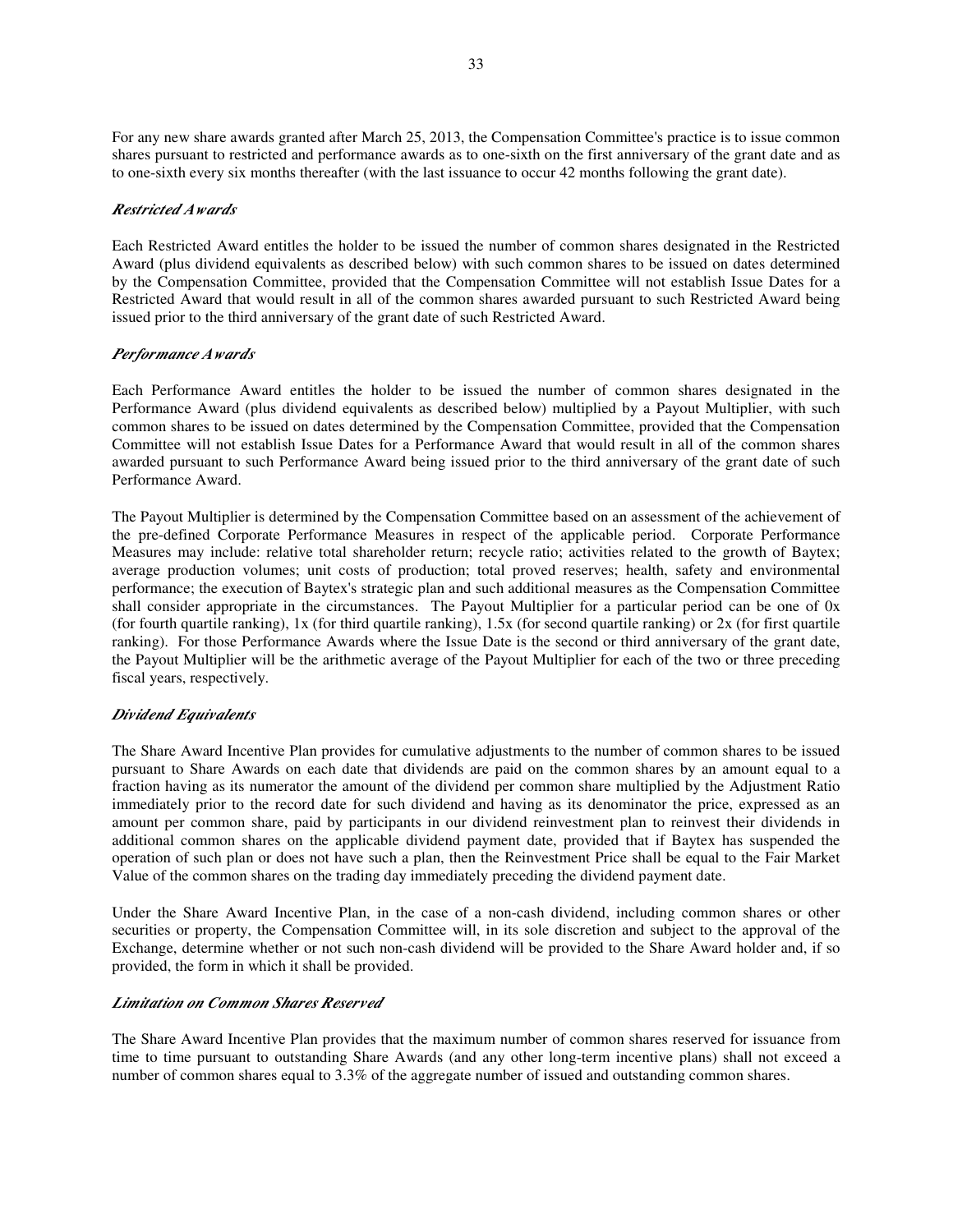For any new share awards granted after March 25, 2013, the Compensation Committee's practice is to issue common shares pursuant to restricted and performance awards as to one-sixth on the first anniversary of the grant date and as to one-sixth every six months thereafter (with the last issuance to occur 42 months following the grant date).

### *Restricted Awards*

Each Restricted Award entitles the holder to be issued the number of common shares designated in the Restricted Award (plus dividend equivalents as described below) with such common shares to be issued on dates determined by the Compensation Committee, provided that the Compensation Committee will not establish Issue Dates for a Restricted Award that would result in all of the common shares awarded pursuant to such Restricted Award being issued prior to the third anniversary of the grant date of such Restricted Award.

### *Performance Awards*

Each Performance Award entitles the holder to be issued the number of common shares designated in the Performance Award (plus dividend equivalents as described below) multiplied by a Payout Multiplier, with such common shares to be issued on dates determined by the Compensation Committee, provided that the Compensation Committee will not establish Issue Dates for a Performance Award that would result in all of the common shares awarded pursuant to such Performance Award being issued prior to the third anniversary of the grant date of such Performance Award.

The Payout Multiplier is determined by the Compensation Committee based on an assessment of the achievement of the pre-defined Corporate Performance Measures in respect of the applicable period. Corporate Performance Measures may include: relative total shareholder return; recycle ratio; activities related to the growth of Baytex; average production volumes; unit costs of production; total proved reserves; health, safety and environmental performance; the execution of Baytex's strategic plan and such additional measures as the Compensation Committee shall consider appropriate in the circumstances. The Payout Multiplier for a particular period can be one of 0x (for fourth quartile ranking), 1x (for third quartile ranking), 1.5x (for second quartile ranking) or 2x (for first quartile ranking). For those Performance Awards where the Issue Date is the second or third anniversary of the grant date, the Payout Multiplier will be the arithmetic average of the Payout Multiplier for each of the two or three preceding fiscal years, respectively.

### *Dividend Equivalents*

The Share Award Incentive Plan provides for cumulative adjustments to the number of common shares to be issued pursuant to Share Awards on each date that dividends are paid on the common shares by an amount equal to a fraction having as its numerator the amount of the dividend per common share multiplied by the Adjustment Ratio immediately prior to the record date for such dividend and having as its denominator the price, expressed as an amount per common share, paid by participants in our dividend reinvestment plan to reinvest their dividends in additional common shares on the applicable dividend payment date, provided that if Baytex has suspended the operation of such plan or does not have such a plan, then the Reinvestment Price shall be equal to the Fair Market Value of the common shares on the trading day immediately preceding the dividend payment date.

Under the Share Award Incentive Plan, in the case of a non-cash dividend, including common shares or other securities or property, the Compensation Committee will, in its sole discretion and subject to the approval of the Exchange, determine whether or not such non-cash dividend will be provided to the Share Award holder and, if so provided, the form in which it shall be provided.

### *Limitation on Common Shares Reserved*

The Share Award Incentive Plan provides that the maximum number of common shares reserved for issuance from time to time pursuant to outstanding Share Awards (and any other long-term incentive plans) shall not exceed a number of common shares equal to 3.3% of the aggregate number of issued and outstanding common shares.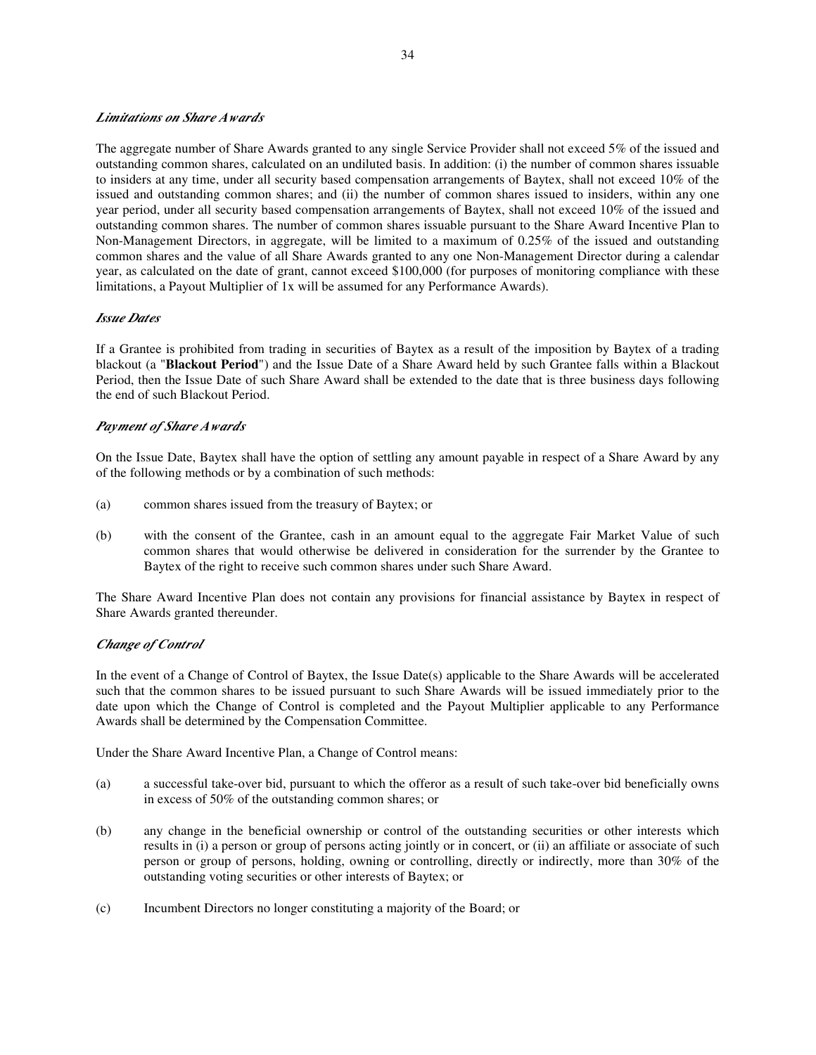### *Limitations on Share Awards*

The aggregate number of Share Awards granted to any single Service Provider shall not exceed 5% of the issued and outstanding common shares, calculated on an undiluted basis. In addition: (i) the number of common shares issuable to insiders at any time, under all security based compensation arrangements of Baytex, shall not exceed 10% of the issued and outstanding common shares; and (ii) the number of common shares issued to insiders, within any one year period, under all security based compensation arrangements of Baytex, shall not exceed 10% of the issued and outstanding common shares. The number of common shares issuable pursuant to the Share Award Incentive Plan to Non-Management Directors, in aggregate, will be limited to a maximum of 0.25% of the issued and outstanding common shares and the value of all Share Awards granted to any one Non-Management Director during a calendar year, as calculated on the date of grant, cannot exceed $100,000 (for purposes of monitoring compliance with these limitations, a Payout Multiplier of 1x will be assumed for any Performance Awards).

### *Issue Dates*

If a Grantee is prohibited from trading in securities of Baytex as a result of the imposition by Baytex of a trading blackout (a "**Blackout Period**") and the Issue Date of a Share Award held by such Grantee falls within a Blackout Period, then the Issue Date of such Share Award shall be extended to the date that is three business days following the end of such Blackout Period.

### *Payment of Share Awards*

On the Issue Date, Baytex shall have the option of settling any amount payable in respect of a Share Award by any of the following methods or by a combination of such methods:

(a) common shares issued from the treasury of Baytex; or

(b) with the consent of the Grantee, cash in an amount equal to the aggregate Fair Market Value of such common shares that would otherwise be delivered in consideration for the surrender by the Grantee to Baytex of the right to receive such common shares under such Share Award.

The Share Award Incentive Plan does not contain any provisions for financial assistance by Baytex in respect of Share Awards granted thereunder.

### *Change of Control*

In the event of a Change of Control of Baytex, the Issue Date(s) applicable to the Share Awards will be accelerated such that the common shares to be issued pursuant to such Share Awards will be issued immediately prior to the date upon which the Change of Control is completed and the Payout Multiplier applicable to any Performance Awards shall be determined by the Compensation Committee.

Under the Share Award Incentive Plan, a Change of Control means:

(a) a successful take-over bid, pursuant to which the offeror as a result of such take-over bid beneficially owns in excess of 50% of the outstanding common shares; or

(b) any change in the beneficial ownership or control of the outstanding securities or other interests which results in (i) a person or group of persons acting jointly or in concert, or (ii) an affiliate or associate of such person or group of persons, holding, owning or controlling, directly or indirectly, more than 30% of the outstanding voting securities or other interests of Baytex; or

(c) Incumbent Directors no longer constituting a majority of the Board; or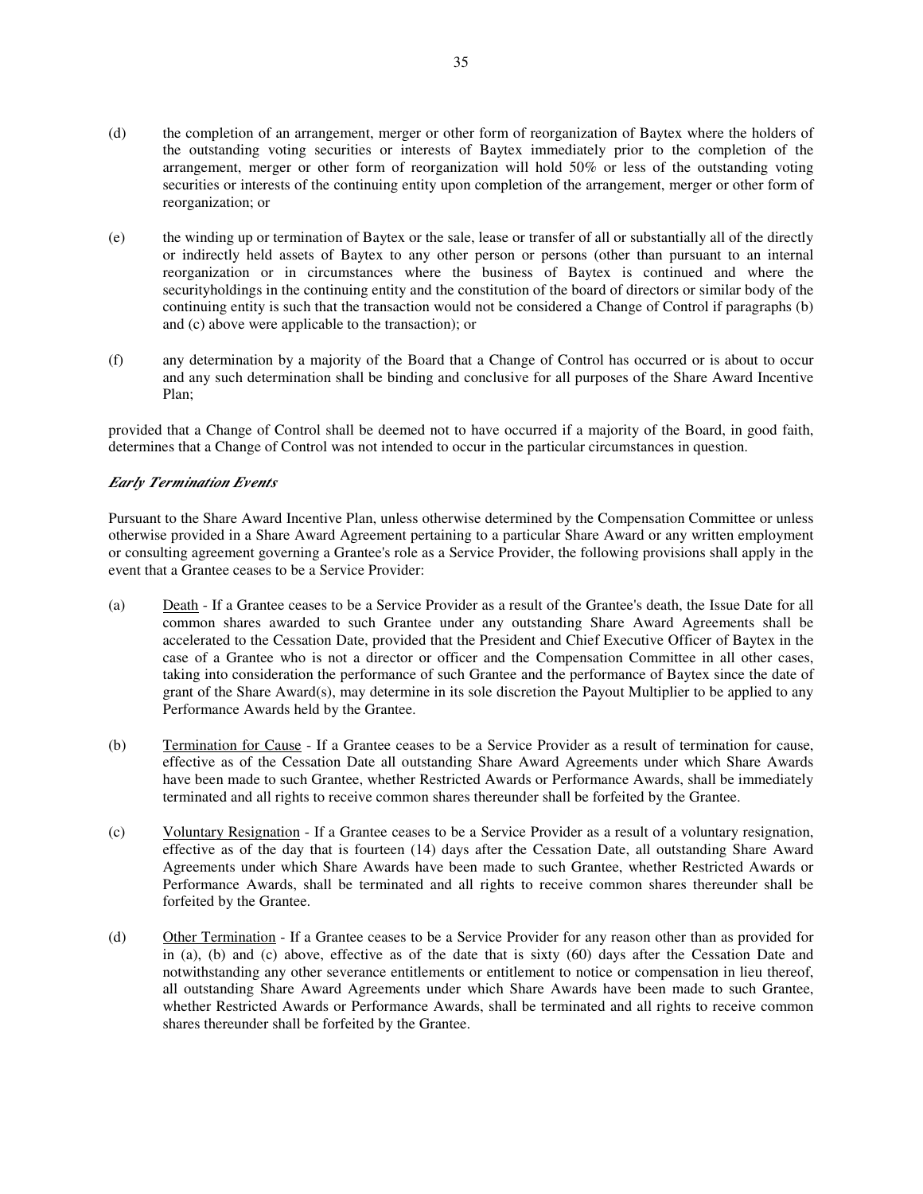(d) the completion of an arrangement, merger or other form of reorganization of Baytex where the holders of the outstanding voting securities or interests of Baytex immediately prior to the completion of the arrangement, merger or other form of reorganization will hold 50% or less of the outstanding voting securities or interests of the continuing entity upon completion of the arrangement, merger or other form of reorganization; or

(e) the winding up or termination of Baytex or the sale, lease or transfer of all or substantially all of the directly or indirectly held assets of Baytex to any other person or persons (other than pursuant to an internal reorganization or in circumstances where the business of Baytex is continued and where the securityholdings in the continuing entity and the constitution of the board of directors or similar body of the continuing entity is such that the transaction would not be considered a Change of Control if paragraphs (b) and (c) above were applicable to the transaction); or

(f) any determination by a majority of the Board that a Change of Control has occurred or is about to occur and any such determination shall be binding and conclusive for all purposes of the Share Award Incentive Plan;

provided that a Change of Control shall be deemed not to have occurred if a majority of the Board, in good faith, determines that a Change of Control was not intended to occur in the particular circumstances in question.

***Early Termination Events***

Pursuant to the Share Award Incentive Plan, unless otherwise determined by the Compensation Committee or unless otherwise provided in a Share Award Agreement pertaining to a particular Share Award or any written employment or consulting agreement governing a Grantee's role as a Service Provider, the following provisions shall apply in the event that a Grantee ceases to be a Service Provider:

(a) Death - If a Grantee ceases to be a Service Provider as a result of the Grantee's death, the Issue Date for all common shares awarded to such Grantee under any outstanding Share Award Agreements shall be accelerated to the Cessation Date, provided that the President and Chief Executive Officer of Baytex in the case of a Grantee who is not a director or officer and the Compensation Committee in all other cases, taking into consideration the performance of such Grantee and the performance of Baytex since the date of grant of the Share Award(s), may determine in its sole discretion the Payout Multiplier to be applied to any Performance Awards held by the Grantee.

(b) Termination for Cause - If a Grantee ceases to be a Service Provider as a result of termination for cause, effective as of the Cessation Date all outstanding Share Award Agreements under which Share Awards have been made to such Grantee, whether Restricted Awards or Performance Awards, shall be immediately terminated and all rights to receive common shares thereunder shall be forfeited by the Grantee.

(c) Voluntary Resignation - If a Grantee ceases to be a Service Provider as a result of a voluntary resignation, effective as of the day that is fourteen (14) days after the Cessation Date, all outstanding Share Award Agreements under which Share Awards have been made to such Grantee, whether Restricted Awards or Performance Awards, shall be terminated and all rights to receive common shares thereunder shall be forfeited by the Grantee.

(d) Other Termination - If a Grantee ceases to be a Service Provider for any reason other than as provided for in (a), (b) and (c) above, effective as of the date that is sixty (60) days after the Cessation Date and notwithstanding any other severance entitlements or entitlement to notice or compensation in lieu thereof, all outstanding Share Award Agreements under which Share Awards have been made to such Grantee, whether Restricted Awards or Performance Awards, shall be terminated and all rights to receive common shares thereunder shall be forfeited by the Grantee.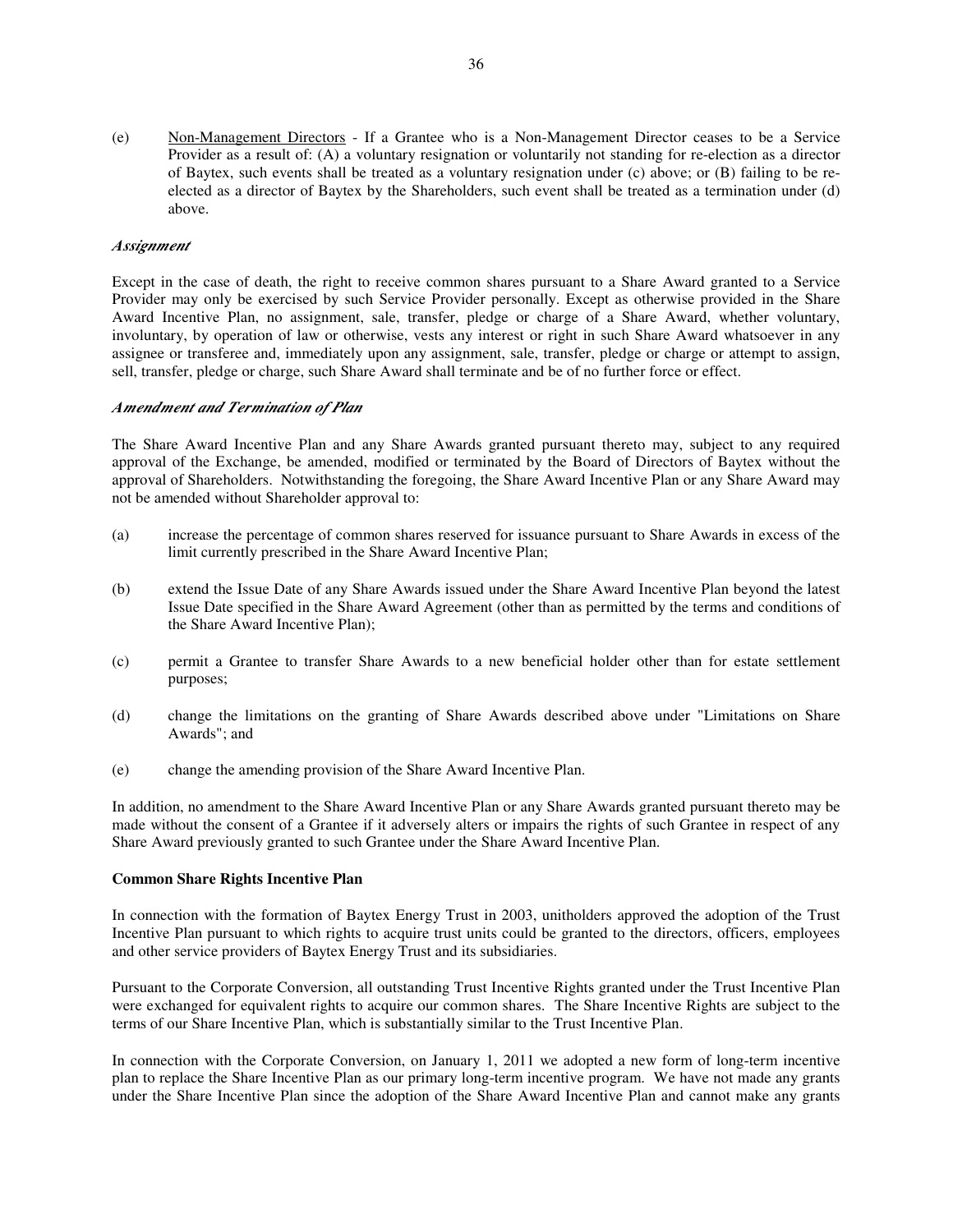(e) Non-Management Directors - If a Grantee who is a Non-Management Director ceases to be a Service Provider as a result of: (A) a voluntary resignation or voluntarily not standing for re-election as a director of Baytex, such events shall be treated as a voluntary resignation under (c) above; or (B) failing to be re-elected as a director of Baytex by the Shareholders, such event shall be treated as a termination under (d) above.

### *Assignment*

Except in the case of death, the right to receive common shares pursuant to a Share Award granted to a Service Provider may only be exercised by such Service Provider personally. Except as otherwise provided in the Share Award Incentive Plan, no assignment, sale, transfer, pledge or charge of a Share Award, whether voluntary, involuntary, by operation of law or otherwise, vests any interest or right in such Share Award whatsoever in any assignee or transferee and, immediately upon any assignment, sale, transfer, pledge or charge or attempt to assign, sell, transfer, pledge or charge, such Share Award shall terminate and be of no further force or effect.

### *Amendment and Termination of Plan*

The Share Award Incentive Plan and any Share Awards granted pursuant thereto may, subject to any required approval of the Exchange, be amended, modified or terminated by the Board of Directors of Baytex without the approval of Shareholders. Notwithstanding the foregoing, the Share Award Incentive Plan or any Share Award may not be amended without Shareholder approval to:

(a) increase the percentage of common shares reserved for issuance pursuant to Share Awards in excess of the limit currently prescribed in the Share Award Incentive Plan;

(b) extend the Issue Date of any Share Awards issued under the Share Award Incentive Plan beyond the latest Issue Date specified in the Share Award Agreement (other than as permitted by the terms and conditions of the Share Award Incentive Plan);

(c) permit a Grantee to transfer Share Awards to a new beneficial holder other than for estate settlement purposes;

(d) change the limitations on the granting of Share Awards described above under "Limitations on Share Awards"; and

(e) change the amending provision of the Share Award Incentive Plan.

In addition, no amendment to the Share Award Incentive Plan or any Share Awards granted pursuant thereto may be made without the consent of a Grantee if it adversely alters or impairs the rights of such Grantee in respect of any Share Award previously granted to such Grantee under the Share Award Incentive Plan.

**Common Share Rights Incentive Plan**

In connection with the formation of Baytex Energy Trust in 2003, unitholders approved the adoption of the Trust Incentive Plan pursuant to which rights to acquire trust units could be granted to the directors, officers, employees and other service providers of Baytex Energy Trust and its subsidiaries.

Pursuant to the Corporate Conversion, all outstanding Trust Incentive Rights granted under the Trust Incentive Plan were exchanged for equivalent rights to acquire our common shares. The Share Incentive Rights are subject to the terms of our Share Incentive Plan, which is substantially similar to the Trust Incentive Plan.

In connection with the Corporate Conversion, on January 1, 2011 we adopted a new form of long-term incentive plan to replace the Share Incentive Plan as our primary long-term incentive program. We have not made any grants under the Share Incentive Plan since the adoption of the Share Award Incentive Plan and cannot make any grants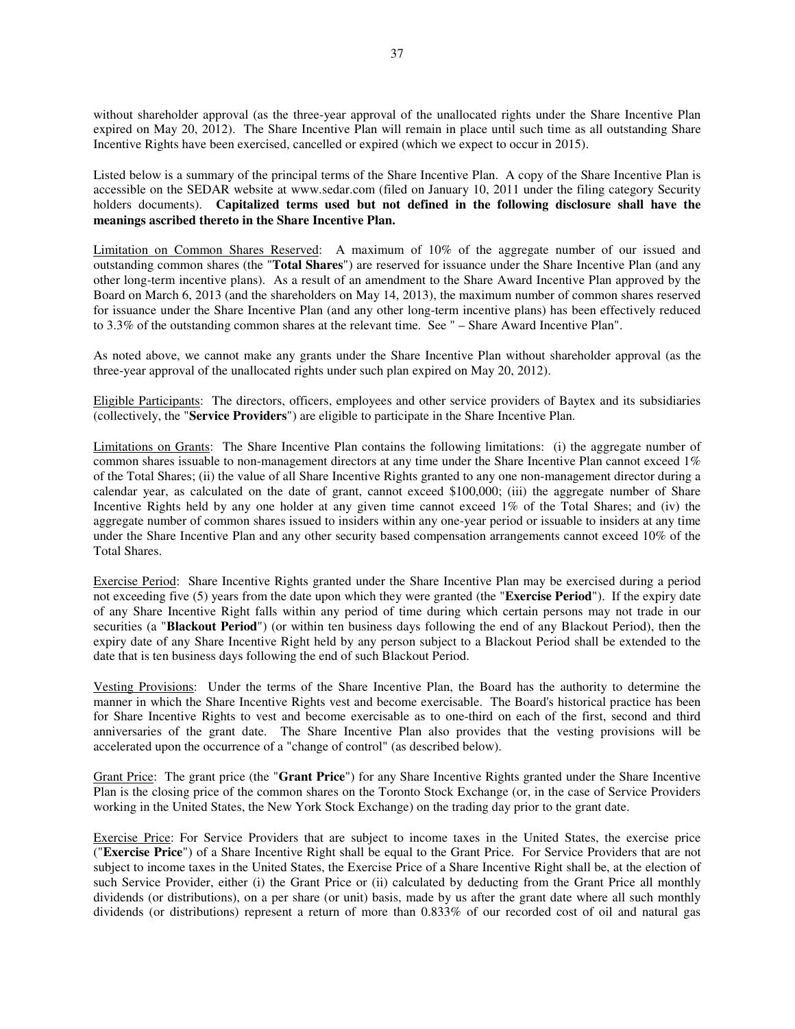without shareholder approval (as the three-year approval of the unallocated rights under the Share Incentive Plan expired on May 20, 2012). The Share Incentive Plan will remain in place until such time as all outstanding Share Incentive Rights have been exercised, cancelled or expired (which we expect to occur in 2015).

Listed below is a summary of the principal terms of the Share Incentive Plan. A copy of the Share Incentive Plan is accessible on the SEDAR website at www.sedar.com (filed on January 10, 2011 under the filing category Security holders documents). **Capitalized terms used but not defined in the following disclosure shall have the meanings ascribed thereto in the Share Incentive Plan.**

Limitation on Common Shares Reserved: A maximum of 10% of the aggregate number of our issued and outstanding common shares (the "**Total Shares**") are reserved for issuance under the Share Incentive Plan (and any other long-term incentive plans). As a result of an amendment to the Share Award Incentive Plan approved by the Board on March 6, 2013 (and the shareholders on May 14, 2013), the maximum number of common shares reserved for issuance under the Share Incentive Plan (and any other long-term incentive plans) has been effectively reduced to 3.3% of the outstanding common shares at the relevant time. See " – Share Award Incentive Plan".

As noted above, we cannot make any grants under the Share Incentive Plan without shareholder approval (as the three-year approval of the unallocated rights under such plan expired on May 20, 2012).

Eligible Participants: The directors, officers, employees and other service providers of Baytex and its subsidiaries (collectively, the "**Service Providers**") are eligible to participate in the Share Incentive Plan.

Limitations on Grants: The Share Incentive Plan contains the following limitations: (i) the aggregate number of common shares issuable to non-management directors at any time under the Share Incentive Plan cannot exceed 1% of the Total Shares; (ii) the value of all Share Incentive Rights granted to any one non-management director during a calendar year, as calculated on the date of grant, cannot exceed $100,000; (iii) the aggregate number of Share Incentive Rights held by any one holder at any given time cannot exceed 1% of the Total Shares; and (iv) the aggregate number of common shares issued to insiders within any one-year period or issuable to insiders at any time under the Share Incentive Plan and any other security based compensation arrangements cannot exceed 10% of the Total Shares.

Exercise Period: Share Incentive Rights granted under the Share Incentive Plan may be exercised during a period not exceeding five (5) years from the date upon which they were granted (the "**Exercise Period**"). If the expiry date of any Share Incentive Right falls within any period of time during which certain persons may not trade in our securities (a "**Blackout Period**") (or within ten business days following the end of any Blackout Period), then the expiry date of any Share Incentive Right held by any person subject to a Blackout Period shall be extended to the date that is ten business days following the end of such Blackout Period.

Vesting Provisions: Under the terms of the Share Incentive Plan, the Board has the authority to determine the manner in which the Share Incentive Rights vest and become exercisable. The Board's historical practice has been for Share Incentive Rights to vest and become exercisable as to one-third on each of the first, second and third anniversaries of the grant date. The Share Incentive Plan also provides that the vesting provisions will be accelerated upon the occurrence of a "change of control" (as described below).

Grant Price: The grant price (the "**Grant Price**") for any Share Incentive Rights granted under the Share Incentive Plan is the closing price of the common shares on the Toronto Stock Exchange (or, in the case of Service Providers working in the United States, the New York Stock Exchange) on the trading day prior to the grant date.

Exercise Price: For Service Providers that are subject to income taxes in the United States, the exercise price ("**Exercise Price**") of a Share Incentive Right shall be equal to the Grant Price. For Service Providers that are not subject to income taxes in the United States, the Exercise Price of a Share Incentive Right shall be, at the election of such Service Provider, either (i) the Grant Price or (ii) calculated by deducting from the Grant Price all monthly dividends (or distributions), on a per share (or unit) basis, made by us after the grant date where all such monthly dividends (or distributions) represent a return of more than 0.833% of our recorded cost of oil and natural gas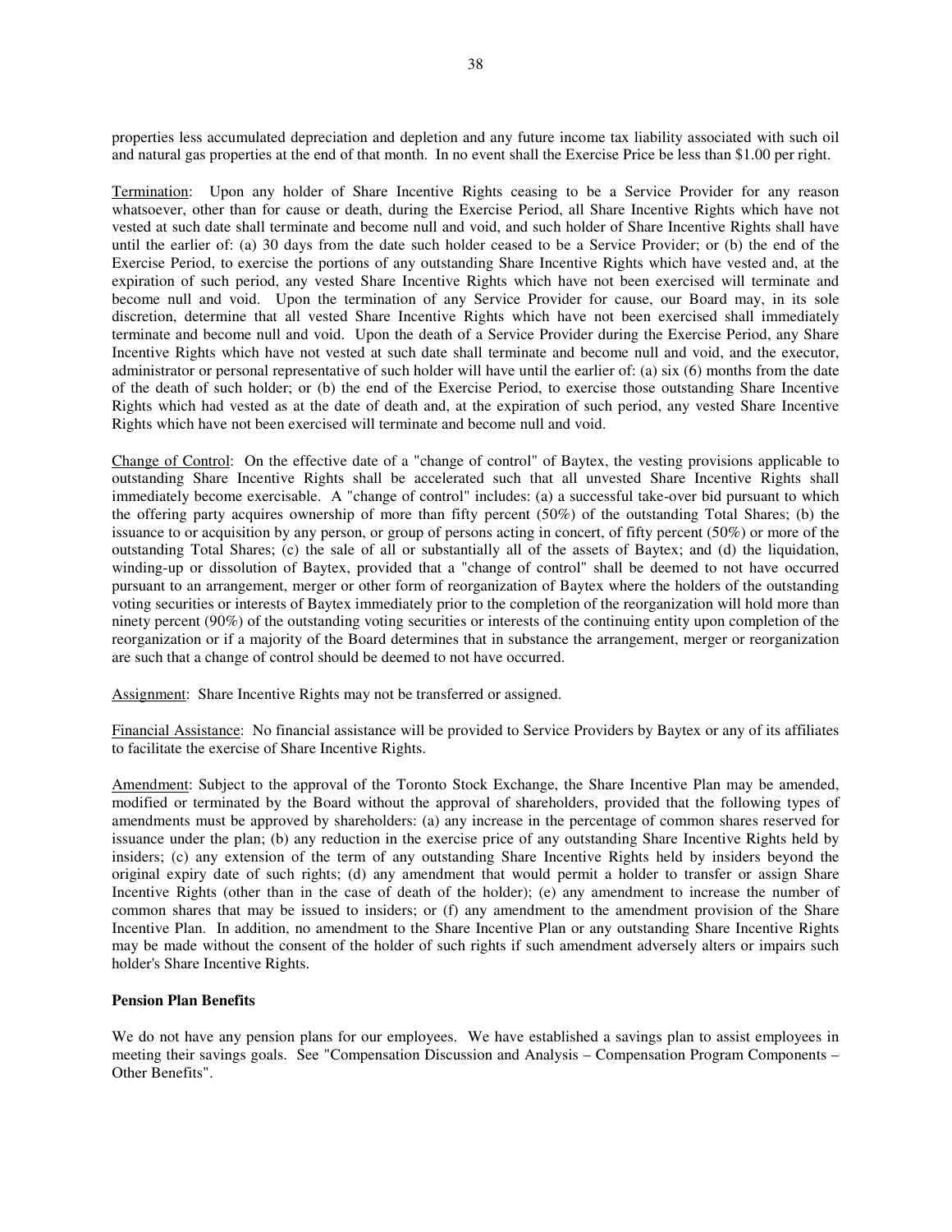properties less accumulated depreciation and depletion and any future income tax liability associated with such oil and natural gas properties at the end of that month. In no event shall the Exercise Price be less than $1.00 per right.

Termination: Upon any holder of Share Incentive Rights ceasing to be a Service Provider for any reason whatsoever, other than for cause or death, during the Exercise Period, all Share Incentive Rights which have not vested at such date shall terminate and become null and void, and such holder of Share Incentive Rights shall have until the earlier of: (a) 30 days from the date such holder ceased to be a Service Provider; or (b) the end of the Exercise Period, to exercise the portions of any outstanding Share Incentive Rights which have vested and, at the expiration of such period, any vested Share Incentive Rights which have not been exercised will terminate and become null and void. Upon the termination of any Service Provider for cause, our Board may, in its sole discretion, determine that all vested Share Incentive Rights which have not been exercised shall immediately terminate and become null and void. Upon the death of a Service Provider during the Exercise Period, any Share Incentive Rights which have not vested at such date shall terminate and become null and void, and the executor, administrator or personal representative of such holder will have until the earlier of: (a) six (6) months from the date of the death of such holder; or (b) the end of the Exercise Period, to exercise those outstanding Share Incentive Rights which had vested as at the date of death and, at the expiration of such period, any vested Share Incentive Rights which have not been exercised will terminate and become null and void.

Change of Control: On the effective date of a "change of control" of Baytex, the vesting provisions applicable to outstanding Share Incentive Rights shall be accelerated such that all unvested Share Incentive Rights shall immediately become exercisable. A "change of control" includes: (a) a successful take-over bid pursuant to which the offering party acquires ownership of more than fifty percent (50%) of the outstanding Total Shares; (b) the issuance to or acquisition by any person, or group of persons acting in concert, of fifty percent (50%) or more of the outstanding Total Shares; (c) the sale of all or substantially all of the assets of Baytex; and (d) the liquidation, winding-up or dissolution of Baytex, provided that a "change of control" shall be deemed to not have occurred pursuant to an arrangement, merger or other form of reorganization of Baytex where the holders of the outstanding voting securities or interests of Baytex immediately prior to the completion of the reorganization will hold more than ninety percent (90%) of the outstanding voting securities or interests of the continuing entity upon completion of the reorganization or if a majority of the Board determines that in substance the arrangement, merger or reorganization are such that a change of control should be deemed to not have occurred.

Assignment: Share Incentive Rights may not be transferred or assigned.

Financial Assistance: No financial assistance will be provided to Service Providers by Baytex or any of its affiliates to facilitate the exercise of Share Incentive Rights.

Amendment: Subject to the approval of the Toronto Stock Exchange, the Share Incentive Plan may be amended, modified or terminated by the Board without the approval of shareholders, provided that the following types of amendments must be approved by shareholders: (a) any increase in the percentage of common shares reserved for issuance under the plan; (b) any reduction in the exercise price of any outstanding Share Incentive Rights held by insiders; (c) any extension of the term of any outstanding Share Incentive Rights held by insiders beyond the original expiry date of such rights; (d) any amendment that would permit a holder to transfer or assign Share Incentive Rights (other than in the case of death of the holder); (e) any amendment to increase the number of common shares that may be issued to insiders; or (f) any amendment to the amendment provision of the Share Incentive Plan. In addition, no amendment to the Share Incentive Plan or any outstanding Share Incentive Rights may be made without the consent of the holder of such rights if such amendment adversely alters or impairs such holder's Share Incentive Rights.

**Pension Plan Benefits**

We do not have any pension plans for our employees. We have established a savings plan to assist employees in meeting their savings goals. See "Compensation Discussion and Analysis – Compensation Program Components – Other Benefits".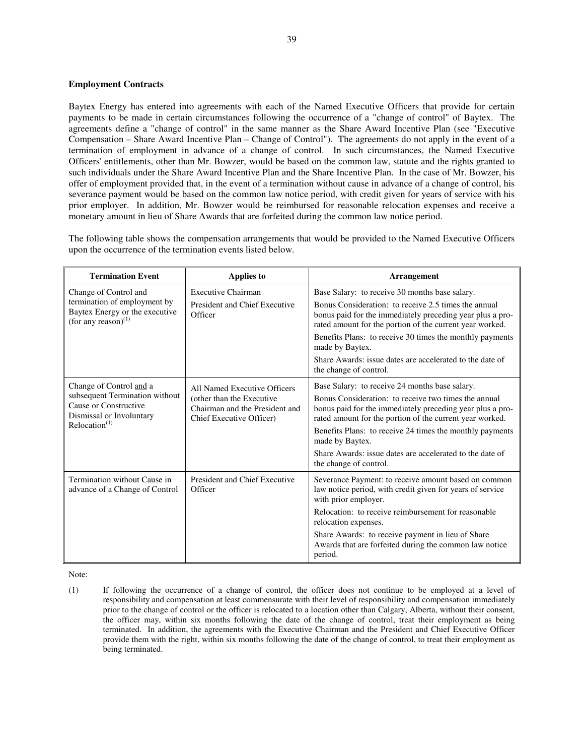### Employment Contracts

Baytex Energy has entered into agreements with each of the Named Executive Officers that provide for certain payments to be made in certain circumstances following the occurrence of a "change of control" of Baytex. The agreements define a "change of control" in the same manner as the Share Award Incentive Plan (see "Executive Compensation – Share Award Incentive Plan – Change of Control"). The agreements do not apply in the event of a termination of employment in advance of a change of control. In such circumstances, the Named Executive Officers' entitlements, other than Mr. Bowzer, would be based on the common law, statute and the rights granted to such individuals under the Share Award Incentive Plan and the Share Incentive Plan. In the case of Mr. Bowzer, his offer of employment provided that, in the event of a termination without cause in advance of a change of control, his severance payment would be based on the common law notice period, with credit given for years of service with his prior employer. In addition, Mr. Bowzer would be reimbursed for reasonable relocation expenses and receive a monetary amount in lieu of Share Awards that are forfeited during the common law notice period.

The following table shows the compensation arrangements that would be provided to the Named Executive Officers upon the occurrence of the termination events listed below.

| Termination Event | Applies to | Arrangement |
|---|---|---|
| Change of Control and termination of employment by Baytex Energy or the executive (for any reason)[(1)] | Executive Chairman<br>President and Chief Executive Officer | Base Salary: to receive 30 months base salary.<br>Bonus Consideration: to receive 2.5 times the annual bonus paid for the immediately preceding year plus a pro-rated amount for the portion of the current year worked.<br>Benefits Plans: to receive 30 times the monthly payments made by Baytex.<br>Share Awards: issue dates are accelerated to the date of the change of control. |
| Change of Control <u>and</u> a subsequent Termination without Cause or Constructive Dismissal or Involuntary Relocation[(1)] | All Named Executive Officers (other than the Executive Chairman and the President and Chief Executive Officer) | Base Salary: to receive 24 months base salary.<br>Bonus Consideration: to receive two times the annual bonus paid for the immediately preceding year plus a pro-rated amount for the portion of the current year worked.<br>Benefits Plans: to receive 24 times the monthly payments made by Baytex.<br>Share Awards: issue dates are accelerated to the date of the change of control. |
| Termination without Cause in advance of a Change of Control | President and Chief Executive Officer | Severance Payment: to receive amount based on common law notice period, with credit given for years of service with prior employer.<br>Relocation: to receive reimbursement for reasonable relocation expenses.<br>Share Awards: to receive payment in lieu of Share Awards that are forfeited during the common law notice period. |

Note:

(1) If following the occurrence of a change of control, the officer does not continue to be employed at a level of responsibility and compensation at least commensurate with their level of responsibility and compensation immediately prior to the change of control or the officer is relocated to a location other than Calgary, Alberta, without their consent, the officer may, within six months following the date of the change of control, treat their employment as being terminated. In addition, the agreements with the Executive Chairman and the President and Chief Executive Officer provide them with the right, within six months following the date of the change of control, to treat their employment as being terminated.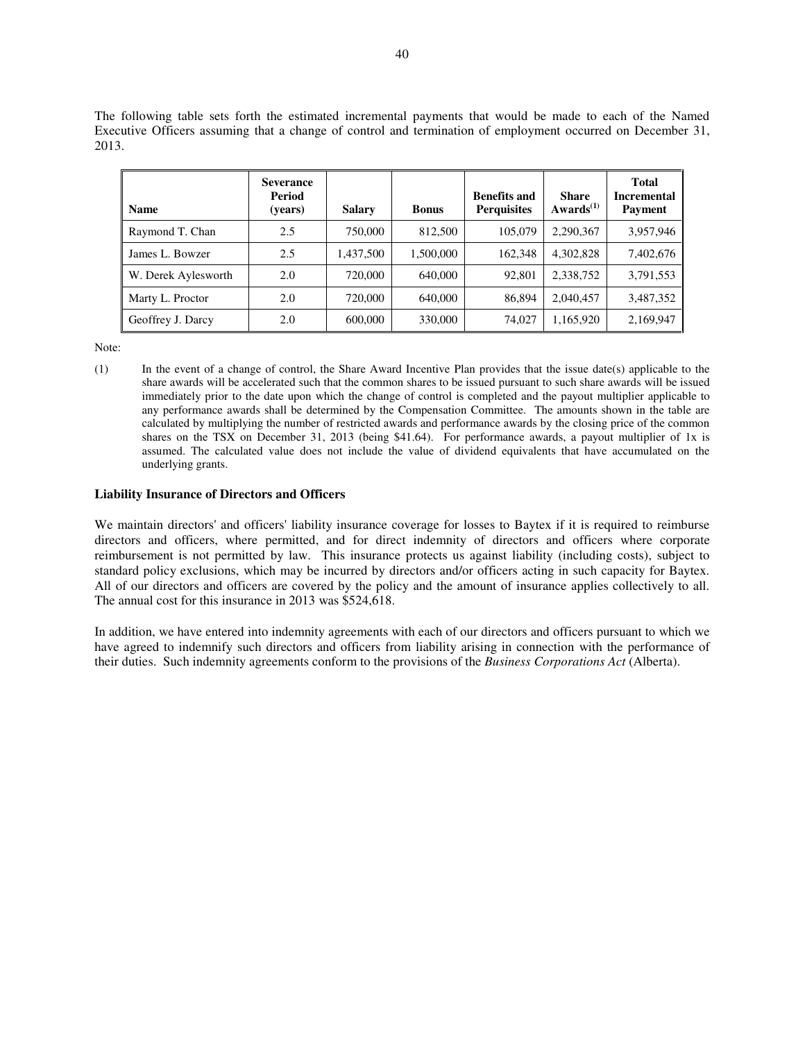The following table sets forth the estimated incremental payments that would be made to each of the Named Executive Officers assuming that a change of control and termination of employment occurred on December 31, 2013.

| Name | Severance Period (years) | Salary | Bonus | Benefits and Perquisites | Share Awards[(1)] | Total Incremental Payment |
|---|---|---|---|---|---|---|
| Raymond T. Chan | 2.5 | 750,000 | 812,500 | 105,079 | 2,290,367 | 3,957,946 |
| James L. Bowzer | 2.5 | 1,437,500 | 1,500,000 | 162,348 | 4,302,828 | 7,402,676 |
| W. Derek Aylesworth | 2.0 | 720,000 | 640,000 | 92,801 | 2,338,752 | 3,791,553 |
| Marty L. Proctor | 2.0 | 720,000 | 640,000 | 86,894 | 2,040,457 | 3,487,352 |
| Geoffrey J. Darcy | 2.0 | 600,000 | 330,000 | 74,027 | 1,165,920 | 2,169,947 |

Note:

(1) In the event of a change of control, the Share Award Incentive Plan provides that the issue date(s) applicable to the share awards will be accelerated such that the common shares to be issued pursuant to such share awards will be issued immediately prior to the date upon which the change of control is completed and the payout multiplier applicable to any performance awards shall be determined by the Compensation Committee. The amounts shown in the table are calculated by multiplying the number of restricted awards and performance awards by the closing price of the common shares on the TSX on December 31, 2013 (being $41.64). For performance awards, a payout multiplier of 1x is assumed. The calculated value does not include the value of dividend equivalents that have accumulated on the underlying grants.

### Liability Insurance of Directors and Officers

We maintain directors' and officers' liability insurance coverage for losses to Baytex if it is required to reimburse directors and officers, where permitted, and for direct indemnity of directors and officers where corporate reimbursement is not permitted by law. This insurance protects us against liability (including costs), subject to standard policy exclusions, which may be incurred by directors and/or officers acting in such capacity for Baytex. All of our directors and officers are covered by the policy and the amount of insurance applies collectively to all. The annual cost for this insurance in 2013 was $524,618.

In addition, we have entered into indemnity agreements with each of our directors and officers pursuant to which we have agreed to indemnify such directors and officers from liability arising in connection with the performance of their duties. Such indemnity agreements conform to the provisions of the *Business Corporations Act* (Alberta).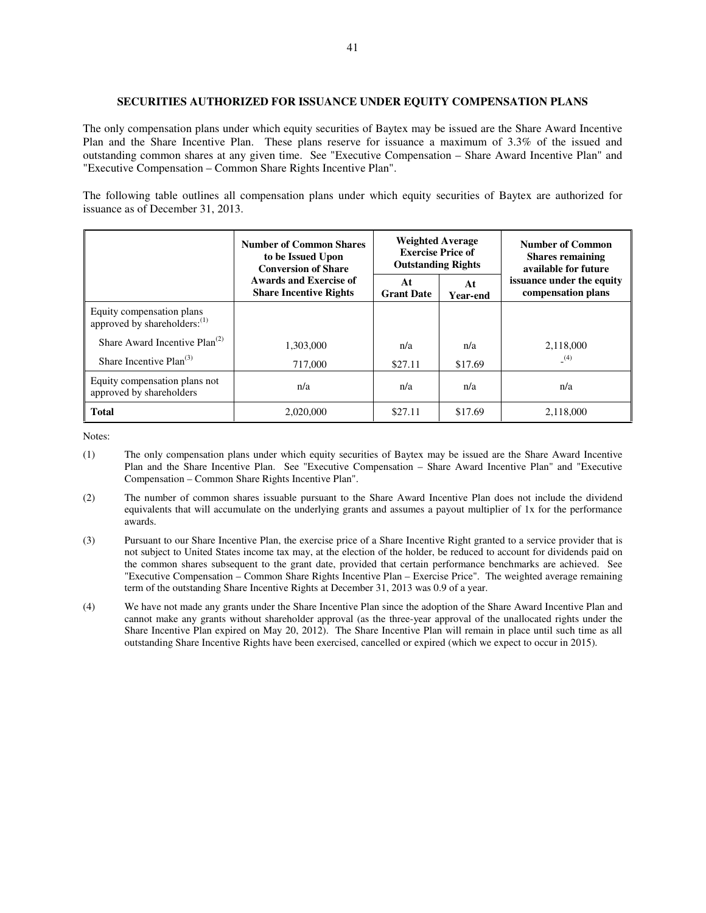## SECURITIES AUTHORIZED FOR ISSUANCE UNDER EQUITY COMPENSATION PLANS

The only compensation plans under which equity securities of Baytex may be issued are the Share Award Incentive Plan and the Share Incentive Plan. These plans reserve for issuance a maximum of 3.3% of the issued and outstanding common shares at any given time. See "Executive Compensation – Share Award Incentive Plan" and "Executive Compensation – Common Share Rights Incentive Plan".

The following table outlines all compensation plans under which equity securities of Baytex are authorized for issuance as of December 31, 2013.

| | Number of Common Shares to be Issued Upon Conversion of Share Awards and Exercise of Share Incentive Rights | Weighted Average Exercise Price of Outstanding Rights | | Number of Common Shares remaining available for future issuance under the equity compensation plans |
|---|---|---|---|---|
| | | At Grant Date | At Year-end | |
| Equity compensation plans approved by shareholders:[1] | | | | |
| Share Award Incentive Plan[2] | 1,303,000 | n/a | n/a | 2,118,000 |
| Share Incentive Plan[3] | 717,000 | $27.11 | $17.69 | -[4] |
| Equity compensation plans not approved by shareholders | n/a | n/a | n/a | n/a |
| **Total** | 2,020,000 | $27.11 | $17.69 | 2,118,000 |

Notes:

(1) The only compensation plans under which equity securities of Baytex may be issued are the Share Award Incentive Plan and the Share Incentive Plan. See "Executive Compensation – Share Award Incentive Plan" and "Executive Compensation – Common Share Rights Incentive Plan".

(2) The number of common shares issuable pursuant to the Share Award Incentive Plan does not include the dividend equivalents that will accumulate on the underlying grants and assumes a payout multiplier of 1x for the performance awards.

(3) Pursuant to our Share Incentive Plan, the exercise price of a Share Incentive Right granted to a service provider that is not subject to United States income tax may, at the election of the holder, be reduced to account for dividends paid on the common shares subsequent to the grant date, provided that certain performance benchmarks are achieved. See "Executive Compensation – Common Share Rights Incentive Plan – Exercise Price". The weighted average remaining term of the outstanding Share Incentive Rights at December 31, 2013 was 0.9 of a year.

(4) We have not made any grants under the Share Incentive Plan since the adoption of the Share Award Incentive Plan and cannot make any grants without shareholder approval (as the three-year approval of the unallocated rights under the Share Incentive Plan expired on May 20, 2012). The Share Incentive Plan will remain in place until such time as all outstanding Share Incentive Rights have been exercised, cancelled or expired (which we expect to occur in 2015).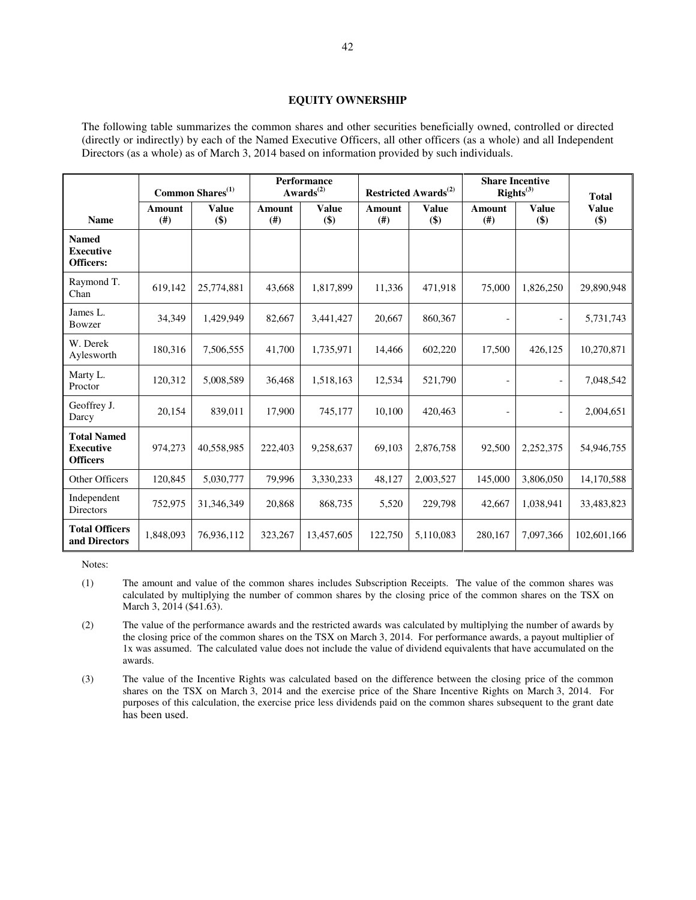## EQUITY OWNERSHIP

The following table summarizes the common shares and other securities beneficially owned, controlled or directed (directly or indirectly) by each of the Named Executive Officers, all other officers (as a whole) and all Independent Directors (as a whole) as of March 3, 2014 based on information provided by such individuals.

| | Common Shares[(1)] | | Performance Awards[(2)] | | Restricted Awards[(2)] | | Share Incentive Rights[(3)] | | Total |
|---|---|---|---|---|---|---|---|---|---|
| **Name** | **Amount (#)** | **Value ($)** | **Amount (#)** | **Value ($)** | **Amount (#)** | **Value ($)** | **Amount (#)** | **Value ($)** | **Value ($)** |
| **Named Executive Officers:** | | | | | | | | | |
| Raymond T. Chan | 619,142 | 25,774,881 | 43,668 | 1,817,899 | 11,336 | 471,918 | 75,000 | 1,826,250 | 29,890,948 |
| James L. Bowzer | 34,349 | 1,429,949 | 82,667 | 3,441,427 | 20,667 | 860,367 | - | - | 5,731,743 |
| W. Derek Aylesworth | 180,316 | 7,506,555 | 41,700 | 1,735,971 | 14,466 | 602,220 | 17,500 | 426,125 | 10,270,871 |
| Marty L. Proctor | 120,312 | 5,008,589 | 36,468 | 1,518,163 | 12,534 | 521,790 | - | - | 7,048,542 |
| Geoffrey J. Darcy | 20,154 | 839,011 | 17,900 | 745,177 | 10,100 | 420,463 | - | - | 2,004,651 |
| **Total Named Executive Officers** | 974,273 | 40,558,985 | 222,403 | 9,258,637 | 69,103 | 2,876,758 | 92,500 | 2,252,375 | 54,946,755 |
| Other Officers | 120,845 | 5,030,777 | 79,996 | 3,330,233 | 48,127 | 2,003,527 | 145,000 | 3,806,050 | 14,170,588 |
| Independent Directors | 752,975 | 31,346,349 | 20,868 | 868,735 | 5,520 | 229,798 | 42,667 | 1,038,941 | 33,483,823 |
| **Total Officers and Directors** | 1,848,093 | 76,936,112 | 323,267 | 13,457,605 | 122,750 | 5,110,083 | 280,167 | 7,097,366 | 102,601,166 |

Notes:

(1) The amount and value of the common shares includes Subscription Receipts. The value of the common shares was calculated by multiplying the number of common shares by the closing price of the common shares on the TSX on March 3, 2014 ($41.63).

(2) The value of the performance awards and the restricted awards was calculated by multiplying the number of awards by the closing price of the common shares on the TSX on March 3, 2014. For performance awards, a payout multiplier of 1x was assumed. The calculated value does not include the value of dividend equivalents that have accumulated on the awards.

(3) The value of the Incentive Rights was calculated based on the difference between the closing price of the common shares on the TSX on March 3, 2014 and the exercise price of the Share Incentive Rights on March 3, 2014. For purposes of this calculation, the exercise price less dividends paid on the common shares subsequent to the grant date has been used.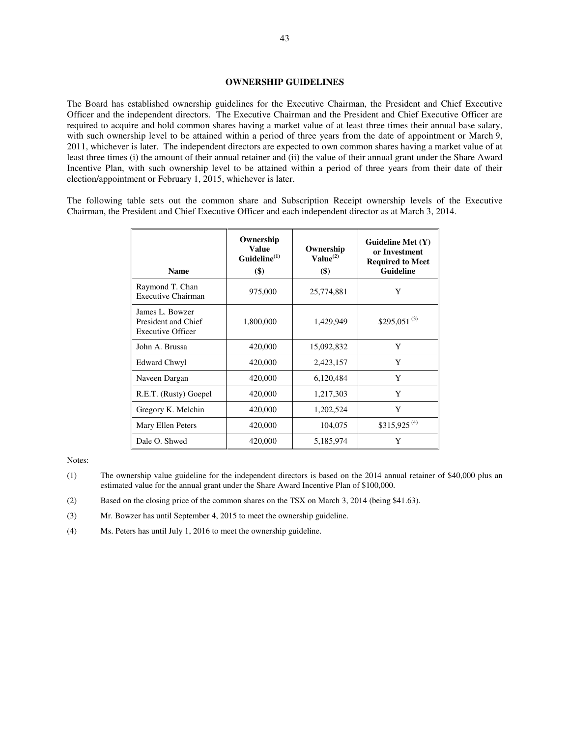## OWNERSHIP GUIDELINES

The Board has established ownership guidelines for the Executive Chairman, the President and Chief Executive Officer and the independent directors. The Executive Chairman and the President and Chief Executive Officer are required to acquire and hold common shares having a market value of at least three times their annual base salary, with such ownership level to be attained within a period of three years from the date of appointment or March 9, 2011, whichever is later. The independent directors are expected to own common shares having a market value of at least three times (i) the amount of their annual retainer and (ii) the value of their annual grant under the Share Award Incentive Plan, with such ownership level to be attained within a period of three years from their date of their election/appointment or February 1, 2015, whichever is later.

The following table sets out the common share and Subscription Receipt ownership levels of the Executive Chairman, the President and Chief Executive Officer and each independent director as at March 3, 2014.

| Name | Ownership Value Guideline[(1)] ($) | Ownership Value[(2)] ($) | Guideline Met (Y) or Investment Required to Meet Guideline |
|---|---|---|---|
| Raymond T. Chan<br>Executive Chairman | 975,000 | 25,774,881 | Y |
| James L. Bowzer<br>President and Chief Executive Officer | 1,800,000 | 1,429,949 | $295,051 [(3)] |
| John A. Brussa | 420,000 | 15,092,832 | Y |
| Edward Chwyl | 420,000 | 2,423,157 | Y |
| Naveen Dargan | 420,000 | 6,120,484 | Y |
| R.E.T. (Rusty) Goepel | 420,000 | 1,217,303 | Y |
| Gregory K. Melchin | 420,000 | 1,202,524 | Y |
| Mary Ellen Peters | 420,000 | 104,075 | $315,925 [(4)] |
| Dale O. Shwed | 420,000 | 5,185,974 | Y |

Notes:

(1) The ownership value guideline for the independent directors is based on the 2014 annual retainer of $40,000 plus an estimated value for the annual grant under the Share Award Incentive Plan of $100,000.

(2) Based on the closing price of the common shares on the TSX on March 3, 2014 (being $41.63).

(3) Mr. Bowzer has until September 4, 2015 to meet the ownership guideline.

(4) Ms. Peters has until July 1, 2016 to meet the ownership guideline.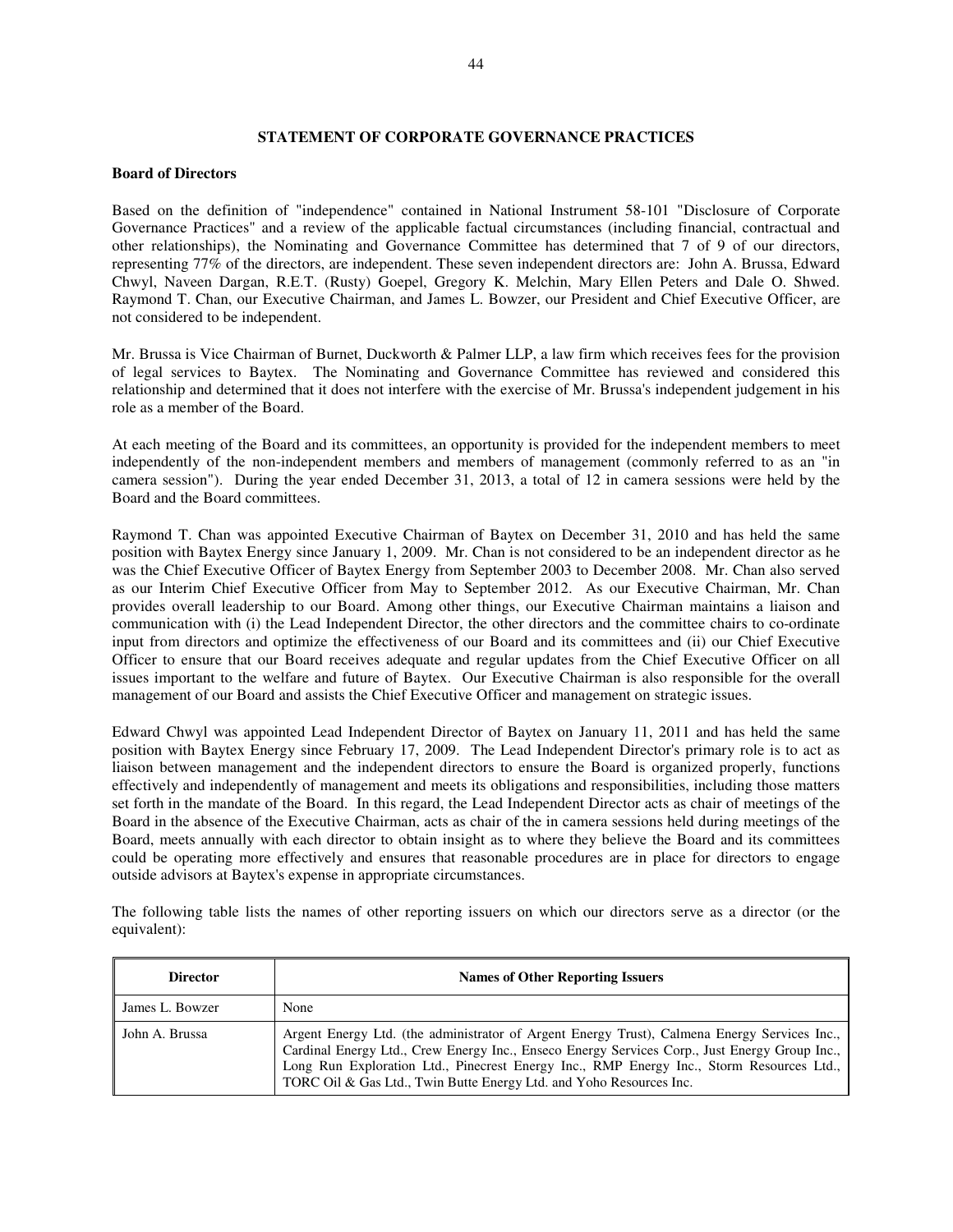## STATEMENT OF CORPORATE GOVERNANCE PRACTICES

### Board of Directors

Based on the definition of "independence" contained in National Instrument 58-101 "Disclosure of Corporate Governance Practices" and a review of the applicable factual circumstances (including financial, contractual and other relationships), the Nominating and Governance Committee has determined that 7 of 9 of our directors, representing 77% of the directors, are independent. These seven independent directors are: John A. Brussa, Edward Chwyl, Naveen Dargan, R.E.T. (Rusty) Goepel, Gregory K. Melchin, Mary Ellen Peters and Dale O. Shwed. Raymond T. Chan, our Executive Chairman, and James L. Bowzer, our President and Chief Executive Officer, are not considered to be independent.

Mr. Brussa is Vice Chairman of Burnet, Duckworth & Palmer LLP, a law firm which receives fees for the provision of legal services to Baytex. The Nominating and Governance Committee has reviewed and considered this relationship and determined that it does not interfere with the exercise of Mr. Brussa's independent judgement in his role as a member of the Board.

At each meeting of the Board and its committees, an opportunity is provided for the independent members to meet independently of the non-independent members and members of management (commonly referred to as an "in camera session"). During the year ended December 31, 2013, a total of 12 in camera sessions were held by the Board and the Board committees.

Raymond T. Chan was appointed Executive Chairman of Baytex on December 31, 2010 and has held the same position with Baytex Energy since January 1, 2009. Mr. Chan is not considered to be an independent director as he was the Chief Executive Officer of Baytex Energy from September 2003 to December 2008. Mr. Chan also served as our Interim Chief Executive Officer from May to September 2012. As our Executive Chairman, Mr. Chan provides overall leadership to our Board. Among other things, our Executive Chairman maintains a liaison and communication with (i) the Lead Independent Director, the other directors and the committee chairs to co-ordinate input from directors and optimize the effectiveness of our Board and its committees and (ii) our Chief Executive Officer to ensure that our Board receives adequate and regular updates from the Chief Executive Officer on all issues important to the welfare and future of Baytex. Our Executive Chairman is also responsible for the overall management of our Board and assists the Chief Executive Officer and management on strategic issues.

Edward Chwyl was appointed Lead Independent Director of Baytex on January 11, 2011 and has held the same position with Baytex Energy since February 17, 2009. The Lead Independent Director's primary role is to act as liaison between management and the independent directors to ensure the Board is organized properly, functions effectively and independently of management and meets its obligations and responsibilities, including those matters set forth in the mandate of the Board. In this regard, the Lead Independent Director acts as chair of meetings of the Board in the absence of the Executive Chairman, acts as chair of the in camera sessions held during meetings of the Board, meets annually with each director to obtain insight as to where they believe the Board and its committees could be operating more effectively and ensures that reasonable procedures are in place for directors to engage outside advisors at Baytex's expense in appropriate circumstances.

The following table lists the names of other reporting issuers on which our directors serve as a director (or the equivalent):

| Director | Names of Other Reporting Issuers |
|---|---|
| James L. Bowzer | None |
| John A. Brussa | Argent Energy Ltd. (the administrator of Argent Energy Trust), Calmena Energy Services Inc., Cardinal Energy Ltd., Crew Energy Inc., Enseco Energy Services Corp., Just Energy Group Inc., Long Run Exploration Ltd., Pinecrest Energy Inc., RMP Energy Inc., Storm Resources Ltd., TORC Oil & Gas Ltd., Twin Butte Energy Ltd. and Yoho Resources Inc. |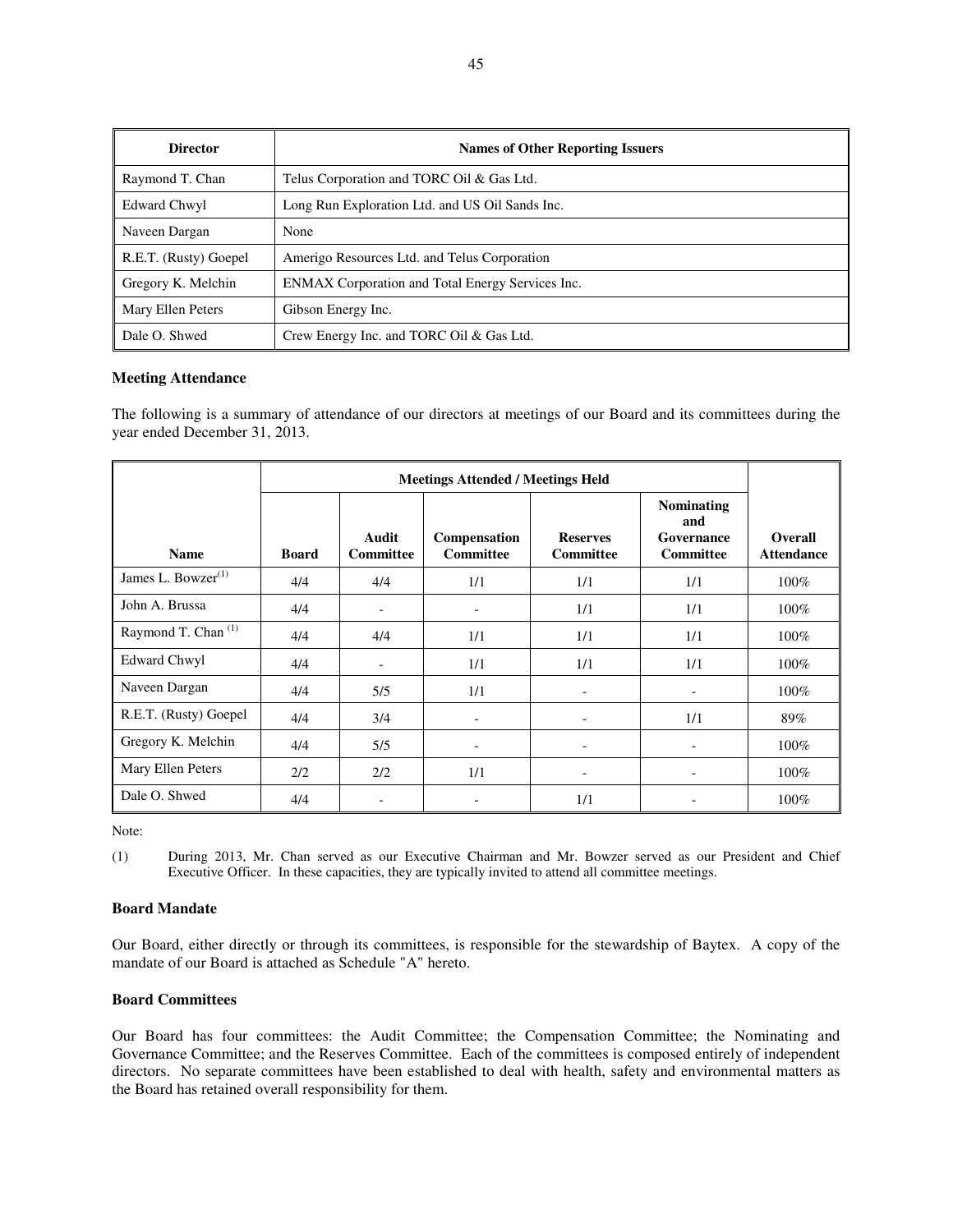| Director | Names of Other Reporting Issuers |
|---|---|
| Raymond T. Chan | Telus Corporation and TORC Oil & Gas Ltd. |
| Edward Chwyl | Long Run Exploration Ltd. and US Oil Sands Inc. |
| Naveen Dargan | None |
| R.E.T. (Rusty) Goepel | Amerigo Resources Ltd. and Telus Corporation |
| Gregory K. Melchin | ENMAX Corporation and Total Energy Services Inc. |
| Mary Ellen Peters | Gibson Energy Inc. |
| Dale O. Shwed | Crew Energy Inc. and TORC Oil & Gas Ltd. |

**Meeting Attendance**

The following is a summary of attendance of our directors at meetings of our Board and its committees during the year ended December 31, 2013.

| | Meetings Attended / Meetings Held | | | | | |
|---|---|---|---|---|---|---|
| **Name** | **Board** | **Audit Committee** | **Compensation Committee** | **Reserves Committee** | **Nominating and Governance Committee** | **Overall Attendance** |
| James L. Bowzer[1] | 4/4 | 4/4 | 1/1 | 1/1 | 1/1 | 100% |
| John A. Brussa | 4/4 | - | - | 1/1 | 1/1 | 100% |
| Raymond T. Chan [1] | 4/4 | 4/4 | 1/1 | 1/1 | 1/1 | 100% |
| Edward Chwyl | 4/4 | - | 1/1 | 1/1 | 1/1 | 100% |
| Naveen Dargan | 4/4 | 5/5 | 1/1 | - | - | 100% |
| R.E.T. (Rusty) Goepel | 4/4 | 3/4 | - | - | 1/1 | 89% |
| Gregory K. Melchin | 4/4 | 5/5 | - | - | - | 100% |
| Mary Ellen Peters | 2/2 | 2/2 | 1/1 | - | - | 100% |
| Dale O. Shwed | 4/4 | - | - | 1/1 | - | 100% |

Note:

(1) During 2013, Mr. Chan served as our Executive Chairman and Mr. Bowzer served as our President and Chief Executive Officer. In these capacities, they are typically invited to attend all committee meetings.

**Board Mandate**

Our Board, either directly or through its committees, is responsible for the stewardship of Baytex. A copy of the mandate of our Board is attached as Schedule "A" hereto.

**Board Committees**

Our Board has four committees: the Audit Committee; the Compensation Committee; the Nominating and Governance Committee; and the Reserves Committee. Each of the committees is composed entirely of independent directors. No separate committees have been established to deal with health, safety and environmental matters as the Board has retained overall responsibility for them.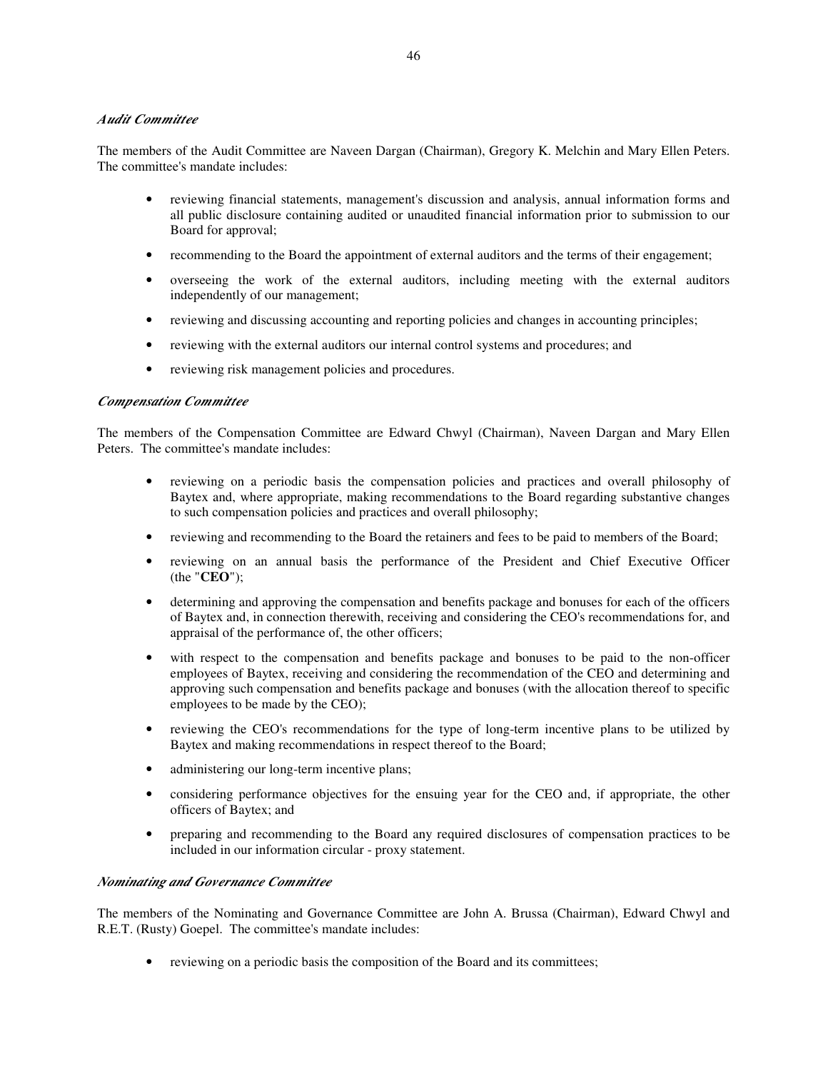*Audit Committee*

The members of the Audit Committee are Naveen Dargan (Chairman), Gregory K. Melchin and Mary Ellen Peters. The committee's mandate includes:

- reviewing financial statements, management's discussion and analysis, annual information forms and all public disclosure containing audited or unaudited financial information prior to submission to our Board for approval;
- recommending to the Board the appointment of external auditors and the terms of their engagement;
- overseeing the work of the external auditors, including meeting with the external auditors independently of our management;
- reviewing and discussing accounting and reporting policies and changes in accounting principles;
- reviewing with the external auditors our internal control systems and procedures; and
- reviewing risk management policies and procedures.

*Compensation Committee*

The members of the Compensation Committee are Edward Chwyl (Chairman), Naveen Dargan and Mary Ellen Peters. The committee's mandate includes:

- reviewing on a periodic basis the compensation policies and practices and overall philosophy of Baytex and, where appropriate, making recommendations to the Board regarding substantive changes to such compensation policies and practices and overall philosophy;
- reviewing and recommending to the Board the retainers and fees to be paid to members of the Board;
- reviewing on an annual basis the performance of the President and Chief Executive Officer (the "**CEO**");
- determining and approving the compensation and benefits package and bonuses for each of the officers of Baytex and, in connection therewith, receiving and considering the CEO's recommendations for, and appraisal of the performance of, the other officers;
- with respect to the compensation and benefits package and bonuses to be paid to the non-officer employees of Baytex, receiving and considering the recommendation of the CEO and determining and approving such compensation and benefits package and bonuses (with the allocation thereof to specific employees to be made by the CEO);
- reviewing the CEO's recommendations for the type of long-term incentive plans to be utilized by Baytex and making recommendations in respect thereof to the Board;
- administering our long-term incentive plans;
- considering performance objectives for the ensuing year for the CEO and, if appropriate, the other officers of Baytex; and
- preparing and recommending to the Board any required disclosures of compensation practices to be included in our information circular - proxy statement.

*Nominating and Governance Committee*

The members of the Nominating and Governance Committee are John A. Brussa (Chairman), Edward Chwyl and R.E.T. (Rusty) Goepel. The committee's mandate includes:

- reviewing on a periodic basis the composition of the Board and its committees;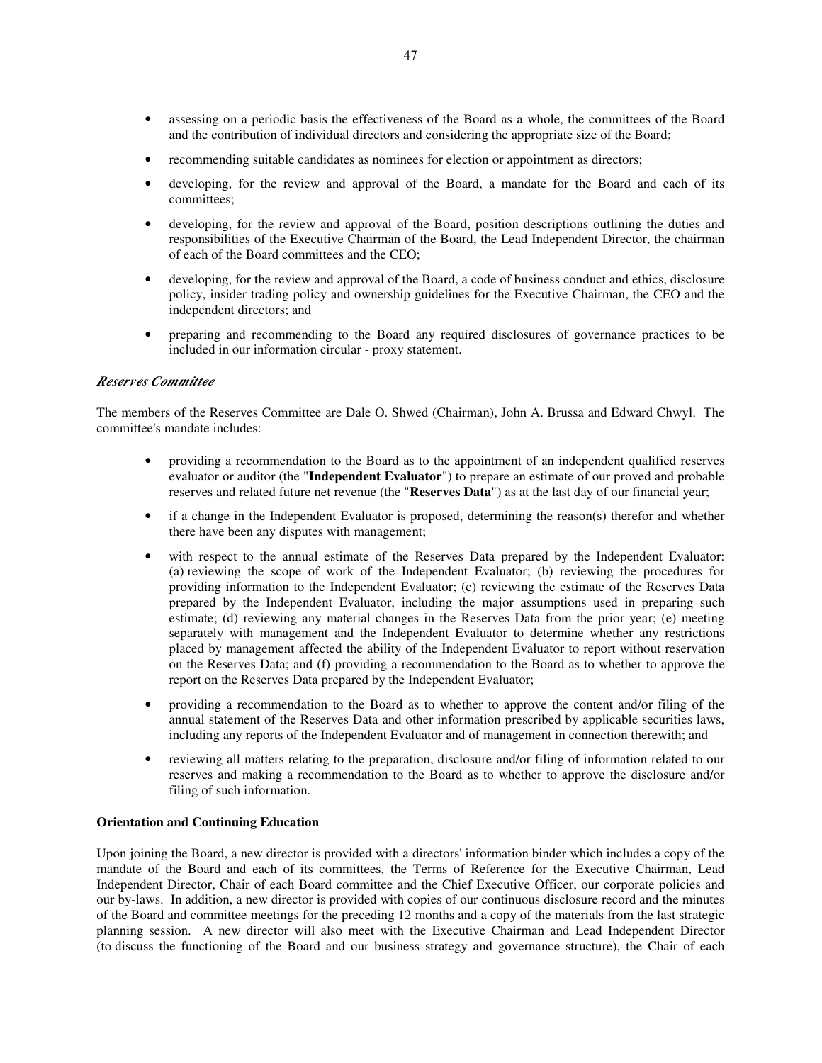- assessing on a periodic basis the effectiveness of the Board as a whole, the committees of the Board and the contribution of individual directors and considering the appropriate size of the Board;
- recommending suitable candidates as nominees for election or appointment as directors;
- developing, for the review and approval of the Board, a mandate for the Board and each of its committees;
- developing, for the review and approval of the Board, position descriptions outlining the duties and responsibilities of the Executive Chairman of the Board, the Lead Independent Director, the chairman of each of the Board committees and the CEO;
- developing, for the review and approval of the Board, a code of business conduct and ethics, disclosure policy, insider trading policy and ownership guidelines for the Executive Chairman, the CEO and the independent directors; and
- preparing and recommending to the Board any required disclosures of governance practices to be included in our information circular - proxy statement.

### *Reserves Committee*

The members of the Reserves Committee are Dale O. Shwed (Chairman), John A. Brussa and Edward Chwyl. The committee's mandate includes:

- providing a recommendation to the Board as to the appointment of an independent qualified reserves evaluator or auditor (the "**Independent Evaluator**") to prepare an estimate of our proved and probable reserves and related future net revenue (the "**Reserves Data**") as at the last day of our financial year;
- if a change in the Independent Evaluator is proposed, determining the reason(s) therefor and whether there have been any disputes with management;
- with respect to the annual estimate of the Reserves Data prepared by the Independent Evaluator: (a) reviewing the scope of work of the Independent Evaluator; (b) reviewing the procedures for providing information to the Independent Evaluator; (c) reviewing the estimate of the Reserves Data prepared by the Independent Evaluator, including the major assumptions used in preparing such estimate; (d) reviewing any material changes in the Reserves Data from the prior year; (e) meeting separately with management and the Independent Evaluator to determine whether any restrictions placed by management affected the ability of the Independent Evaluator to report without reservation on the Reserves Data; and (f) providing a recommendation to the Board as to whether to approve the report on the Reserves Data prepared by the Independent Evaluator;
- providing a recommendation to the Board as to whether to approve the content and/or filing of the annual statement of the Reserves Data and other information prescribed by applicable securities laws, including any reports of the Independent Evaluator and of management in connection therewith; and
- reviewing all matters relating to the preparation, disclosure and/or filing of information related to our reserves and making a recommendation to the Board as to whether to approve the disclosure and/or filing of such information.

## Orientation and Continuing Education

Upon joining the Board, a new director is provided with a directors' information binder which includes a copy of the mandate of the Board and each of its committees, the Terms of Reference for the Executive Chairman, Lead Independent Director, Chair of each Board committee and the Chief Executive Officer, our corporate policies and our by-laws. In addition, a new director is provided with copies of our continuous disclosure record and the minutes of the Board and committee meetings for the preceding 12 months and a copy of the materials from the last strategic planning session. A new director will also meet with the Executive Chairman and Lead Independent Director (to discuss the functioning of the Board and our business strategy and governance structure), the Chair of each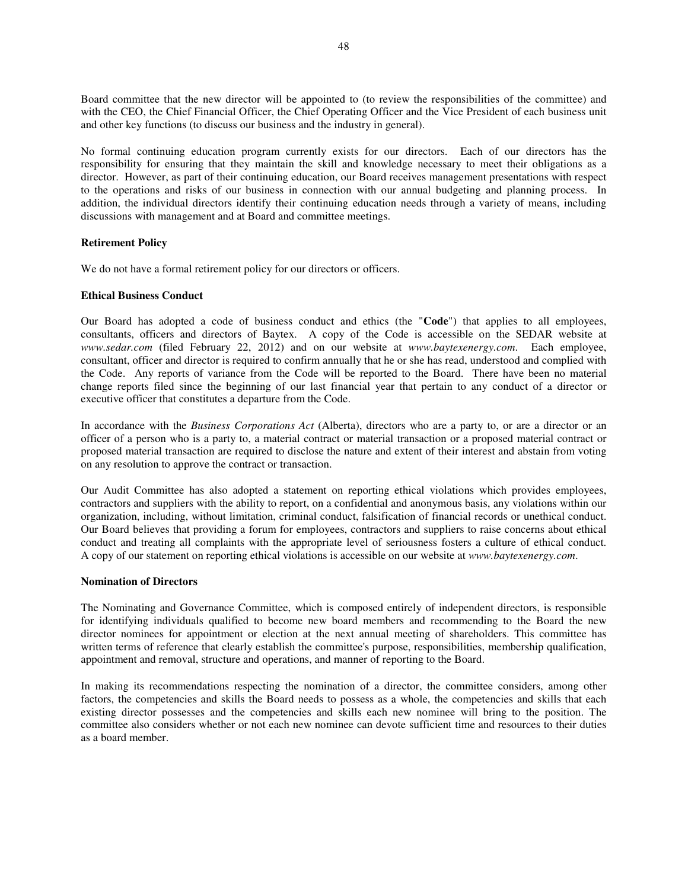Board committee that the new director will be appointed to (to review the responsibilities of the committee) and with the CEO, the Chief Financial Officer, the Chief Operating Officer and the Vice President of each business unit and other key functions (to discuss our business and the industry in general).

No formal continuing education program currently exists for our directors. Each of our directors has the responsibility for ensuring that they maintain the skill and knowledge necessary to meet their obligations as a director. However, as part of their continuing education, our Board receives management presentations with respect to the operations and risks of our business in connection with our annual budgeting and planning process. In addition, the individual directors identify their continuing education needs through a variety of means, including discussions with management and at Board and committee meetings.

**Retirement Policy**

We do not have a formal retirement policy for our directors or officers.

**Ethical Business Conduct**

Our Board has adopted a code of business conduct and ethics (the "**Code**") that applies to all employees, consultants, officers and directors of Baytex. A copy of the Code is accessible on the SEDAR website at *www.sedar.com* (filed February 22, 2012) and on our website at *www.baytexenergy.com*. Each employee, consultant, officer and director is required to confirm annually that he or she has read, understood and complied with the Code. Any reports of variance from the Code will be reported to the Board. There have been no material change reports filed since the beginning of our last financial year that pertain to any conduct of a director or executive officer that constitutes a departure from the Code.

In accordance with the *Business Corporations Act* (Alberta), directors who are a party to, or are a director or an officer of a person who is a party to, a material contract or material transaction or a proposed material contract or proposed material transaction are required to disclose the nature and extent of their interest and abstain from voting on any resolution to approve the contract or transaction.

Our Audit Committee has also adopted a statement on reporting ethical violations which provides employees, contractors and suppliers with the ability to report, on a confidential and anonymous basis, any violations within our organization, including, without limitation, criminal conduct, falsification of financial records or unethical conduct. Our Board believes that providing a forum for employees, contractors and suppliers to raise concerns about ethical conduct and treating all complaints with the appropriate level of seriousness fosters a culture of ethical conduct. A copy of our statement on reporting ethical violations is accessible on our website at *www.baytexenergy.com*.

**Nomination of Directors**

The Nominating and Governance Committee, which is composed entirely of independent directors, is responsible for identifying individuals qualified to become new board members and recommending to the Board the new director nominees for appointment or election at the next annual meeting of shareholders. This committee has written terms of reference that clearly establish the committee's purpose, responsibilities, membership qualification, appointment and removal, structure and operations, and manner of reporting to the Board.

In making its recommendations respecting the nomination of a director, the committee considers, among other factors, the competencies and skills the Board needs to possess as a whole, the competencies and skills that each existing director possesses and the competencies and skills each new nominee will bring to the position. The committee also considers whether or not each new nominee can devote sufficient time and resources to their duties as a board member.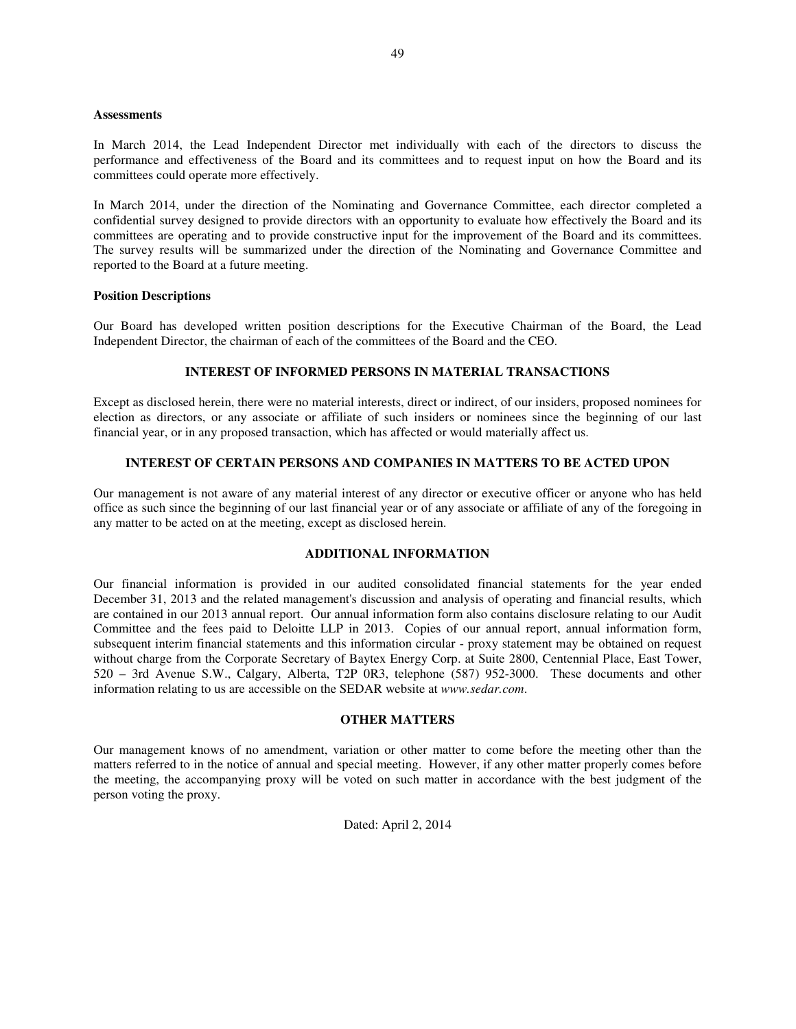**Assessments**

In March 2014, the Lead Independent Director met individually with each of the directors to discuss the performance and effectiveness of the Board and its committees and to request input on how the Board and its committees could operate more effectively.

In March 2014, under the direction of the Nominating and Governance Committee, each director completed a confidential survey designed to provide directors with an opportunity to evaluate how effectively the Board and its committees are operating and to provide constructive input for the improvement of the Board and its committees. The survey results will be summarized under the direction of the Nominating and Governance Committee and reported to the Board at a future meeting.

**Position Descriptions**

Our Board has developed written position descriptions for the Executive Chairman of the Board, the Lead Independent Director, the chairman of each of the committees of the Board and the CEO.

## INTEREST OF INFORMED PERSONS IN MATERIAL TRANSACTIONS

Except as disclosed herein, there were no material interests, direct or indirect, of our insiders, proposed nominees for election as directors, or any associate or affiliate of such insiders or nominees since the beginning of our last financial year, or in any proposed transaction, which has affected or would materially affect us.

## INTEREST OF CERTAIN PERSONS AND COMPANIES IN MATTERS TO BE ACTED UPON

Our management is not aware of any material interest of any director or executive officer or anyone who has held office as such since the beginning of our last financial year or of any associate or affiliate of any of the foregoing in any matter to be acted on at the meeting, except as disclosed herein.

## ADDITIONAL INFORMATION

Our financial information is provided in our audited consolidated financial statements for the year ended December 31, 2013 and the related management's discussion and analysis of operating and financial results, which are contained in our 2013 annual report. Our annual information form also contains disclosure relating to our Audit Committee and the fees paid to Deloitte LLP in 2013. Copies of our annual report, annual information form, subsequent interim financial statements and this information circular - proxy statement may be obtained on request without charge from the Corporate Secretary of Baytex Energy Corp. at Suite 2800, Centennial Place, East Tower, 520 – 3rd Avenue S.W., Calgary, Alberta, T2P 0R3, telephone (587) 952-3000. These documents and other information relating to us are accessible on the SEDAR website at *www.sedar.com*.

## OTHER MATTERS

Our management knows of no amendment, variation or other matter to come before the meeting other than the matters referred to in the notice of annual and special meeting. However, if any other matter properly comes before the meeting, the accompanying proxy will be voted on such matter in accordance with the best judgment of the person voting the proxy.

Dated: April 2, 2014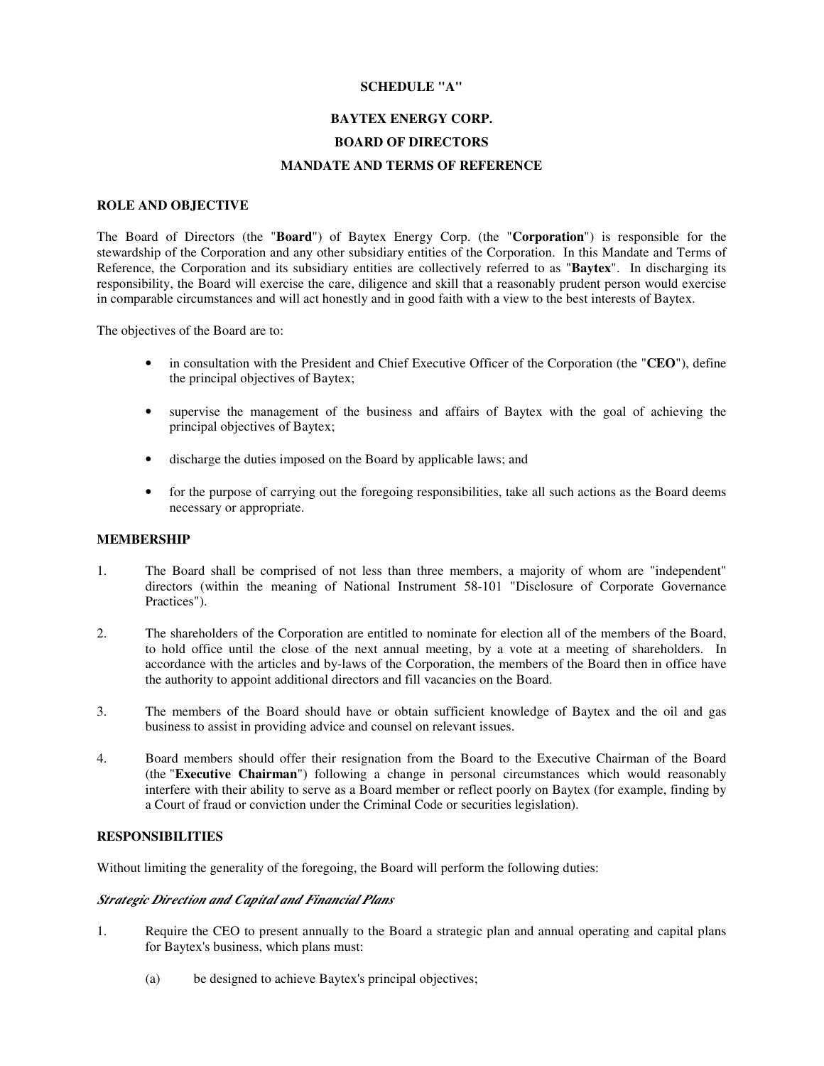**SCHEDULE "A"**

**BAYTEX ENERGY CORP.**

**BOARD OF DIRECTORS**

**MANDATE AND TERMS OF REFERENCE**

**ROLE AND OBJECTIVE**

The Board of Directors (the "**Board**") of Baytex Energy Corp. (the "**Corporation**") is responsible for the stewardship of the Corporation and any other subsidiary entities of the Corporation. In this Mandate and Terms of Reference, the Corporation and its subsidiary entities are collectively referred to as "**Baytex**". In discharging its responsibility, the Board will exercise the care, diligence and skill that a reasonably prudent person would exercise in comparable circumstances and will act honestly and in good faith with a view to the best interests of Baytex.

The objectives of the Board are to:

- in consultation with the President and Chief Executive Officer of the Corporation (the "**CEO**"), define the principal objectives of Baytex;
- supervise the management of the business and affairs of Baytex with the goal of achieving the principal objectives of Baytex;
- discharge the duties imposed on the Board by applicable laws; and
- for the purpose of carrying out the foregoing responsibilities, take all such actions as the Board deems necessary or appropriate.

**MEMBERSHIP**

1. The Board shall be comprised of not less than three members, a majority of whom are "independent" directors (within the meaning of National Instrument 58-101 "Disclosure of Corporate Governance Practices").
2. The shareholders of the Corporation are entitled to nominate for election all of the members of the Board, to hold office until the close of the next annual meeting, by a vote at a meeting of shareholders. In accordance with the articles and by-laws of the Corporation, the members of the Board then in office have the authority to appoint additional directors and fill vacancies on the Board.
3. The members of the Board should have or obtain sufficient knowledge of Baytex and the oil and gas business to assist in providing advice and counsel on relevant issues.
4. Board members should offer their resignation from the Board to the Executive Chairman of the Board (the "**Executive Chairman**") following a change in personal circumstances which would reasonably interfere with their ability to serve as a Board member or reflect poorly on Baytex (for example, finding by a Court of fraud or conviction under the Criminal Code or securities legislation).

**RESPONSIBILITIES**

Without limiting the generality of the foregoing, the Board will perform the following duties:

***Strategic Direction and Capital and Financial Plans***

1. Require the CEO to present annually to the Board a strategic plan and annual operating and capital plans for Baytex's business, which plans must:

   (a) be designed to achieve Baytex's principal objectives;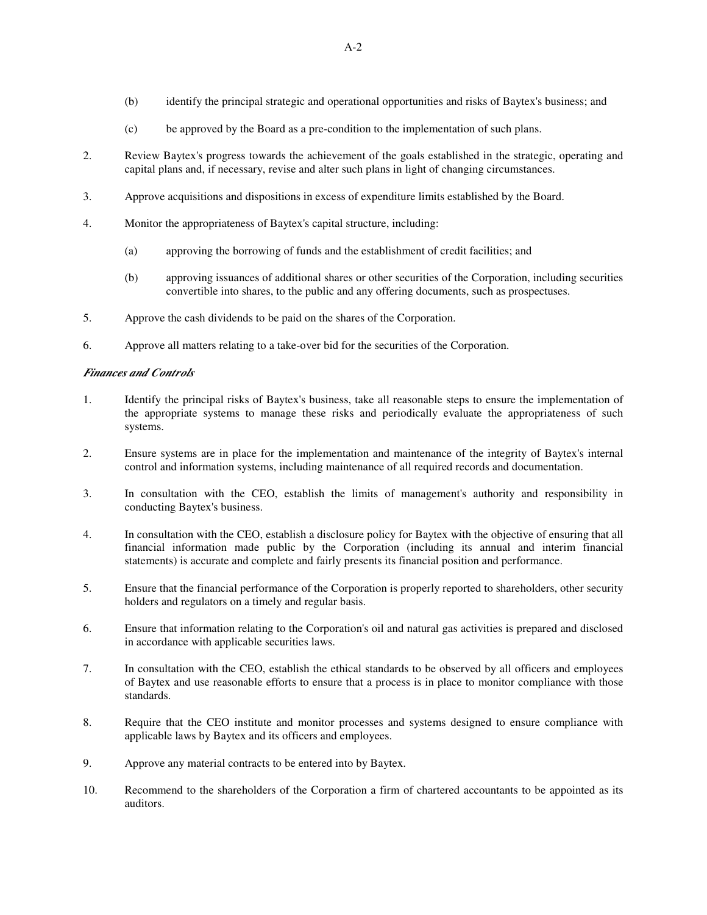(b) identify the principal strategic and operational opportunities and risks of Baytex's business; and

(c) be approved by the Board as a pre-condition to the implementation of such plans.

2. Review Baytex's progress towards the achievement of the goals established in the strategic, operating and capital plans and, if necessary, revise and alter such plans in light of changing circumstances.

3. Approve acquisitions and dispositions in excess of expenditure limits established by the Board.

4. Monitor the appropriateness of Baytex's capital structure, including:

   (a) approving the borrowing of funds and the establishment of credit facilities; and

   (b) approving issuances of additional shares or other securities of the Corporation, including securities convertible into shares, to the public and any offering documents, such as prospectuses.

5. Approve the cash dividends to be paid on the shares of the Corporation.

6. Approve all matters relating to a take-over bid for the securities of the Corporation.

***Finances and Controls***

1. Identify the principal risks of Baytex's business, take all reasonable steps to ensure the implementation of the appropriate systems to manage these risks and periodically evaluate the appropriateness of such systems.

2. Ensure systems are in place for the implementation and maintenance of the integrity of Baytex's internal control and information systems, including maintenance of all required records and documentation.

3. In consultation with the CEO, establish the limits of management's authority and responsibility in conducting Baytex's business.

4. In consultation with the CEO, establish a disclosure policy for Baytex with the objective of ensuring that all financial information made public by the Corporation (including its annual and interim financial statements) is accurate and complete and fairly presents its financial position and performance.

5. Ensure that the financial performance of the Corporation is properly reported to shareholders, other security holders and regulators on a timely and regular basis.

6. Ensure that information relating to the Corporation's oil and natural gas activities is prepared and disclosed in accordance with applicable securities laws.

7. In consultation with the CEO, establish the ethical standards to be observed by all officers and employees of Baytex and use reasonable efforts to ensure that a process is in place to monitor compliance with those standards.

8. Require that the CEO institute and monitor processes and systems designed to ensure compliance with applicable laws by Baytex and its officers and employees.

9. Approve any material contracts to be entered into by Baytex.

10. Recommend to the shareholders of the Corporation a firm of chartered accountants to be appointed as its auditors.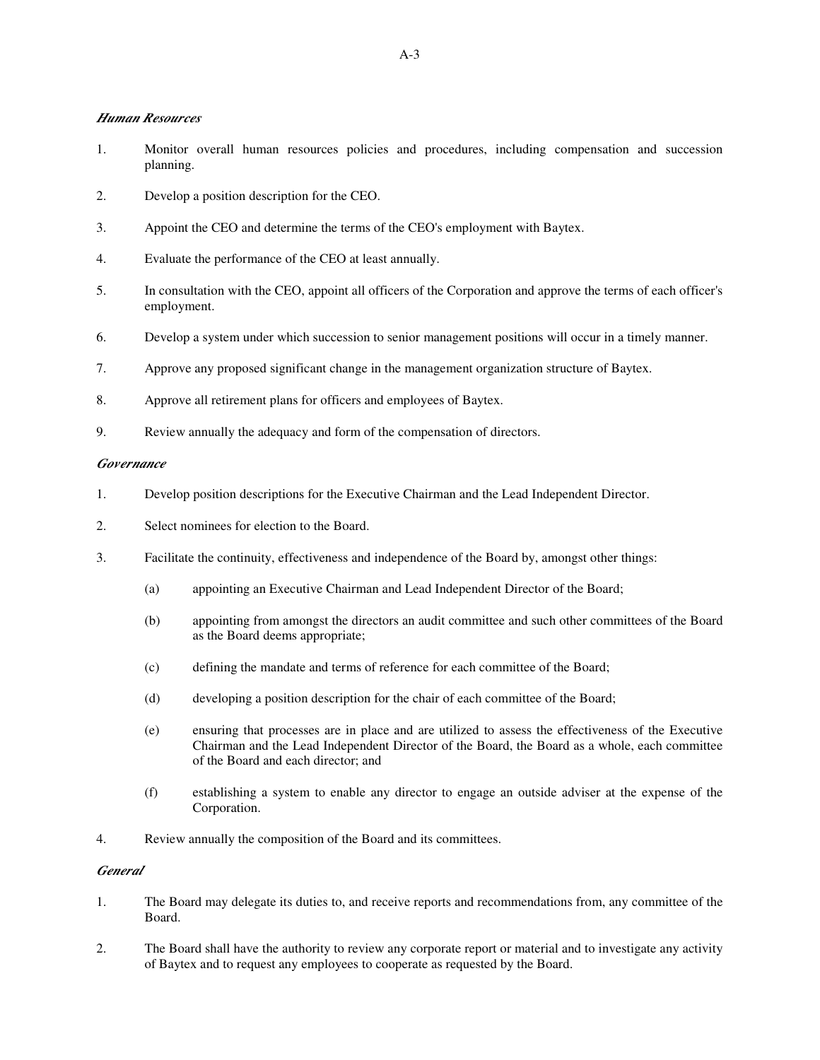***Human Resources***

1. Monitor overall human resources policies and procedures, including compensation and succession planning.

2. Develop a position description for the CEO.

3. Appoint the CEO and determine the terms of the CEO's employment with Baytex.

4. Evaluate the performance of the CEO at least annually.

5. In consultation with the CEO, appoint all officers of the Corporation and approve the terms of each officer's employment.

6. Develop a system under which succession to senior management positions will occur in a timely manner.

7. Approve any proposed significant change in the management organization structure of Baytex.

8. Approve all retirement plans for officers and employees of Baytex.

9. Review annually the adequacy and form of the compensation of directors.

***Governance***

1. Develop position descriptions for the Executive Chairman and the Lead Independent Director.

2. Select nominees for election to the Board.

3. Facilitate the continuity, effectiveness and independence of the Board by, amongst other things:

   (a) appointing an Executive Chairman and Lead Independent Director of the Board;

   (b) appointing from amongst the directors an audit committee and such other committees of the Board as the Board deems appropriate;

   (c) defining the mandate and terms of reference for each committee of the Board;

   (d) developing a position description for the chair of each committee of the Board;

   (e) ensuring that processes are in place and are utilized to assess the effectiveness of the Executive Chairman and the Lead Independent Director of the Board, the Board as a whole, each committee of the Board and each director; and

   (f) establishing a system to enable any director to engage an outside adviser at the expense of the Corporation.

4. Review annually the composition of the Board and its committees.

***General***

1. The Board may delegate its duties to, and receive reports and recommendations from, any committee of the Board.

2. The Board shall have the authority to review any corporate report or material and to investigate any activity of Baytex and to request any employees to cooperate as requested by the Board.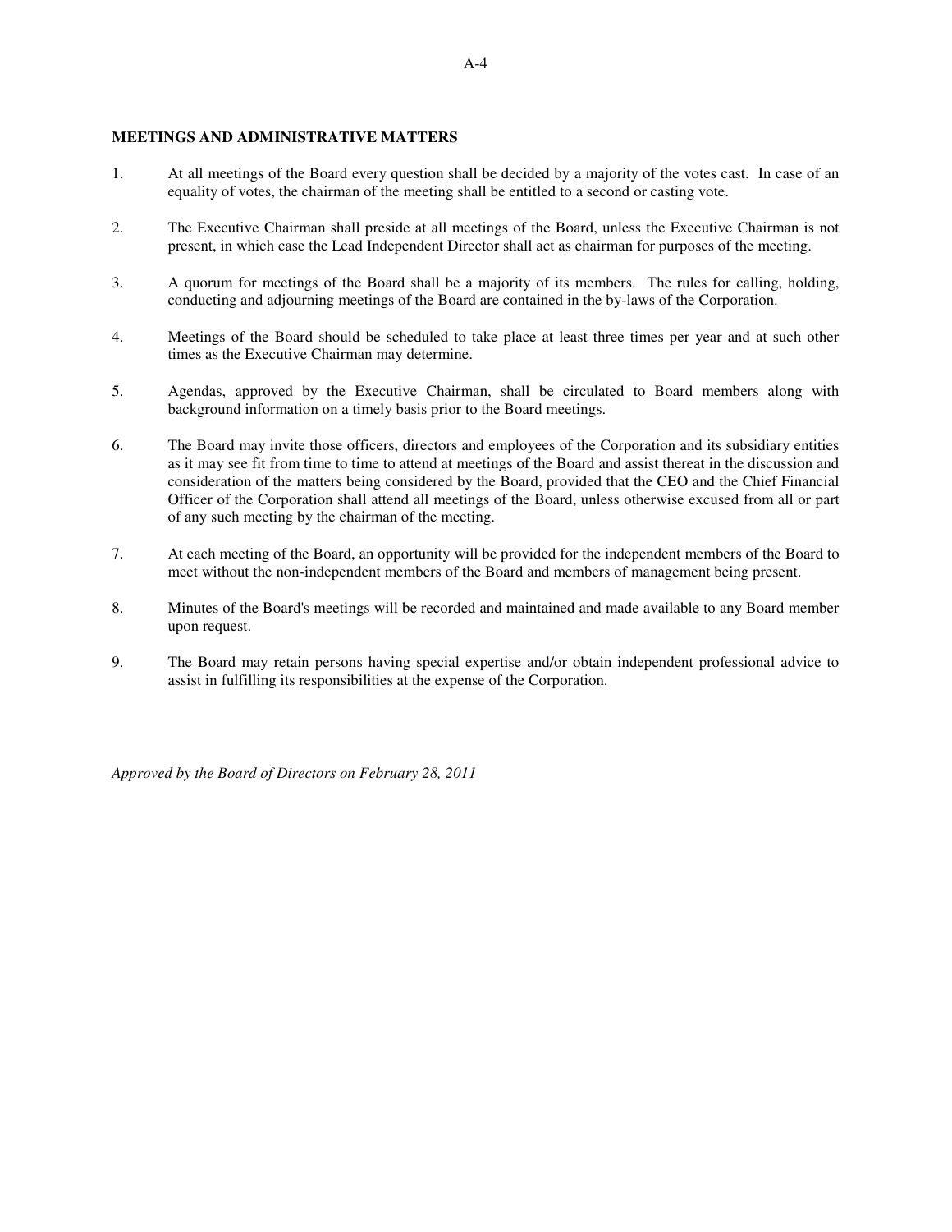## MEETINGS AND ADMINISTRATIVE MATTERS

1. At all meetings of the Board every question shall be decided by a majority of the votes cast. In case of an equality of votes, the chairman of the meeting shall be entitled to a second or casting vote.

2. The Executive Chairman shall preside at all meetings of the Board, unless the Executive Chairman is not present, in which case the Lead Independent Director shall act as chairman for purposes of the meeting.

3. A quorum for meetings of the Board shall be a majority of its members. The rules for calling, holding, conducting and adjourning meetings of the Board are contained in the by-laws of the Corporation.

4. Meetings of the Board should be scheduled to take place at least three times per year and at such other times as the Executive Chairman may determine.

5. Agendas, approved by the Executive Chairman, shall be circulated to Board members along with background information on a timely basis prior to the Board meetings.

6. The Board may invite those officers, directors and employees of the Corporation and its subsidiary entities as it may see fit from time to time to attend at meetings of the Board and assist thereat in the discussion and consideration of the matters being considered by the Board, provided that the CEO and the Chief Financial Officer of the Corporation shall attend all meetings of the Board, unless otherwise excused from all or part of any such meeting by the chairman of the meeting.

7. At each meeting of the Board, an opportunity will be provided for the independent members of the Board to meet without the non-independent members of the Board and members of management being present.

8. Minutes of the Board's meetings will be recorded and maintained and made available to any Board member upon request.

9. The Board may retain persons having special expertise and/or obtain independent professional advice to assist in fulfilling its responsibilities at the expense of the Corporation.

*Approved by the Board of Directors on February 28, 2011*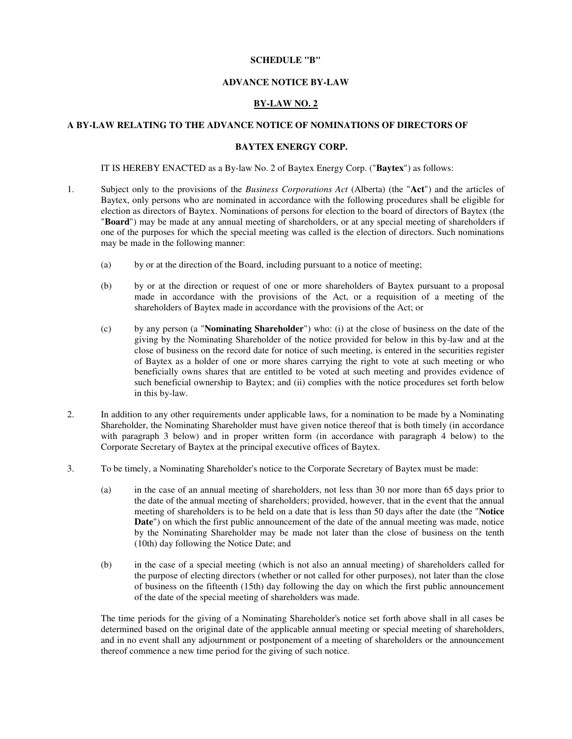**SCHEDULE "B"**

**ADVANCE NOTICE BY-LAW**

**BY-LAW NO. 2**

**A BY-LAW RELATING TO THE ADVANCE NOTICE OF NOMINATIONS OF DIRECTORS OF BAYTEX ENERGY CORP.**

IT IS HEREBY ENACTED as a By-law No. 2 of Baytex Energy Corp. ("**Baytex**") as follows:

1. Subject only to the provisions of the *Business Corporations Act* (Alberta) (the "**Act**") and the articles of Baytex, only persons who are nominated in accordance with the following procedures shall be eligible for election as directors of Baytex. Nominations of persons for election to the board of directors of Baytex (the "**Board**") may be made at any annual meeting of shareholders, or at any special meeting of shareholders if one of the purposes for which the special meeting was called is the election of directors. Such nominations may be made in the following manner:

   (a) by or at the direction of the Board, including pursuant to a notice of meeting;

   (b) by or at the direction or request of one or more shareholders of Baytex pursuant to a proposal made in accordance with the provisions of the Act, or a requisition of a meeting of the shareholders of Baytex made in accordance with the provisions of the Act; or

   (c) by any person (a "**Nominating Shareholder**") who: (i) at the close of business on the date of the giving by the Nominating Shareholder of the notice provided for below in this by-law and at the close of business on the record date for notice of such meeting, is entered in the securities register of Baytex as a holder of one or more shares carrying the right to vote at such meeting or who beneficially owns shares that are entitled to be voted at such meeting and provides evidence of such beneficial ownership to Baytex; and (ii) complies with the notice procedures set forth below in this by-law.

2. In addition to any other requirements under applicable laws, for a nomination to be made by a Nominating Shareholder, the Nominating Shareholder must have given notice thereof that is both timely (in accordance with paragraph 3 below) and in proper written form (in accordance with paragraph 4 below) to the Corporate Secretary of Baytex at the principal executive offices of Baytex.

3. To be timely, a Nominating Shareholder's notice to the Corporate Secretary of Baytex must be made:

   (a) in the case of an annual meeting of shareholders, not less than 30 nor more than 65 days prior to the date of the annual meeting of shareholders; provided, however, that in the event that the annual meeting of shareholders is to be held on a date that is less than 50 days after the date (the "**Notice Date**") on which the first public announcement of the date of the annual meeting was made, notice by the Nominating Shareholder may be made not later than the close of business on the tenth (10th) day following the Notice Date; and

   (b) in the case of a special meeting (which is not also an annual meeting) of shareholders called for the purpose of electing directors (whether or not called for other purposes), not later than the close of business on the fifteenth (15th) day following the day on which the first public announcement of the date of the special meeting of shareholders was made.

   The time periods for the giving of a Nominating Shareholder's notice set forth above shall in all cases be determined based on the original date of the applicable annual meeting or special meeting of shareholders, and in no event shall any adjournment or postponement of a meeting of shareholders or the announcement thereof commence a new time period for the giving of such notice.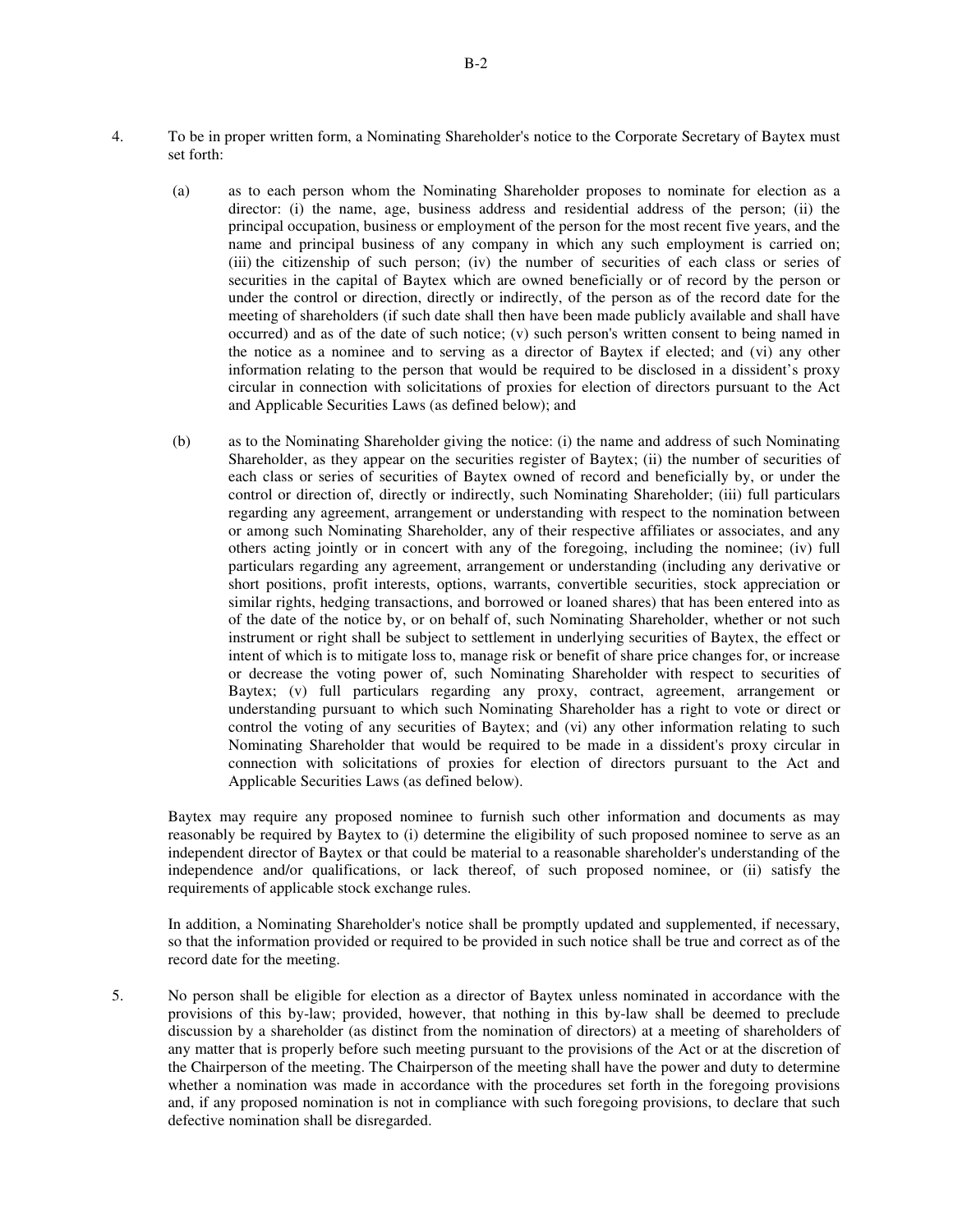4. To be in proper written form, a Nominating Shareholder's notice to the Corporate Secretary of Baytex must set forth:

   (a) as to each person whom the Nominating Shareholder proposes to nominate for election as a director: (i) the name, age, business address and residential address of the person; (ii) the principal occupation, business or employment of the person for the most recent five years, and the name and principal business of any company in which any such employment is carried on; (iii) the citizenship of such person; (iv) the number of securities of each class or series of securities in the capital of Baytex which are owned beneficially or of record by the person or under the control or direction, directly or indirectly, of the person as of the record date for the meeting of shareholders (if such date shall then have been made publicly available and shall have occurred) and as of the date of such notice; (v) such person's written consent to being named in the notice as a nominee and to serving as a director of Baytex if elected; and (vi) any other information relating to the person that would be required to be disclosed in a dissident's proxy circular in connection with solicitations of proxies for election of directors pursuant to the Act and Applicable Securities Laws (as defined below); and

   (b) as to the Nominating Shareholder giving the notice: (i) the name and address of such Nominating Shareholder, as they appear on the securities register of Baytex; (ii) the number of securities of each class or series of securities of Baytex owned of record and beneficially by, or under the control or direction of, directly or indirectly, such Nominating Shareholder; (iii) full particulars regarding any agreement, arrangement or understanding with respect to the nomination between or among such Nominating Shareholder, any of their respective affiliates or associates, and any others acting jointly or in concert with any of the foregoing, including the nominee; (iv) full particulars regarding any agreement, arrangement or understanding (including any derivative or short positions, profit interests, options, warrants, convertible securities, stock appreciation or similar rights, hedging transactions, and borrowed or loaned shares) that has been entered into as of the date of the notice by, or on behalf of, such Nominating Shareholder, whether or not such instrument or right shall be subject to settlement in underlying securities of Baytex, the effect or intent of which is to mitigate loss to, manage risk or benefit of share price changes for, or increase or decrease the voting power of, such Nominating Shareholder with respect to securities of Baytex; (v) full particulars regarding any proxy, contract, agreement, arrangement or understanding pursuant to which such Nominating Shareholder has a right to vote or direct or control the voting of any securities of Baytex; and (vi) any other information relating to such Nominating Shareholder that would be required to be made in a dissident's proxy circular in connection with solicitations of proxies for election of directors pursuant to the Act and Applicable Securities Laws (as defined below).

   Baytex may require any proposed nominee to furnish such other information and documents as may reasonably be required by Baytex to (i) determine the eligibility of such proposed nominee to serve as an independent director of Baytex or that could be material to a reasonable shareholder's understanding of the independence and/or qualifications, or lack thereof, of such proposed nominee, or (ii) satisfy the requirements of applicable stock exchange rules.

   In addition, a Nominating Shareholder's notice shall be promptly updated and supplemented, if necessary, so that the information provided or required to be provided in such notice shall be true and correct as of the record date for the meeting.

5. No person shall be eligible for election as a director of Baytex unless nominated in accordance with the provisions of this by-law; provided, however, that nothing in this by-law shall be deemed to preclude discussion by a shareholder (as distinct from the nomination of directors) at a meeting of shareholders of any matter that is properly before such meeting pursuant to the provisions of the Act or at the discretion of the Chairperson of the meeting. The Chairperson of the meeting shall have the power and duty to determine whether a nomination was made in accordance with the procedures set forth in the foregoing provisions and, if any proposed nomination is not in compliance with such foregoing provisions, to declare that such defective nomination shall be disregarded.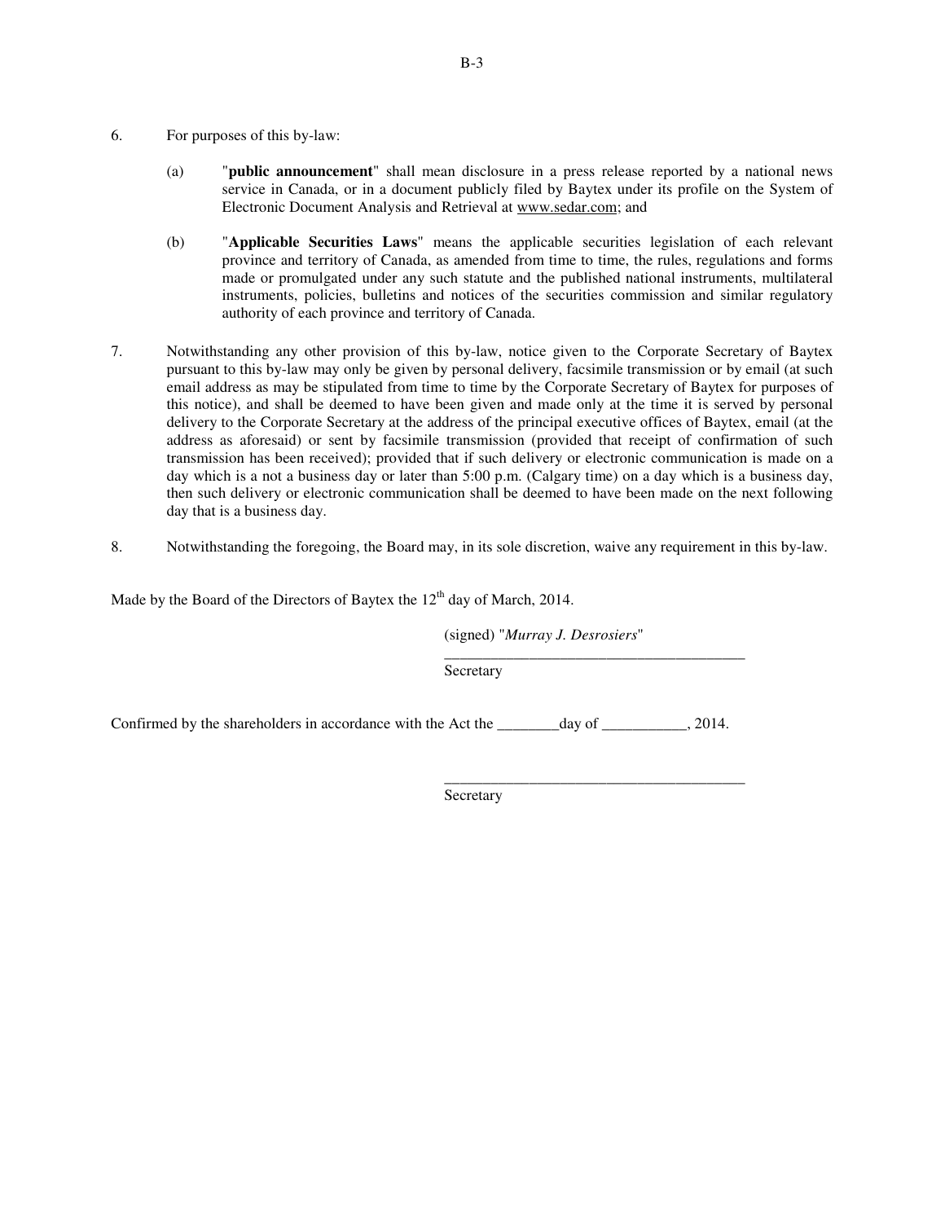6. For purposes of this by-law:

   (a) "**public announcement**" shall mean disclosure in a press release reported by a national news service in Canada, or in a document publicly filed by Baytex under its profile on the System of Electronic Document Analysis and Retrieval at www.sedar.com; and

   (b) "**Applicable Securities Laws**" means the applicable securities legislation of each relevant province and territory of Canada, as amended from time to time, the rules, regulations and forms made or promulgated under any such statute and the published national instruments, multilateral instruments, policies, bulletins and notices of the securities commission and similar regulatory authority of each province and territory of Canada.

7. Notwithstanding any other provision of this by-law, notice given to the Corporate Secretary of Baytex pursuant to this by-law may only be given by personal delivery, facsimile transmission or by email (at such email address as may be stipulated from time to time by the Corporate Secretary of Baytex for purposes of this notice), and shall be deemed to have been given and made only at the time it is served by personal delivery to the Corporate Secretary at the address of the principal executive offices of Baytex, email (at the address as aforesaid) or sent by facsimile transmission (provided that receipt of confirmation of such transmission has been received); provided that if such delivery or electronic communication is made on a day which is a not a business day or later than 5:00 p.m. (Calgary time) on a day which is a business day, then such delivery or electronic communication shall be deemed to have been made on the next following day that is a business day.

8. Notwithstanding the foregoing, the Board may, in its sole discretion, waive any requirement in this by-law.

Made by the Board of the Directors of Baytex the 12th day of March, 2014.

(signed) "*Murray J. Desrosiers*"
\_\_\_\_\_\_\_\_\_\_\_\_\_\_\_\_\_\_\_\_\_\_\_\_\_\_\_\_\_\_\_\_\_\_\_\_\_\_\_\_
Secretary

Confirmed by the shareholders in accordance with the Act the ________day of ___________, 2014.

\_\_\_\_\_\_\_\_\_\_\_\_\_\_\_\_\_\_\_\_\_\_\_\_\_\_\_\_\_\_\_\_\_\_\_\_\_\_\_\_
Secretary